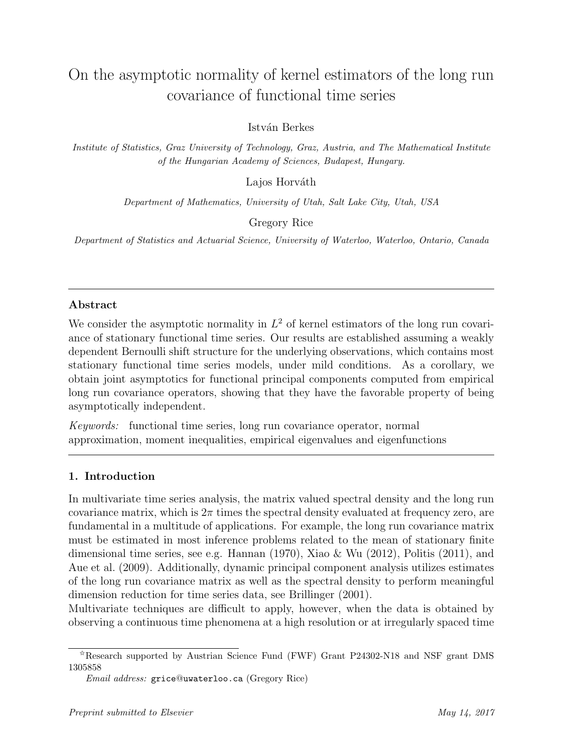# On the asymptotic normality of kernel estimators of the long run covariance of functional time series

István Berkes

*Institute of Statistics, Graz University of Technology, Graz, Austria, and The Mathematical Institute of the Hungarian Academy of Sciences, Budapest, Hungary.*

Lajos Horváth

*Department of Mathematics, University of Utah, Salt Lake City, Utah, USA*

Gregory Rice

*Department of Statistics and Actuarial Science, University of Waterloo, Waterloo, Ontario, Canada*

---

## Abstract

We consider the asymptotic normality in $L^2$ of kernel estimators of the long run covariance of stationary functional time series. Our results are established assuming a weakly dependent Bernoulli shift structure for the underlying observations, which contains most stationary functional time series models, under mild conditions. As a corollary, we obtain joint asymptotics for functional principal components computed from empirical long run covariance operators, showing that they have the favorable property of being asymptotically independent.

*Keywords:* functional time series, long run covariance operator, normal approximation, moment inequalities, empirical eigenvalues and eigenfunctions

---

## 1. Introduction

In multivariate time series analysis, the matrix valued spectral density and the long run covariance matrix, which is $2\pi$ times the spectral density evaluated at frequency zero, are fundamental in a multitude of applications. For example, the long run covariance matrix must be estimated in most inference problems related to the mean of stationary finite dimensional time series, see e.g. Hannan (1970), Xiao & Wu (2012), Politis (2011), and Aue et al. (2009). Additionally, dynamic principal component analysis utilizes estimates of the long run covariance matrix as well as the spectral density to perform meaningful dimension reduction for time series data, see Brillinger (2001).

Multivariate techniques are difficult to apply, however, when the data is obtained by observing a continuous time phenomena at a high resolution or at irregularly spaced time

---

☆Research supported by Austrian Science Fund (FWF) Grant P24302-N18 and NSF grant DMS 1305858

*Email address:* grice@uwaterloo.ca (Gregory Rice)

*Preprint submitted to Elsevier* *May 14, 2017*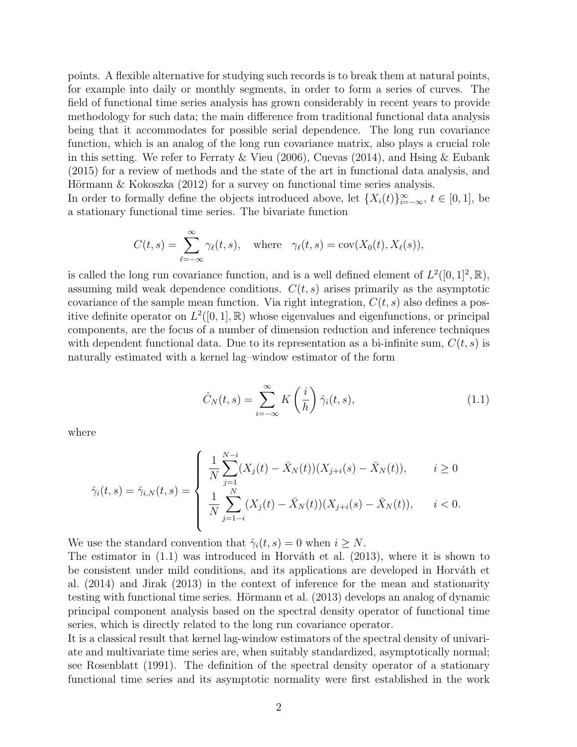points. A flexible alternative for studying such records is to break them at natural points, for example into daily or monthly segments, in order to form a series of curves. The field of functional time series analysis has grown considerably in recent years to provide methodology for such data; the main difference from traditional functional data analysis being that it accommodates for possible serial dependence. The long run covariance function, which is an analog of the long run covariance matrix, also plays a crucial role in this setting. We refer to Ferraty & Vieu (2006), Cuevas (2014), and Hsing & Eubank (2015) for a review of methods and the state of the art in functional data analysis, and Hörmann & Kokoszka (2012) for a survey on functional time series analysis.
In order to formally define the objects introduced above, let $\{X_i(t)\}_{i=-\infty}^{\infty}$, $t \in [0,1]$, be a stationary functional time series. The bivariate function

$$C(t,s) = \sum_{\ell=-\infty}^{\infty} \gamma_\ell(t,s), \quad \text{where} \quad \gamma_\ell(t,s) = \text{cov}(X_0(t), X_\ell(s)),$$

is called the long run covariance function, and is a well defined element of $L^2([0,1]^2, \mathbb{R})$, assuming mild weak dependence conditions. $C(t,s)$ arises primarily as the asymptotic covariance of the sample mean function. Via right integration, $C(t,s)$ also defines a positive definite operator on $L^2([0,1], \mathbb{R})$ whose eigenvalues and eigenfunctions, or principal components, are the focus of a number of dimension reduction and inference techniques with dependent functional data. Due to its representation as a bi-infinite sum, $C(t,s)$ is naturally estimated with a kernel lag–window estimator of the form

$$\hat{C}_N(t,s) = \sum_{i=-\infty}^{\infty} K\left(\frac{i}{h}\right) \hat{\gamma}_i(t,s), \tag{1.1}$$

where

$$\hat{\gamma}_i(t,s) = \hat{\gamma}_{i,N}(t,s) = \begin{cases} \dfrac{1}{N} \displaystyle\sum_{j=1}^{N-i} (X_j(t) - \bar{X}_N(t))(X_{j+i}(s) - \bar{X}_N(t)), & i \geq 0 \\ \dfrac{1}{N} \displaystyle\sum_{j=1-i}^{N} (X_j(t) - \bar{X}_N(t))(X_{j+i}(s) - \bar{X}_N(t)), & i < 0. \end{cases}$$

We use the standard convention that $\hat{\gamma}_i(t,s) = 0$ when $i \geq N$.
The estimator in (1.1) was introduced in Horváth et al. (2013), where it is shown to be consistent under mild conditions, and its applications are developed in Horváth et al. (2014) and Jirak (2013) in the context of inference for the mean and stationarity testing with functional time series. Hörmann et al. (2013) develops an analog of dynamic principal component analysis based on the spectral density operator of functional time series, which is directly related to the long run covariance operator.
It is a classical result that kernel lag-window estimators of the spectral density of univariate and multivariate time series are, when suitably standardized, asymptotically normal; see Rosenblatt (1991). The definition of the spectral density operator of a stationary functional time series and its asymptotic normality were first established in the work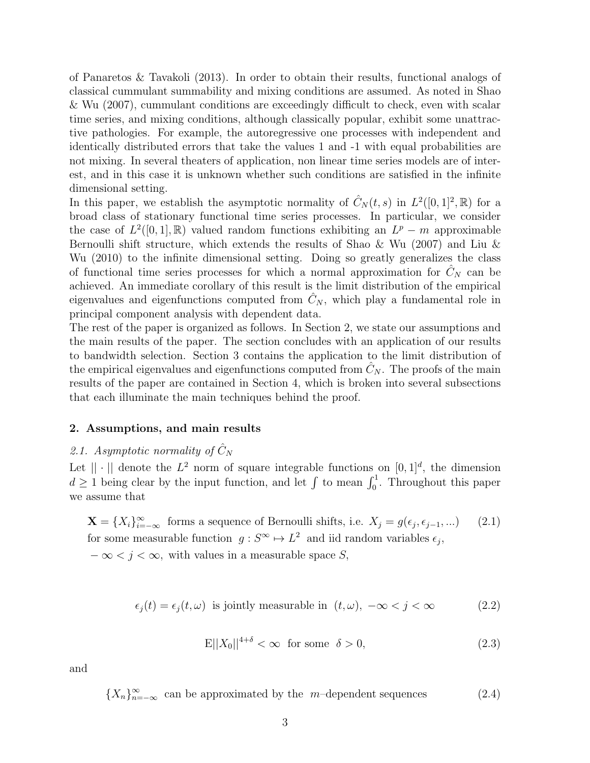of Panaretos & Tavakoli (2013). In order to obtain their results, functional analogs of classical cummulant summability and mixing conditions are assumed. As noted in Shao & Wu (2007), cummulant conditions are exceedingly difficult to check, even with scalar time series, and mixing conditions, although classically popular, exhibit some unattractive pathologies. For example, the autoregressive one processes with independent and identically distributed errors that take the values 1 and -1 with equal probabilities are not mixing. In several theaters of application, non linear time series models are of interest, and in this case it is unknown whether such conditions are satisfied in the infinite dimensional setting.

In this paper, we establish the asymptotic normality of $\hat{C}_N(t,s)$ in $L^2([0,1]^2,\mathbb{R})$ for a broad class of stationary functional time series processes. In particular, we consider the case of $L^2([0,1],\mathbb{R})$ valued random functions exhibiting an $L^p - m$ approximable Bernoulli shift structure, which extends the results of Shao & Wu (2007) and Liu & Wu (2010) to the infinite dimensional setting. Doing so greatly generalizes the class of functional time series processes for which a normal approximation for $\hat{C}_N$ can be achieved. An immediate corollary of this result is the limit distribution of the empirical eigenvalues and eigenfunctions computed from $\hat{C}_N$, which play a fundamental role in principal component analysis with dependent data.

The rest of the paper is organized as follows. In Section 2, we state our assumptions and the main results of the paper. The section concludes with an application of our results to bandwidth selection. Section 3 contains the application to the limit distribution of the empirical eigenvalues and eigenfunctions computed from $\hat{C}_N$. The proofs of the main results of the paper are contained in Section 4, which is broken into several subsections that each illuminate the main techniques behind the proof.

## 2. Assumptions, and main results

### *2.1. Asymptotic normality of $\hat{C}_N$*

Let $||\cdot||$ denote the $L^2$ norm of square integrable functions on $[0,1]^d$, the dimension $d \geq 1$ being clear by the input function, and let $\int$ to mean $\int_0^1$. Throughout this paper we assume that

$$\mathbf{X} = \{X_i\}_{i=-\infty}^{\infty} \text{ forms a sequence of Bernoulli shifts, i.e. } X_j = g(\epsilon_j, \epsilon_{j-1}, ...) \tag{2.1}$$
for some measurable function $g: S^\infty \mapsto L^2$ and iid random variables $\epsilon_j$, $-\infty < j < \infty$, with values in a measurable space $S$,

$$\epsilon_j(t) = \epsilon_j(t,\omega) \text{ is jointly measurable in } (t,\omega),\ -\infty < j < \infty \tag{2.2}$$

$$\mathrm{E}||X_0||^{4+\delta} < \infty \text{ for some } \delta > 0, \tag{2.3}$$

and

$$\{X_n\}_{n=-\infty}^{\infty} \text{ can be approximated by the } m\text{–dependent sequences} \tag{2.4}$$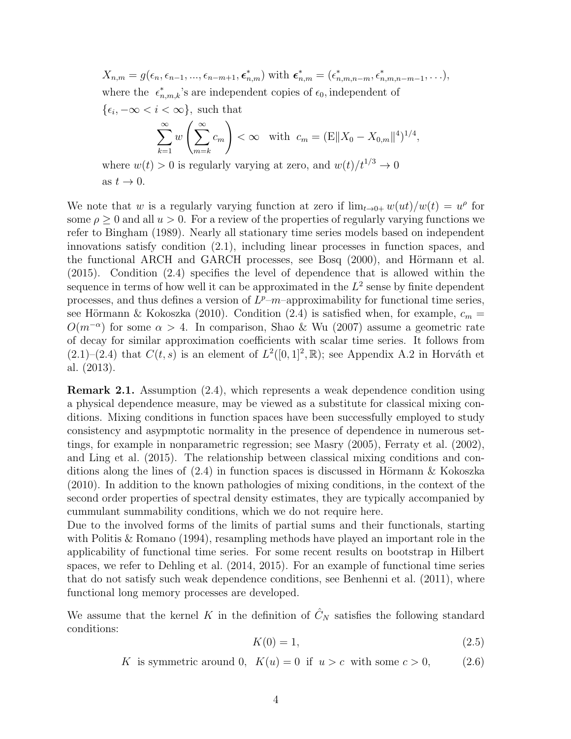$X_{n,m} = g(\epsilon_n, \epsilon_{n-1}, ..., \epsilon_{n-m+1}, \boldsymbol{\epsilon}^*_{n,m})$ with $\boldsymbol{\epsilon}^*_{n,m} = (\epsilon^*_{n,m,n-m}, \epsilon^*_{n,m,n-m-1}, \ldots)$, where the $\epsilon^*_{n,m,k}$'s are independent copies of $\epsilon_0$, independent of $\{\epsilon_i, -\infty < i < \infty\}$, such that

$$\sum_{k=1}^{\infty} w\left(\sum_{m=k}^{\infty} c_m\right) < \infty \quad \text{with} \quad c_m = (\mathrm{E}\|X_0 - X_{0,m}\|^4)^{1/4},$$

where $w(t) > 0$ is regularly varying at zero, and $w(t)/t^{1/3} \to 0$ as $t \to 0$.

We note that $w$ is a regularly varying function at zero if $\lim_{t\to 0+} w(ut)/w(t) = u^\rho$ for some $\rho \geq 0$ and all $u > 0$. For a review of the properties of regularly varying functions we refer to Bingham (1989). Nearly all stationary time series models based on independent innovations satisfy condition (2.1), including linear processes in function spaces, and the functional ARCH and GARCH processes, see Bosq (2000), and Hörmann et al. (2015). Condition (2.4) specifies the level of dependence that is allowed within the sequence in terms of how well it can be approximated in the $L^2$ sense by finite dependent processes, and thus defines a version of $L^p$–$m$–approximability for functional time series, see Hörmann & Kokoszka (2010). Condition (2.4) is satisfied when, for example, $c_m = O(m^{-\alpha})$ for some $\alpha > 4$. In comparison, Shao & Wu (2007) assume a geometric rate of decay for similar approximation coefficients with scalar time series. It follows from (2.1)–(2.4) that $C(t, s)$ is an element of $L^2([0, 1]^2, \mathbb{R})$; see Appendix A.2 in Horváth et al. (2013).

**Remark 2.1.** Assumption (2.4), which represents a weak dependence condition using a physical dependence measure, may be viewed as a substitute for classical mixing conditions. Mixing conditions in function spaces have been successfully employed to study consistency and asypmptotic normality in the presence of dependence in numerous settings, for example in nonparametric regression; see Masry (2005), Ferraty et al. (2002), and Ling et al. (2015). The relationship between classical mixing conditions and conditions along the lines of (2.4) in function spaces is discussed in Hörmann & Kokoszka (2010). In addition to the known pathologies of mixing conditions, in the context of the second order properties of spectral density estimates, they are typically accompanied by cummulant summability conditions, which we do not require here.
Due to the involved forms of the limits of partial sums and their functionals, starting with Politis & Romano (1994), resampling methods have played an important role in the applicability of functional time series. For some recent results on bootstrap in Hilbert spaces, we refer to Dehling et al. (2014, 2015). For an example of functional time series that do not satisfy such weak dependence conditions, see Benhenni et al. (2011), where functional long memory processes are developed.

We assume that the kernel $K$ in the definition of $\hat{C}_N$ satisfies the following standard conditions:

$$K(0) = 1, \tag{2.5}$$

$$K \text{ is symmetric around } 0, \quad K(u) = 0 \text{ if } u > c \text{ with some } c > 0, \tag{2.6}$$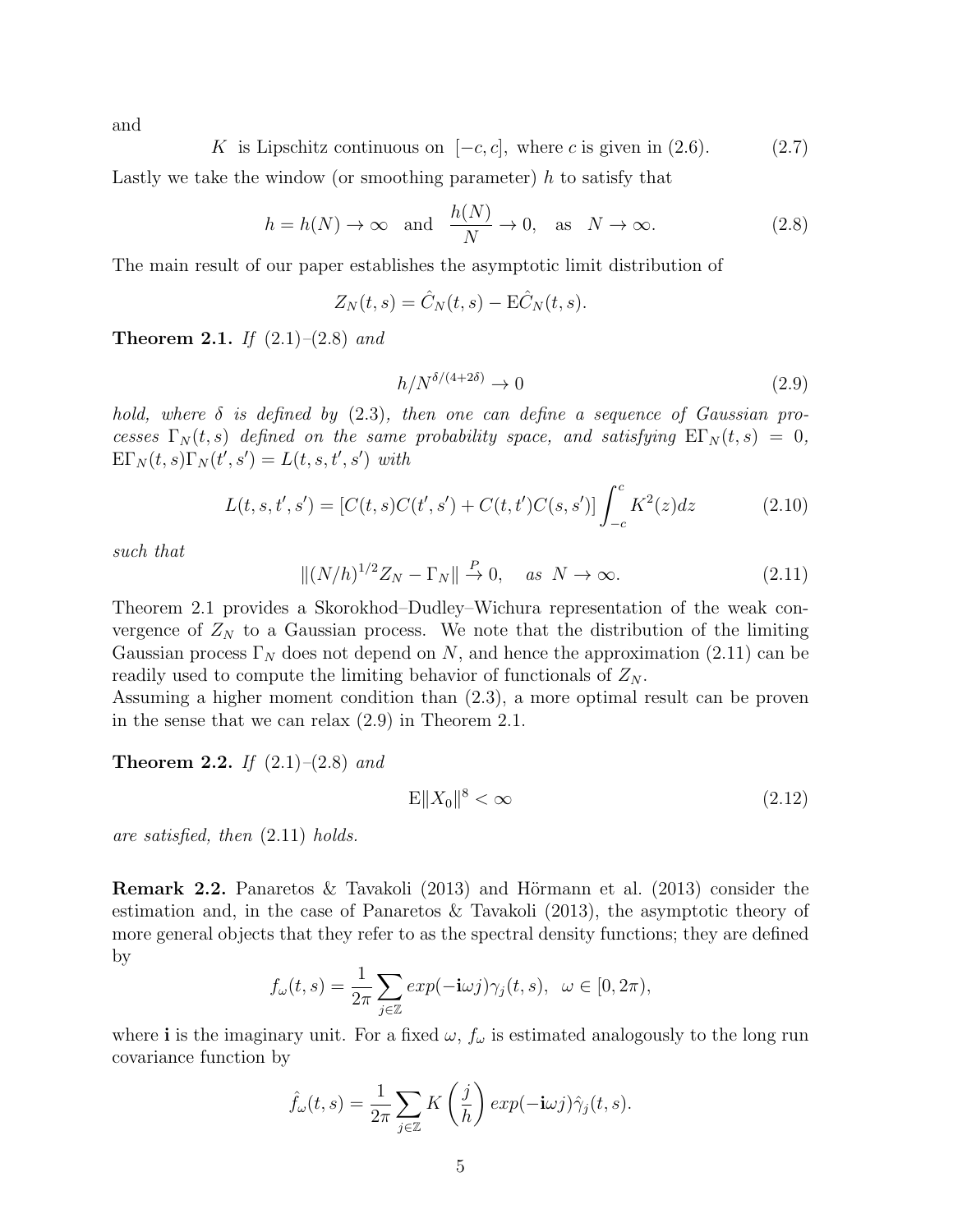and

$$K \text{ is Lipschitz continuous on } [-c, c], \text{ where } c \text{ is given in (2.6).} \tag{2.7}$$

Lastly we take the window (or smoothing parameter) $h$ to satisfy that

$$h = h(N) \to \infty \quad \text{and} \quad \frac{h(N)}{N} \to 0, \quad \text{as} \quad N \to \infty. \tag{2.8}$$

The main result of our paper establishes the asymptotic limit distribution of

$$Z_N(t, s) = \hat{C}_N(t, s) - \mathrm{E}\hat{C}_N(t, s).$$

**Theorem 2.1.** *If* (2.1)–(2.8) *and*

$$h/N^{\delta/(4+2\delta)} \to 0 \tag{2.9}$$

*hold, where* $\delta$ *is defined by* (2.3)*, then one can define a sequence of Gaussian processes* $\Gamma_N(t, s)$ *defined on the same probability space, and satisfying* $\mathrm{E}\Gamma_N(t, s) = 0$*,* $\mathrm{E}\Gamma_N(t, s)\Gamma_N(t', s') = L(t, s, t', s')$ *with*

$$L(t, s, t', s') = [C(t, s)C(t', s') + C(t, t')C(s, s')] \int_{-c}^{c} K^2(z)dz \tag{2.10}$$

*such that*

$$\|(N/h)^{1/2} Z_N - \Gamma_N\| \xrightarrow{P} 0, \quad \text{as } N \to \infty. \tag{2.11}$$

Theorem 2.1 provides a Skorokhod–Dudley–Wichura representation of the weak convergence of $Z_N$ to a Gaussian process. We note that the distribution of the limiting Gaussian process $\Gamma_N$ does not depend on $N$, and hence the approximation (2.11) can be readily used to compute the limiting behavior of functionals of $Z_N$.
Assuming a higher moment condition than (2.3), a more optimal result can be proven in the sense that we can relax (2.9) in Theorem 2.1.

**Theorem 2.2.** *If* (2.1)–(2.8) *and*

$$\mathrm{E}\|X_0\|^8 < \infty \tag{2.12}$$

*are satisfied, then* (2.11) *holds.*

**Remark 2.2.** Panaretos & Tavakoli (2013) and Hörmann et al. (2013) consider the estimation and, in the case of Panaretos & Tavakoli (2013), the asymptotic theory of more general objects that they refer to as the spectral density functions; they are defined by

$$f_\omega(t, s) = \frac{1}{2\pi} \sum_{j \in \mathbb{Z}} exp(-\mathbf{i}\omega j)\gamma_j(t, s), \quad \omega \in [0, 2\pi),$$

where $\mathbf{i}$ is the imaginary unit. For a fixed $\omega$, $f_\omega$ is estimated analogously to the long run covariance function by

$$\hat{f}_\omega(t, s) = \frac{1}{2\pi} \sum_{j \in \mathbb{Z}} K\left(\frac{j}{h}\right) exp(-\mathbf{i}\omega j)\hat{\gamma}_j(t, s).$$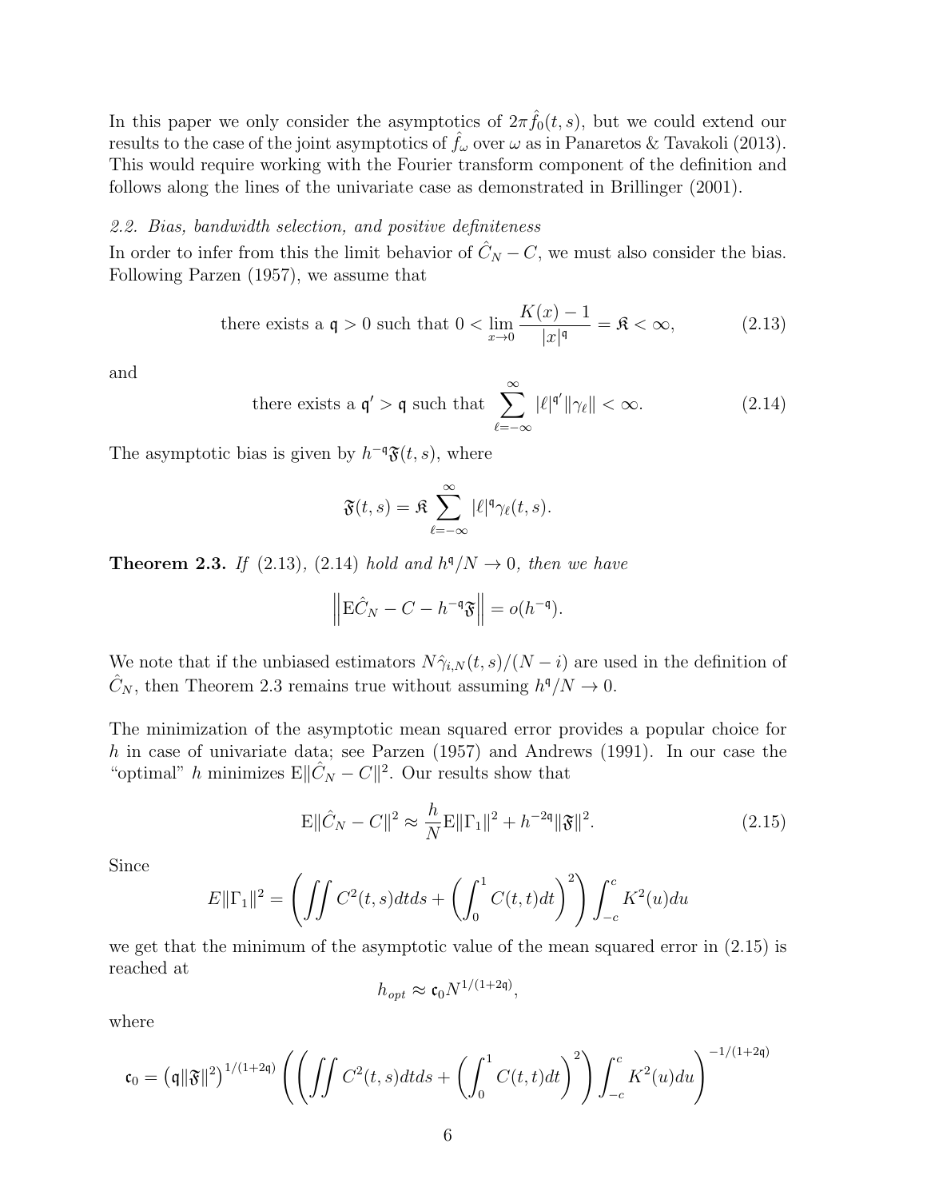In this paper we only consider the asymptotics of $2\pi\hat{f}_0(t,s)$, but we could extend our results to the case of the joint asymptotics of $\hat{f}_\omega$ over $\omega$ as in Panaretos & Tavakoli (2013). This would require working with the Fourier transform component of the definition and follows along the lines of the univariate case as demonstrated in Brillinger (2001).

### *2.2. Bias, bandwidth selection, and positive definiteness*

In order to infer from this the limit behavior of $\hat{C}_N - C$, we must also consider the bias. Following Parzen (1957), we assume that

$$\text{there exists a } \mathfrak{q} > 0 \text{ such that } 0 < \lim_{x \to 0} \frac{K(x) - 1}{|x|^{\mathfrak{q}}} = \mathfrak{K} < \infty, \tag{2.13}$$

and

$$\text{there exists a } \mathfrak{q}' > \mathfrak{q} \text{ such that } \sum_{\ell=-\infty}^{\infty} |\ell|^{\mathfrak{q}'} \|\gamma_\ell\| < \infty. \tag{2.14}$$

The asymptotic bias is given by $h^{-\mathfrak{q}}\mathfrak{F}(t,s)$, where

$$\mathfrak{F}(t,s) = \mathfrak{K} \sum_{\ell=-\infty}^{\infty} |\ell|^{\mathfrak{q}} \gamma_\ell(t,s).$$

**Theorem 2.3.** *If* (2.13), (2.14) *hold and* $h^{\mathfrak{q}}/N \to 0$*, then we have*

$$\left\| \mathrm{E}\hat{C}_N - C - h^{-\mathfrak{q}}\mathfrak{F} \right\| = o(h^{-\mathfrak{q}}).$$

We note that if the unbiased estimators $N\hat{\gamma}_{i,N}(t,s)/(N-i)$ are used in the definition of $\hat{C}_N$, then Theorem 2.3 remains true without assuming $h^{\mathfrak{q}}/N \to 0$.

The minimization of the asymptotic mean squared error provides a popular choice for $h$ in case of univariate data; see Parzen (1957) and Andrews (1991). In our case the "optimal" $h$ minimizes $\mathrm{E}\|\hat{C}_N - C\|^2$. Our results show that

$$\mathrm{E}\|\hat{C}_N - C\|^2 \approx \frac{h}{N}\mathrm{E}\|\Gamma_1\|^2 + h^{-2\mathfrak{q}}\|\mathfrak{F}\|^2. \tag{2.15}$$

Since

$$E\|\Gamma_1\|^2 = \left( \iint C^2(t,s)dtds + \left( \int_0^1 C(t,t)dt \right)^2 \right) \int_{-c}^{c} K^2(u)du$$

we get that the minimum of the asymptotic value of the mean squared error in (2.15) is reached at

$$h_{opt} \approx \mathfrak{c}_0 N^{1/(1+2\mathfrak{q})},$$

where

$$\mathfrak{c}_0 = \left(\mathfrak{q}\|\mathfrak{F}\|^2\right)^{1/(1+2\mathfrak{q})} \left( \left( \iint C^2(t,s)dtds + \left( \int_0^1 C(t,t)dt \right)^2 \right) \int_{-c}^{c} K^2(u)du \right)^{-1/(1+2\mathfrak{q})}$$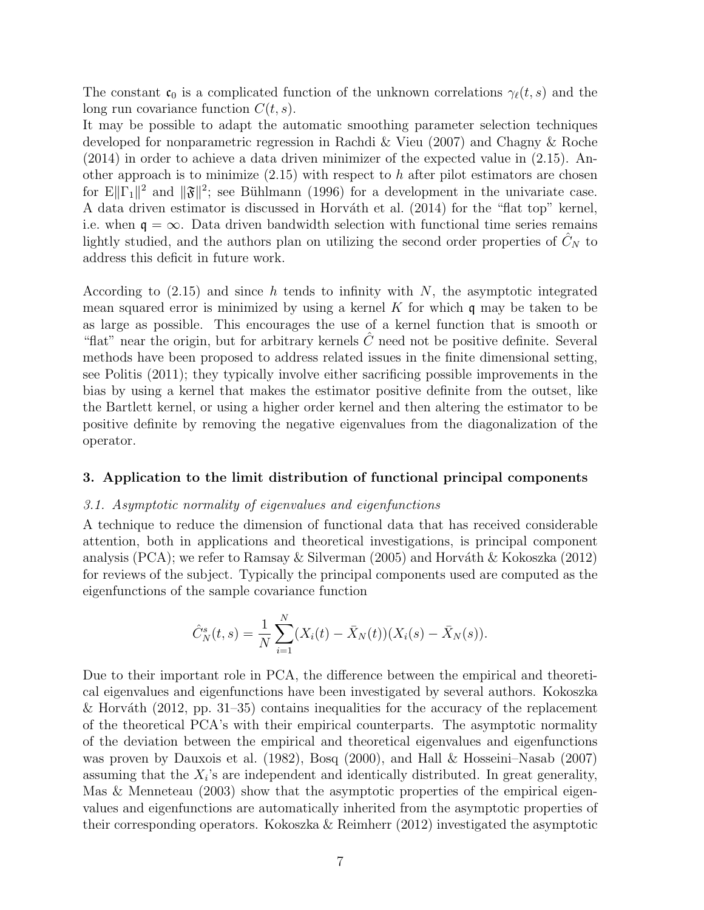The constant $\mathfrak{c}_0$ is a complicated function of the unknown correlations $\gamma_\ell(t,s)$ and the long run covariance function $C(t,s)$.
It may be possible to adapt the automatic smoothing parameter selection techniques developed for nonparametric regression in Rachdi & Vieu (2007) and Chagny & Roche (2014) in order to achieve a data driven minimizer of the expected value in (2.15). Another approach is to minimize (2.15) with respect to $h$ after pilot estimators are chosen for $\mathrm{E}\|\Gamma_1\|^2$ and $\|\mathfrak{F}\|^2$; see Bühlmann (1996) for a development in the univariate case. A data driven estimator is discussed in Horváth et al. (2014) for the "flat top" kernel, i.e. when $\mathfrak{q} = \infty$. Data driven bandwidth selection with functional time series remains lightly studied, and the authors plan on utilizing the second order properties of $\hat{C}_N$ to address this deficit in future work.

According to (2.15) and since $h$ tends to infinity with $N$, the asymptotic integrated mean squared error is minimized by using a kernel $K$ for which $\mathfrak{q}$ may be taken to be as large as possible. This encourages the use of a kernel function that is smooth or "flat" near the origin, but for arbitrary kernels $\hat{C}$ need not be positive definite. Several methods have been proposed to address related issues in the finite dimensional setting, see Politis (2011); they typically involve either sacrificing possible improvements in the bias by using a kernel that makes the estimator positive definite from the outset, like the Bartlett kernel, or using a higher order kernel and then altering the estimator to be positive definite by removing the negative eigenvalues from the diagonalization of the operator.

## 3. Application to the limit distribution of functional principal components

### *3.1. Asymptotic normality of eigenvalues and eigenfunctions*

A technique to reduce the dimension of functional data that has received considerable attention, both in applications and theoretical investigations, is principal component analysis (PCA); we refer to Ramsay & Silverman (2005) and Horváth & Kokoszka (2012) for reviews of the subject. Typically the principal components used are computed as the eigenfunctions of the sample covariance function

$$\hat{C}_N^s(t,s) = \frac{1}{N}\sum_{i=1}^{N}(X_i(t) - \bar{X}_N(t))(X_i(s) - \bar{X}_N(s)).$$

Due to their important role in PCA, the difference between the empirical and theoretical eigenvalues and eigenfunctions have been investigated by several authors. Kokoszka & Horváth (2012, pp. 31–35) contains inequalities for the accuracy of the replacement of the theoretical PCA's with their empirical counterparts. The asymptotic normality of the deviation between the empirical and theoretical eigenvalues and eigenfunctions was proven by Dauxois et al. (1982), Bosq (2000), and Hall & Hosseini–Nasab (2007) assuming that the $X_i$'s are independent and identically distributed. In great generality, Mas & Menneteau (2003) show that the asymptotic properties of the empirical eigenvalues and eigenfunctions are automatically inherited from the asymptotic properties of their corresponding operators. Kokoszka & Reimherr (2012) investigated the asymptotic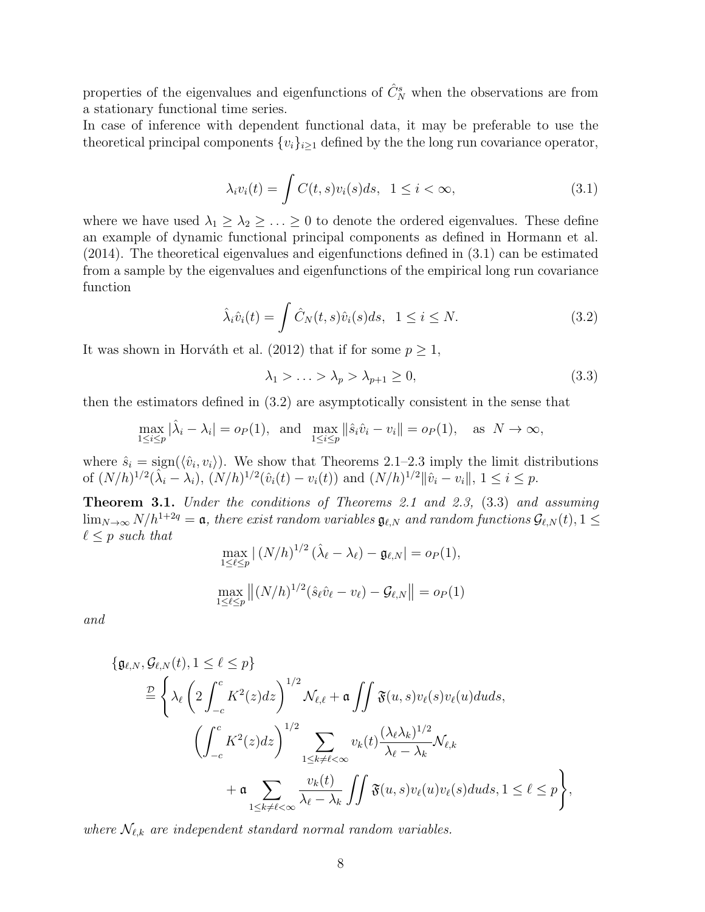properties of the eigenvalues and eigenfunctions of $\hat{C}_N^s$ when the observations are from a stationary functional time series.

In case of inference with dependent functional data, it may be preferable to use the theoretical principal components $\{v_i\}_{i\geq 1}$ defined by the the long run covariance operator,

$$\lambda_i v_i(t) = \int C(t,s)v_i(s)ds, \quad 1 \leq i < \infty, \tag{3.1}$$

where we have used $\lambda_1 \geq \lambda_2 \geq \ldots \geq 0$ to denote the ordered eigenvalues. These define an example of dynamic functional principal components as defined in Hormann et al. (2014). The theoretical eigenvalues and eigenfunctions defined in (3.1) can be estimated from a sample by the eigenvalues and eigenfunctions of the empirical long run covariance function

$$\hat{\lambda}_i \hat{v}_i(t) = \int \hat{C}_N(t,s)\hat{v}_i(s)ds, \quad 1 \leq i \leq N. \tag{3.2}$$

It was shown in Horváth et al. (2012) that if for some $p \geq 1$,

$$\lambda_1 > \ldots > \lambda_p > \lambda_{p+1} \geq 0, \tag{3.3}$$

then the estimators defined in (3.2) are asymptotically consistent in the sense that

$$\max_{1\leq i\leq p} |\hat{\lambda}_i - \lambda_i| = o_P(1), \;\; \text{and} \;\; \max_{1\leq i\leq p} \|\hat{s}_i \hat{v}_i - v_i\| = o_P(1), \quad \text{as} \;\; N \to \infty,$$

where $\hat{s}_i = \text{sign}(\langle \hat{v}_i, v_i \rangle)$. We show that Theorems 2.1–2.3 imply the limit distributions of $(N/h)^{1/2}(\hat{\lambda}_i - \lambda_i)$, $(N/h)^{1/2}(\hat{v}_i(t) - v_i(t))$ and $(N/h)^{1/2}\|\hat{v}_i - v_i\|$, $1 \leq i \leq p$.

**Theorem 3.1.** *Under the conditions of Theorems 2.1 and 2.3,* (3.3) *and assuming* $\lim_{N\to\infty} N/h^{1+2q} = \mathfrak{a}$, *there exist random variables* $\mathfrak{g}_{\ell,N}$ *and random functions* $\mathcal{G}_{\ell,N}(t), 1 \leq \ell \leq p$ *such that*

$$\max_{1\leq \ell\leq p} |\, (N/h)^{1/2}\,(\hat{\lambda}_\ell - \lambda_\ell) - \mathfrak{g}_{\ell,N}| = o_P(1),$$

$$\max_{1\leq \ell\leq p} \left\| (N/h)^{1/2}(\hat{s}_\ell \hat{v}_\ell - v_\ell) - \mathcal{G}_{\ell,N} \right\| = o_P(1)$$

*and*

$$\begin{aligned}
&\{\mathfrak{g}_{\ell,N}, \mathcal{G}_{\ell,N}(t), 1 \leq \ell \leq p\} \\
&\quad \stackrel{\mathcal{D}}{=} \Bigg\{ \lambda_\ell \left(2\int_{-c}^{c} K^2(z)dz\right)^{1/2} \mathcal{N}_{\ell,\ell} + \mathfrak{a} \iint \mathfrak{F}(u,s)v_\ell(s)v_\ell(u)duds, \\
&\qquad\qquad \left(\int_{-c}^{c} K^2(z)dz\right)^{1/2} \sum_{1\leq k\neq \ell<\infty} v_k(t) \frac{(\lambda_\ell \lambda_k)^{1/2}}{\lambda_\ell - \lambda_k} \mathcal{N}_{\ell,k} \\
&\qquad\qquad\qquad + \mathfrak{a} \sum_{1\leq k\neq \ell<\infty} \frac{v_k(t)}{\lambda_\ell - \lambda_k} \iint \mathfrak{F}(u,s)v_\ell(u)v_\ell(s)duds, 1 \leq \ell \leq p \Bigg\},
\end{aligned}$$

*where* $\mathcal{N}_{\ell,k}$ *are independent standard normal random variables.*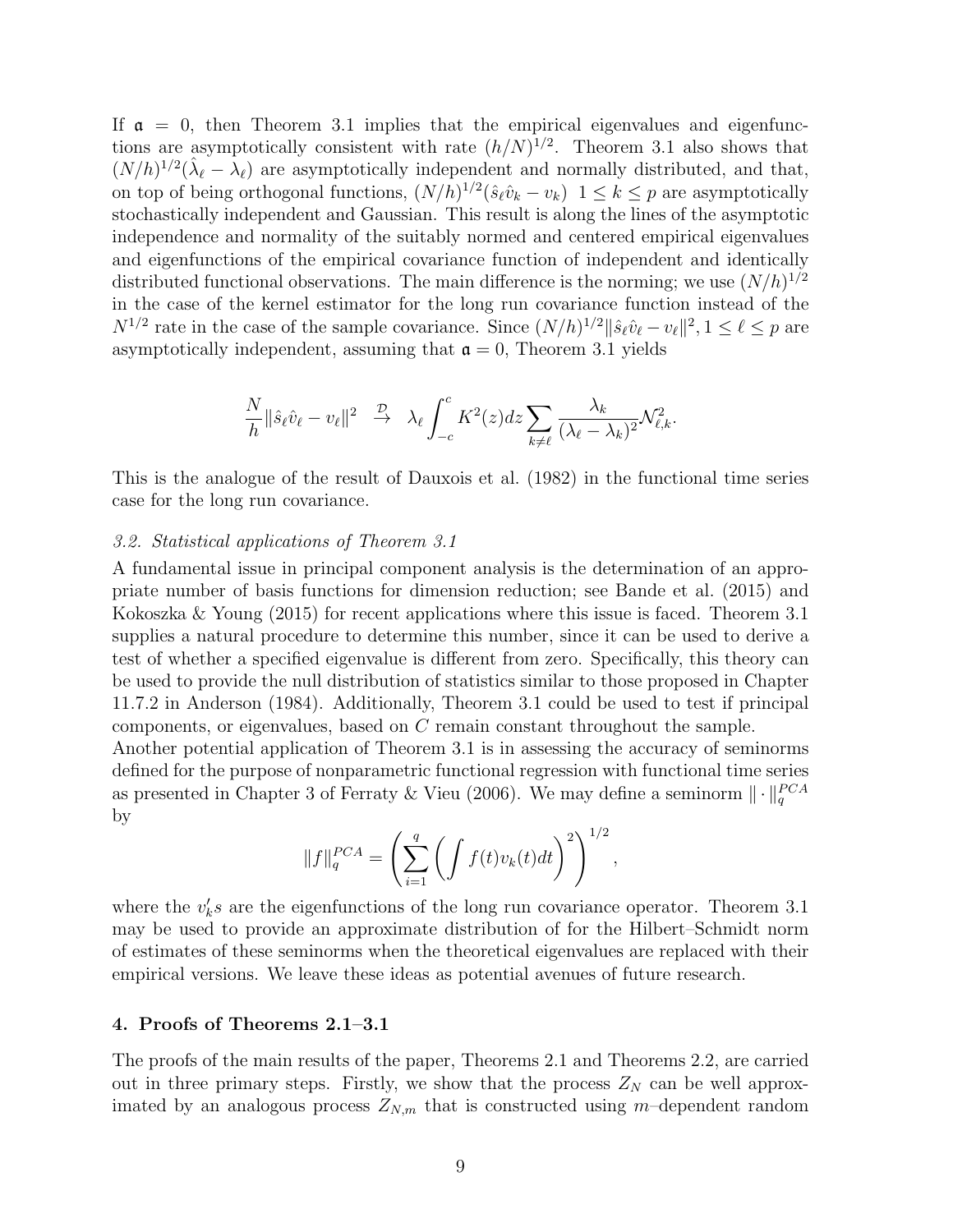If $\mathfrak{a} = 0$, then Theorem 3.1 implies that the empirical eigenvalues and eigenfunctions are asymptotically consistent with rate $(h/N)^{1/2}$. Theorem 3.1 also shows that $(N/h)^{1/2}(\hat{\lambda}_\ell - \lambda_\ell)$ are asymptotically independent and normally distributed, and that, on top of being orthogonal functions, $(N/h)^{1/2}(\hat{s}_\ell \hat{v}_k - v_k)$ $1 \le k \le p$ are asymptotically stochastically independent and Gaussian. This result is along the lines of the asymptotic independence and normality of the suitably normed and centered empirical eigenvalues and eigenfunctions of the empirical covariance function of independent and identically distributed functional observations. The main difference is the norming; we use $(N/h)^{1/2}$ in the case of the kernel estimator for the long run covariance function instead of the $N^{1/2}$ rate in the case of the sample covariance. Since $(N/h)^{1/2}\|\hat{s}_\ell \hat{v}_\ell - v_\ell\|^2, 1 \le \ell \le p$ are asymptotically independent, assuming that $\mathfrak{a} = 0$, Theorem 3.1 yields

$$\frac{N}{h}\|\hat{s}_\ell \hat{v}_\ell - v_\ell\|^2 \quad \overset{\mathcal{D}}{\to} \quad \lambda_\ell \int_{-c}^{c} K^2(z)dz \sum_{k \ne \ell} \frac{\lambda_k}{(\lambda_\ell - \lambda_k)^2} \mathcal{N}_{\ell,k}^2.$$

This is the analogue of the result of Dauxois et al. (1982) in the functional time series case for the long run covariance.

### *3.2. Statistical applications of Theorem 3.1*

A fundamental issue in principal component analysis is the determination of an appropriate number of basis functions for dimension reduction; see Bande et al. (2015) and Kokoszka & Young (2015) for recent applications where this issue is faced. Theorem 3.1 supplies a natural procedure to determine this number, since it can be used to derive a test of whether a specified eigenvalue is different from zero. Specifically, this theory can be used to provide the null distribution of statistics similar to those proposed in Chapter 11.7.2 in Anderson (1984). Additionally, Theorem 3.1 could be used to test if principal components, or eigenvalues, based on $C$ remain constant throughout the sample.
Another potential application of Theorem 3.1 is in assessing the accuracy of seminorms defined for the purpose of nonparametric functional regression with functional time series as presented in Chapter 3 of Ferraty & Vieu (2006). We may define a seminorm $\|\cdot\|_q^{PCA}$ by

$$\|f\|_q^{PCA} = \left( \sum_{i=1}^{q} \left( \int f(t) v_k(t) dt \right)^2 \right)^{1/2},$$

where the $v_k's$ are the eigenfunctions of the long run covariance operator. Theorem 3.1 may be used to provide an approximate distribution of for the Hilbert–Schmidt norm of estimates of these seminorms when the theoretical eigenvalues are replaced with their empirical versions. We leave these ideas as potential avenues of future research.

## 4. Proofs of Theorems 2.1–3.1

The proofs of the main results of the paper, Theorems 2.1 and Theorems 2.2, are carried out in three primary steps. Firstly, we show that the process $Z_N$ can be well approximated by an analogous process $Z_{N,m}$ that is constructed using $m$–dependent random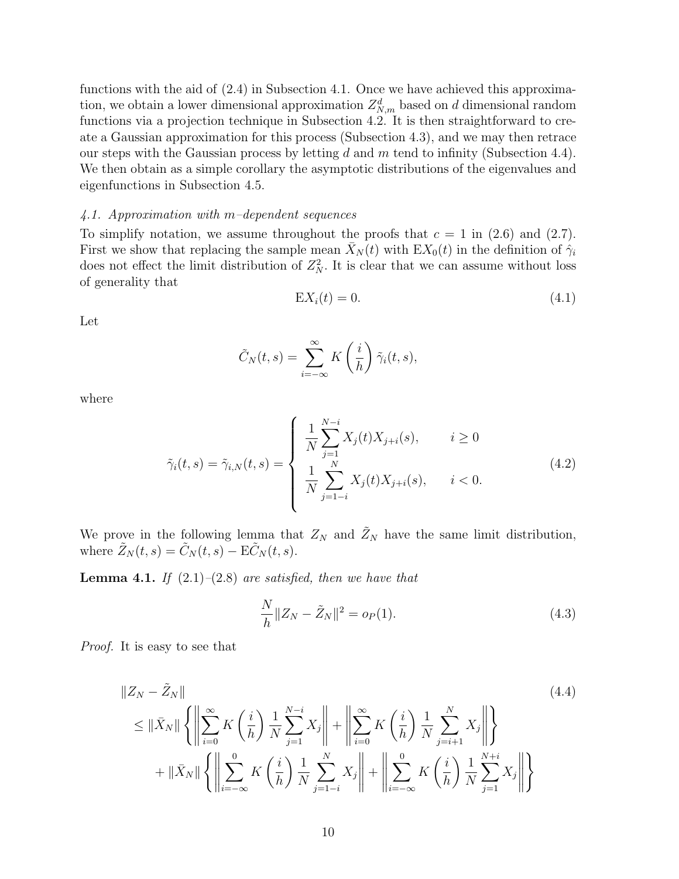functions with the aid of (2.4) in Subsection 4.1. Once we have achieved this approximation, we obtain a lower dimensional approximation $Z^d_{N,m}$ based on $d$ dimensional random functions via a projection technique in Subsection 4.2. It is then straightforward to create a Gaussian approximation for this process (Subsection 4.3), and we may then retrace our steps with the Gaussian process by letting $d$ and $m$ tend to infinity (Subsection 4.4). We then obtain as a simple corollary the asymptotic distributions of the eigenvalues and eigenfunctions in Subsection 4.5.

### *4.1. Approximation with m–dependent sequences*

To simplify notation, we assume throughout the proofs that $c = 1$ in (2.6) and (2.7). First we show that replacing the sample mean $\bar{X}_N(t)$ with $\mathrm{E}X_0(t)$ in the definition of $\hat{\gamma}_i$ does not effect the limit distribution of $Z^2_N$. It is clear that we can assume without loss of generality that

$$\mathrm{E}X_i(t) = 0. \tag{4.1}$$

Let

$$\tilde{C}_N(t,s) = \sum_{i=-\infty}^{\infty} K\left(\frac{i}{h}\right)\tilde{\gamma}_i(t,s),$$

where

$$\tilde{\gamma}_i(t,s) = \tilde{\gamma}_{i,N}(t,s) = \begin{cases} \dfrac{1}{N}\displaystyle\sum_{j=1}^{N-i} X_j(t)X_{j+i}(s), & i \geq 0 \\ \dfrac{1}{N}\displaystyle\sum_{j=1-i}^{N} X_j(t)X_{j+i}(s), & i < 0. \end{cases} \tag{4.2}$$

We prove in the following lemma that $Z_N$ and $\tilde{Z}_N$ have the same limit distribution, where $\tilde{Z}_N(t,s) = \tilde{C}_N(t,s) - \mathrm{E}\tilde{C}_N(t,s)$.

**Lemma 4.1.** *If* (2.1)–(2.8) *are satisfied, then we have that*

$$\frac{N}{h}\|Z_N - \tilde{Z}_N\|^2 = o_P(1). \tag{4.3}$$

*Proof.* It is easy to see that

$$\begin{aligned} &\|Z_N - \tilde{Z}_N\| \\ &\quad \leq \|\bar{X}_N\| \left\{ \left\| \sum_{i=0}^{\infty} K\left(\frac{i}{h}\right) \frac{1}{N}\sum_{j=1}^{N-i} X_j \right\| + \left\| \sum_{i=0}^{\infty} K\left(\frac{i}{h}\right) \frac{1}{N}\sum_{j=i+1}^{N} X_j \right\| \right\} \\ &\qquad + \|\bar{X}_N\| \left\{ \left\| \sum_{i=-\infty}^{0} K\left(\frac{i}{h}\right) \frac{1}{N}\sum_{j=1-i}^{N} X_j \right\| + \left\| \sum_{i=-\infty}^{0} K\left(\frac{i}{h}\right) \frac{1}{N}\sum_{j=1}^{N+i} X_j \right\| \right\} \end{aligned} \tag{4.4}$$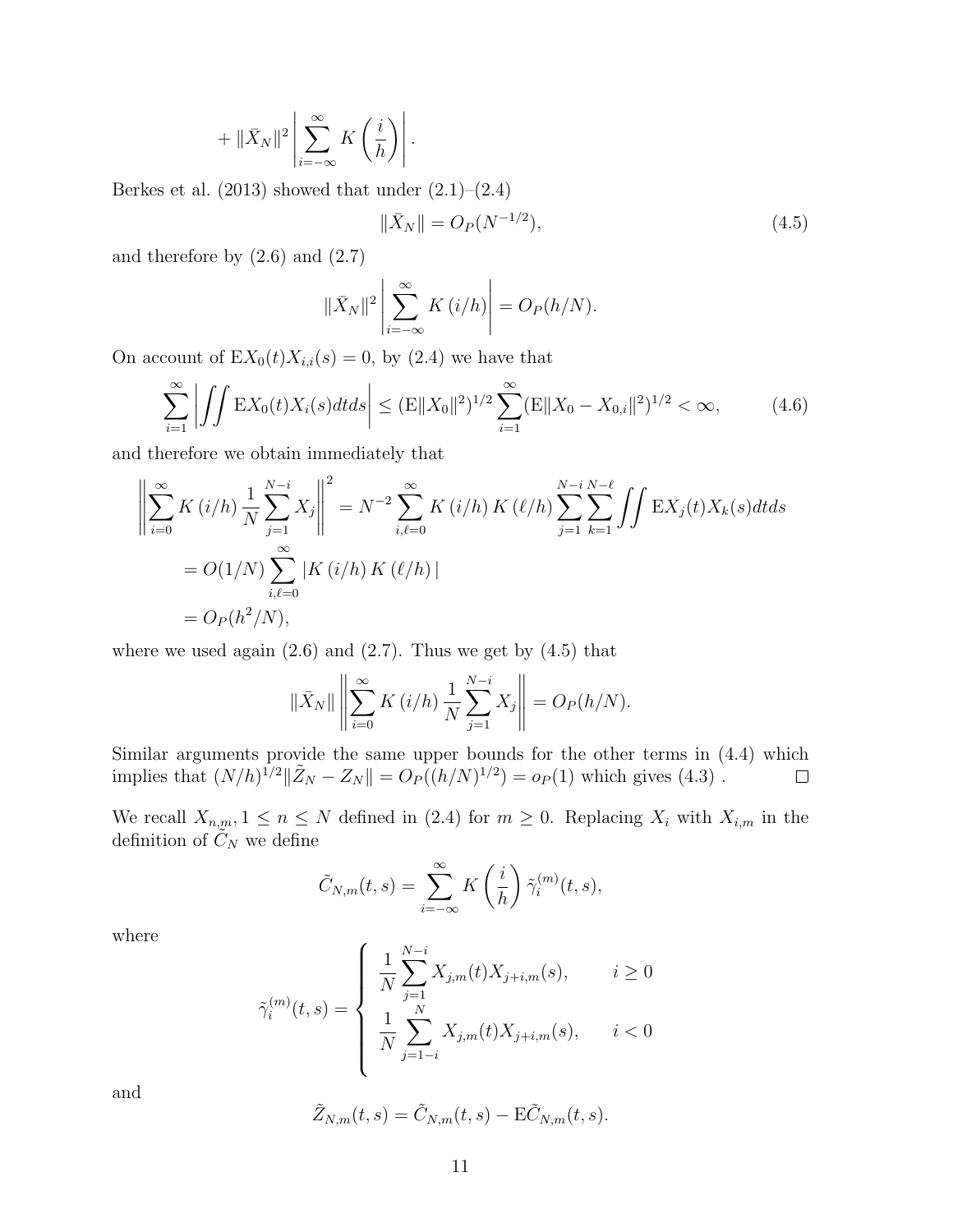$$+ \|\bar{X}_N\|^2 \left| \sum_{i=-\infty}^{\infty} K\left(\frac{i}{h}\right) \right|.$$

Berkes et al. (2013) showed that under (2.1)–(2.4)

$$\|\bar{X}_N\| = O_P(N^{-1/2}), \tag{4.5}$$

and therefore by (2.6) and (2.7)

$$\|\bar{X}_N\|^2 \left| \sum_{i=-\infty}^{\infty} K(i/h) \right| = O_P(h/N).$$

On account of $\mathrm{E}X_0(t)X_{i,i}(s) = 0$, by (2.4) we have that

$$\sum_{i=1}^{\infty} \left| \iint \mathrm{E}X_0(t)X_i(s)dtds \right| \leq (\mathrm{E}\|X_0\|^2)^{1/2} \sum_{i=1}^{\infty} (\mathrm{E}\|X_0 - X_{0,i}\|^2)^{1/2} < \infty, \tag{4.6}$$

and therefore we obtain immediately that

$$\begin{aligned}
\left\| \sum_{i=0}^{\infty} K(i/h) \frac{1}{N} \sum_{j=1}^{N-i} X_j \right\|^2 &= N^{-2} \sum_{i,\ell=0}^{\infty} K(i/h) K(\ell/h) \sum_{j=1}^{N-i} \sum_{k=1}^{N-\ell} \iint \mathrm{E}X_j(t)X_k(s)dtds \\
&= O(1/N) \sum_{i,\ell=0}^{\infty} |K(i/h) K(\ell/h)| \\
&= O_P(h^2/N),
\end{aligned}$$

where we used again (2.6) and (2.7). Thus we get by (4.5) that

$$\|\bar{X}_N\| \left\| \sum_{i=0}^{\infty} K(i/h) \frac{1}{N} \sum_{j=1}^{N-i} X_j \right\| = O_P(h/N).$$

Similar arguments provide the same upper bounds for the other terms in (4.4) which implies that $(N/h)^{1/2}\|\tilde{Z}_N - Z_N\| = O_P((h/N)^{1/2}) = o_P(1)$ which gives (4.3) . $\square$

We recall $X_{n,m}, 1 \leq n \leq N$ defined in (2.4) for $m \geq 0$. Replacing $X_i$ with $X_{i,m}$ in the definition of $\tilde{C}_N$ we define

$$\tilde{C}_{N,m}(t,s) = \sum_{i=-\infty}^{\infty} K\left(\frac{i}{h}\right) \tilde{\gamma}_i^{(m)}(t,s),$$

where

$$\tilde{\gamma}_i^{(m)}(t,s) = \begin{cases} \dfrac{1}{N} \displaystyle\sum_{j=1}^{N-i} X_{j,m}(t)X_{j+i,m}(s), & i \geq 0 \\ \dfrac{1}{N} \displaystyle\sum_{j=1-i}^{N} X_{j,m}(t)X_{j+i,m}(s), & i < 0 \end{cases}$$

and

$$\tilde{Z}_{N,m}(t,s) = \tilde{C}_{N,m}(t,s) - \mathrm{E}\tilde{C}_{N,m}(t,s).$$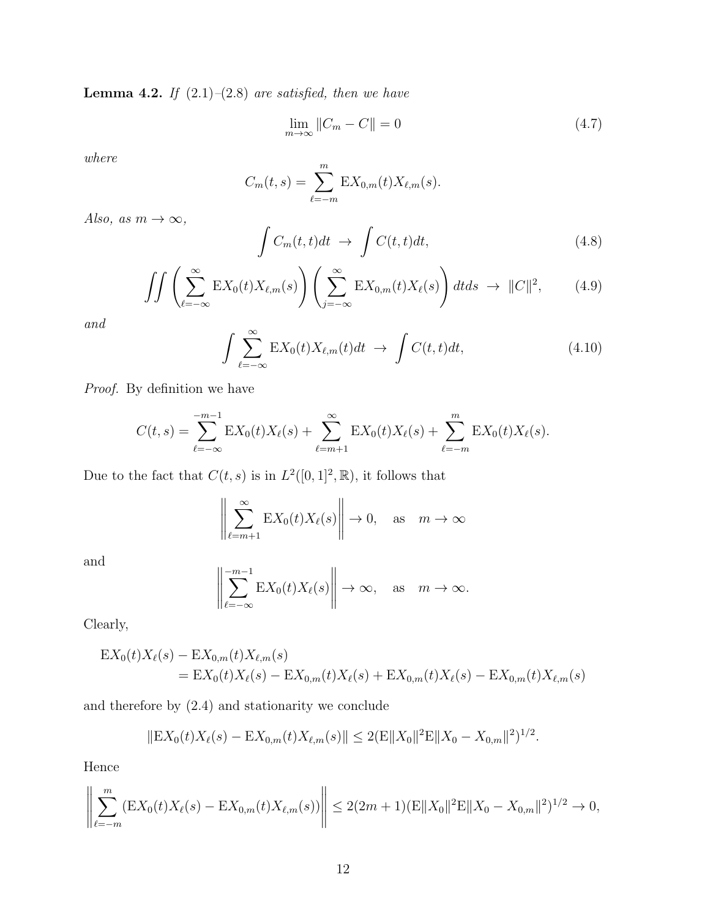**Lemma 4.2.** *If* (2.1)–(2.8) *are satisfied, then we have*

$$\lim_{m\to\infty} \|C_m - C\| = 0 \tag{4.7}$$

*where*

$$C_m(t,s) = \sum_{\ell=-m}^{m} \mathrm{E}X_{0,m}(t)X_{\ell,m}(s).$$

*Also, as* $m \to \infty$,

$$\int C_m(t,t)dt \;\to\; \int C(t,t)dt, \tag{4.8}$$

$$\iint \left(\sum_{\ell=-\infty}^{\infty} \mathrm{E}X_0(t)X_{\ell,m}(s)\right)\left(\sum_{j=-\infty}^{\infty} \mathrm{E}X_{0,m}(t)X_\ell(s)\right) dtds \;\to\; \|C\|^2, \tag{4.9}$$

*and*

$$\int \sum_{\ell=-\infty}^{\infty} \mathrm{E}X_0(t)X_{\ell,m}(t)dt \;\to\; \int C(t,t)dt, \tag{4.10}$$

*Proof.* By definition we have

$$C(t,s) = \sum_{\ell=-\infty}^{-m-1} \mathrm{E}X_0(t)X_\ell(s) + \sum_{\ell=m+1}^{\infty} \mathrm{E}X_0(t)X_\ell(s) + \sum_{\ell=-m}^{m} \mathrm{E}X_0(t)X_\ell(s).$$

Due to the fact that $C(t,s)$ is in $L^2([0,1]^2, \mathbb{R})$, it follows that

$$\left\|\sum_{\ell=m+1}^{\infty} \mathrm{E}X_0(t)X_\ell(s)\right\| \to 0, \quad \text{as} \quad m \to \infty$$

and

$$\left\|\sum_{\ell=-\infty}^{-m-1} \mathrm{E}X_0(t)X_\ell(s)\right\| \to \infty, \quad \text{as} \quad m \to \infty.$$

Clearly,

$$\begin{aligned}
&\mathrm{E}X_0(t)X_\ell(s) - \mathrm{E}X_{0,m}(t)X_{\ell,m}(s)\\
&\qquad = \mathrm{E}X_0(t)X_\ell(s) - \mathrm{E}X_{0,m}(t)X_\ell(s) + \mathrm{E}X_{0,m}(t)X_\ell(s) - \mathrm{E}X_{0,m}(t)X_{\ell,m}(s)
\end{aligned}$$

and therefore by (2.4) and stationarity we conclude

$$\|\mathrm{E}X_0(t)X_\ell(s) - \mathrm{E}X_{0,m}(t)X_{\ell,m}(s)\| \le 2(\mathrm{E}\|X_0\|^2 \mathrm{E}\|X_0 - X_{0,m}\|^2)^{1/2}.$$

Hence

$$\left\|\sum_{\ell=-m}^{m} (\mathrm{E}X_0(t)X_\ell(s) - \mathrm{E}X_{0,m}(t)X_{\ell,m}(s))\right\| \le 2(2m+1)(\mathrm{E}\|X_0\|^2 \mathrm{E}\|X_0 - X_{0,m}\|^2)^{1/2} \to 0,$$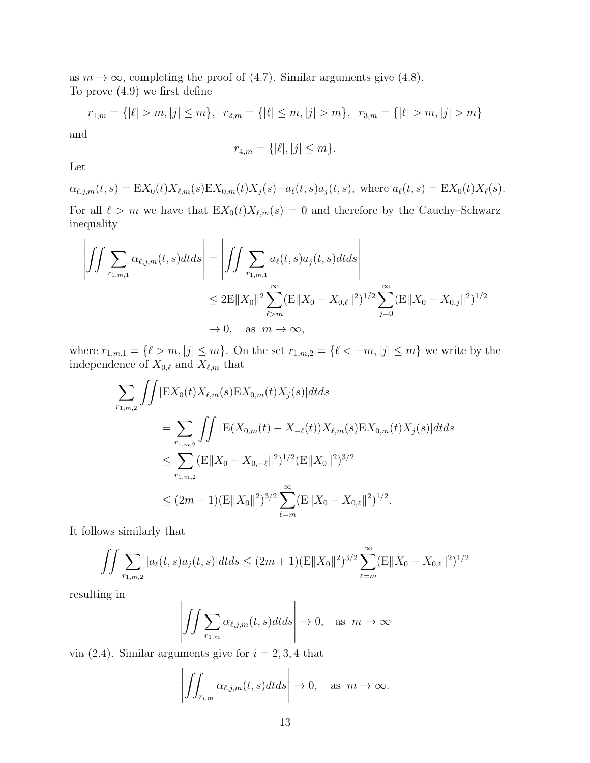as $m \to \infty$, completing the proof of (4.7). Similar arguments give (4.8).
To prove (4.9) we first define

$$r_{1,m} = \{|\ell| > m, |j| \le m\}, \ \ r_{2,m} = \{|\ell| \le m, |j| > m\}, \ \ r_{3,m} = \{|\ell| > m, |j| > m\}$$

and

$$r_{4,m} = \{|\ell|, |j| \le m\}.$$

Let

$$\alpha_{\ell,j,m}(t,s) = \mathrm{E}X_0(t)X_{\ell,m}(s)\mathrm{E}X_{0,m}(t)X_j(s) - a_\ell(t,s)a_j(t,s), \text{ where } a_\ell(t,s) = \mathrm{E}X_0(t)X_\ell(s).$$

For all $\ell > m$ we have that $\mathrm{E}X_0(t)X_{\ell,m}(s) = 0$ and therefore by the Cauchy–Schwarz inequality

$$\begin{aligned}
\left| \iint \sum_{r_{1,m,1}} \alpha_{\ell,j,m}(t,s) dt ds \right| &= \left| \iint \sum_{r_{1,m,1}} a_\ell(t,s) a_j(t,s) dt ds \right| \\
&\le 2\mathrm{E}\|X_0\|^2 \sum_{\ell > m}^{\infty} (\mathrm{E}\|X_0 - X_{0,\ell}\|^2)^{1/2} \sum_{j=0}^{\infty} (\mathrm{E}\|X_0 - X_{0,j}\|^2)^{1/2} \\
&\to 0, \quad \text{as } \ m \to \infty,
\end{aligned}$$

where $r_{1,m,1} = \{\ell > m, |j| \le m\}$. On the set $r_{1,m,2} = \{\ell < -m, |j| \le m\}$ we write by the independence of $X_{0,\ell}$ and $X_{\ell,m}$ that

$$\begin{aligned}
\sum_{r_{1,m,2}} \iint &|\mathrm{E}X_0(t)X_{\ell,m}(s)\mathrm{E}X_{0,m}(t)X_j(s)| dt ds \\
&= \sum_{r_{1,m,2}} \iint |\mathrm{E}(X_{0,m}(t) - X_{-\ell}(t))X_{\ell,m}(s)\mathrm{E}X_{0,m}(t)X_j(s)| dt ds \\
&\le \sum_{r_{1,m,2}} (\mathrm{E}\|X_0 - X_{0,-\ell}\|^2)^{1/2} (\mathrm{E}\|X_0\|^2)^{3/2} \\
&\le (2m+1)(\mathrm{E}\|X_0\|^2)^{3/2} \sum_{\ell=m}^{\infty} (\mathrm{E}\|X_0 - X_{0,\ell}\|^2)^{1/2}.
\end{aligned}$$

It follows similarly that

$$\iint \sum_{r_{1,m,2}} |a_\ell(t,s)a_j(t,s)| dt ds \le (2m+1)(\mathrm{E}\|X_0\|^2)^{3/2} \sum_{\ell=m}^{\infty} (\mathrm{E}\|X_0 - X_{0,\ell}\|^2)^{1/2}$$

resulting in

$$\left| \iint \sum_{r_{1,m}} \alpha_{\ell,j,m}(t,s) dt ds \right| \to 0, \quad \text{as } \ m \to \infty$$

via (2.4). Similar arguments give for $i = 2, 3, 4$ that

$$\left| \iint_{r_{i,m}} \alpha_{\ell,j,m}(t,s) dt ds \right| \to 0, \quad \text{as } \ m \to \infty.$$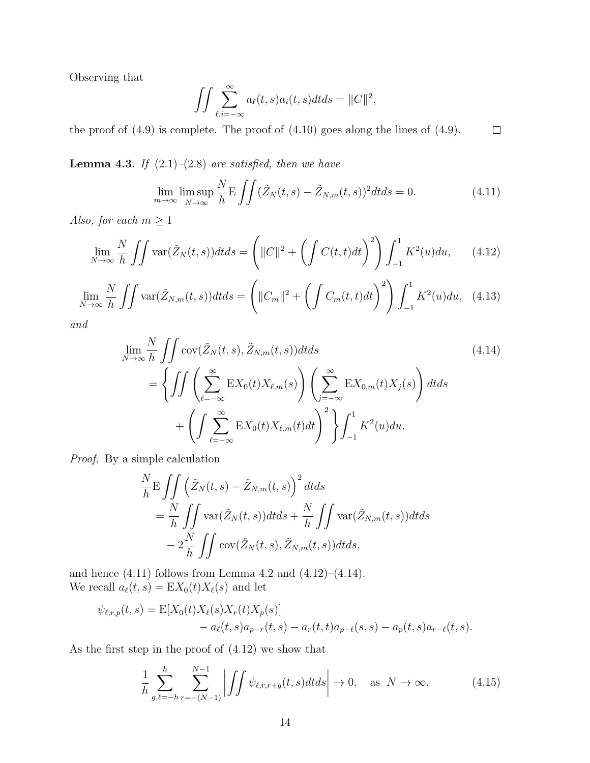Observing that

$$\iint \sum_{\ell,i=-\infty}^{\infty} a_\ell(t,s)a_i(t,s)dtds = \|C\|^2,$$

the proof of (4.9) is complete. The proof of (4.10) goes along the lines of (4.9). $\square$

**Lemma 4.3.** *If* (2.1)–(2.8) *are satisfied, then we have*

$$\lim_{m\to\infty}\limsup_{N\to\infty}\frac{N}{h}\mathrm{E}\iint(\tilde{Z}_N(t,s)-\tilde{Z}_{N,m}(t,s))^2dtds = 0. \tag{4.11}$$

*Also, for each* $m \geq 1$

$$\lim_{N\to\infty}\frac{N}{h}\iint \mathrm{var}(\tilde{Z}_N(t,s))dtds = \left(\|C\|^2 + \left(\int C(t,t)dt\right)^2\right)\int_{-1}^{1}K^2(u)du, \tag{4.12}$$

$$\lim_{N\to\infty}\frac{N}{h}\iint \mathrm{var}(\tilde{Z}_{N,m}(t,s))dtds = \left(\|C_m\|^2 + \left(\int C_m(t,t)dt\right)^2\right)\int_{-1}^{1}K^2(u)du, \tag{4.13}$$

*and*

$$\begin{aligned}
&\lim_{N\to\infty}\frac{N}{h}\iint \mathrm{cov}(\tilde{Z}_N(t,s),\tilde{Z}_{N,m}(t,s))dtds \\
&\quad = \Bigg\{\iint\left(\sum_{\ell=-\infty}^{\infty}\mathrm{E}X_0(t)X_{\ell,m}(s)\right)\left(\sum_{j=-\infty}^{\infty}\mathrm{E}X_{0,m}(t)X_j(s)\right)dtds \\
&\qquad + \left(\int\sum_{\ell=-\infty}^{\infty}\mathrm{E}X_0(t)X_{\ell,m}(t)dt\right)^2\Bigg\}\int_{-1}^{1}K^2(u)du.
\end{aligned} \tag{4.14}$$

*Proof.* By a simple calculation

$$\begin{aligned}
&\frac{N}{h}\mathrm{E}\iint\left(\tilde{Z}_N(t,s)-\tilde{Z}_{N,m}(t,s)\right)^2dtds \\
&\quad = \frac{N}{h}\iint \mathrm{var}(\tilde{Z}_N(t,s))dtds + \frac{N}{h}\iint \mathrm{var}(\tilde{Z}_{N,m}(t,s))dtds \\
&\qquad - 2\frac{N}{h}\iint \mathrm{cov}(\tilde{Z}_N(t,s),\tilde{Z}_{N,m}(t,s))dtds,
\end{aligned}$$

and hence (4.11) follows from Lemma 4.2 and (4.12)–(4.14).
We recall $a_\ell(t,s) = \mathrm{E}X_0(t)X_\ell(s)$ and let

$$\begin{aligned}
\psi_{\ell,r,p}(t,s) = {}& \mathrm{E}[X_0(t)X_\ell(s)X_r(t)X_p(s)] \\
& - a_\ell(t,s)a_{p-r}(t,s) - a_r(t,t)a_{p-\ell}(s,s) - a_p(t,s)a_{r-\ell}(t,s).
\end{aligned}$$

As the first step in the proof of (4.12) we show that

$$\frac{1}{h}\sum_{g,\ell=-h}^{h}\sum_{r=-(N-1)}^{N-1}\left|\iint\psi_{\ell,r,r+g}(t,s)dtds\right| \to 0, \quad \text{as } N\to\infty. \tag{4.15}$$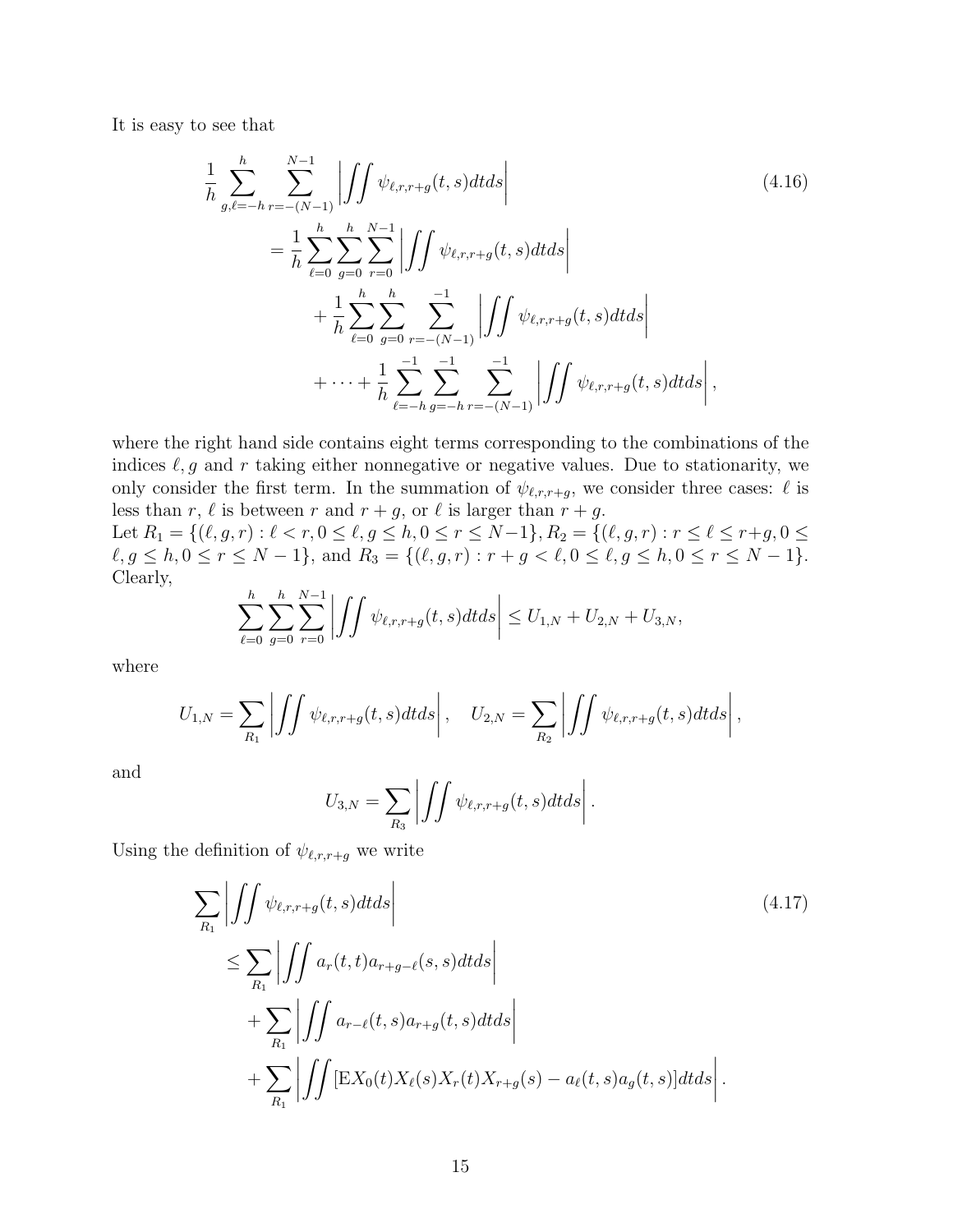It is easy to see that

$$
\begin{aligned}
\frac{1}{h} \sum_{g,\ell=-h}^{h} \sum_{r=-(N-1)}^{N-1} \left| \iint \psi_{\ell,r,r+g}(t,s) dt ds \right| & \qquad (4.16) \\
= \frac{1}{h} \sum_{\ell=0}^{h} \sum_{g=0}^{h} \sum_{r=0}^{N-1} \left| \iint \psi_{\ell,r,r+g}(t,s) dt ds \right| & \\
+ \frac{1}{h} \sum_{\ell=0}^{h} \sum_{g=0}^{h} \sum_{r=-(N-1)}^{-1} \left| \iint \psi_{\ell,r,r+g}(t,s) dt ds \right| & \\
+ \cdots + \frac{1}{h} \sum_{\ell=-h}^{-1} \sum_{g=-h}^{-1} \sum_{r=-(N-1)}^{-1} \left| \iint \psi_{\ell,r,r+g}(t,s) dt ds \right|, &
\end{aligned}
$$

where the right hand side contains eight terms corresponding to the combinations of the indices $\ell, g$ and $r$ taking either nonnegative or negative values. Due to stationarity, we only consider the first term. In the summation of $\psi_{\ell,r,r+g}$, we consider three cases: $\ell$ is less than $r$, $\ell$ is between $r$ and $r+g$, or $\ell$ is larger than $r+g$.

Let $R_1 = \{(\ell, g, r) : \ell < r, 0 \le \ell, g \le h, 0 \le r \le N-1\}$, $R_2 = \{(\ell, g, r) : r \le \ell \le r+g, 0 \le \ell, g \le h, 0 \le r \le N-1\}$, and $R_3 = \{(\ell, g, r) : r+g < \ell, 0 \le \ell, g \le h, 0 \le r \le N-1\}$. Clearly,

$$
\sum_{\ell=0}^{h} \sum_{g=0}^{h} \sum_{r=0}^{N-1} \left| \iint \psi_{\ell,r,r+g}(t,s) dt ds \right| \le U_{1,N} + U_{2,N} + U_{3,N},
$$

where

$$
U_{1,N} = \sum_{R_1} \left| \iint \psi_{\ell,r,r+g}(t,s) dt ds \right|, \quad U_{2,N} = \sum_{R_2} \left| \iint \psi_{\ell,r,r+g}(t,s) dt ds \right|,
$$

and

$$
U_{3,N} = \sum_{R_3} \left| \iint \psi_{\ell,r,r+g}(t,s) dt ds \right|.
$$

Using the definition of $\psi_{\ell,r,r+g}$ we write

$$
\begin{aligned}
\sum_{R_1} & \left| \iint \psi_{\ell,r,r+g}(t,s) dt ds \right| \qquad (4.17) \\
& \le \sum_{R_1} \left| \iint a_r(t,t) a_{r+g-\ell}(s,s) dt ds \right| \\
& \quad + \sum_{R_1} \left| \iint a_{r-\ell}(t,s) a_{r+g}(t,s) dt ds \right| \\
& \quad + \sum_{R_1} \left| \iint [\mathrm{E} X_0(t) X_\ell(s) X_r(t) X_{r+g}(s) - a_\ell(t,s) a_g(t,s)] dt ds \right|.
\end{aligned}
$$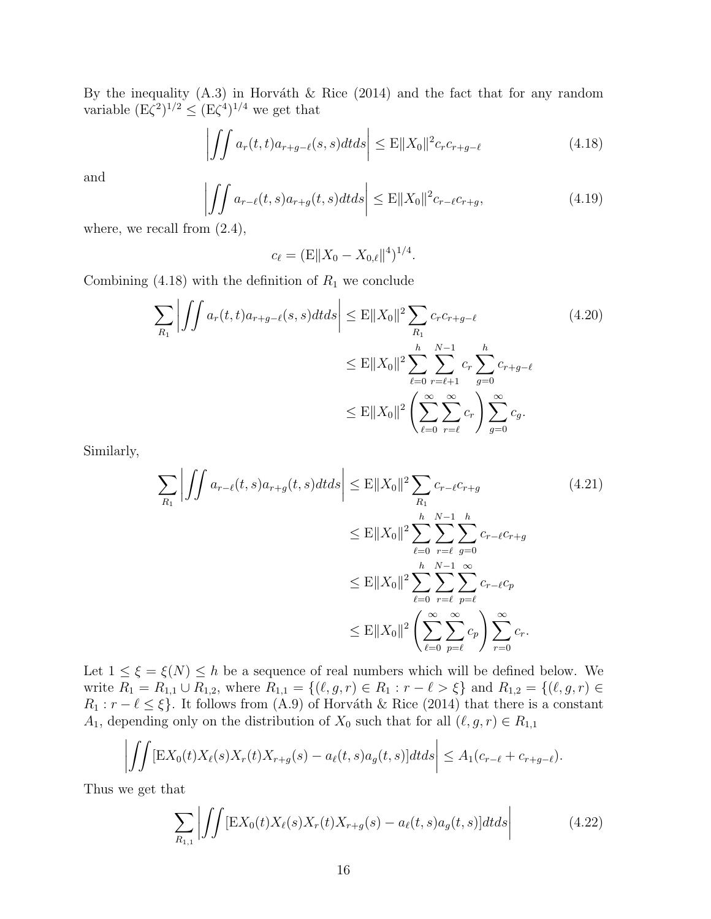By the inequality (A.3) in Horváth & Rice (2014) and the fact that for any random variable $(\mathrm{E}\zeta^2)^{1/2} \leq (\mathrm{E}\zeta^4)^{1/4}$ we get that

$$\left| \iint a_r(t,t) a_{r+g-\ell}(s,s) dt ds \right| \leq \mathrm{E}\|X_0\|^2 c_r c_{r+g-\ell} \tag{4.18}$$

and

$$\left| \iint a_{r-\ell}(t,s) a_{r+g}(t,s) dt ds \right| \leq \mathrm{E}\|X_0\|^2 c_{r-\ell} c_{r+g}, \tag{4.19}$$

where, we recall from (2.4),

$$c_\ell = (\mathrm{E}\|X_0 - X_{0,\ell}\|^4)^{1/4}.$$

Combining (4.18) with the definition of $R_1$ we conclude

$$\begin{aligned}
\sum_{R_1} \left| \iint a_r(t,t) a_{r+g-\ell}(s,s) dt ds \right| &\leq \mathrm{E}\|X_0\|^2 \sum_{R_1} c_r c_{r+g-\ell} \\
&\leq \mathrm{E}\|X_0\|^2 \sum_{\ell=0}^{h} \sum_{r=\ell+1}^{N-1} c_r \sum_{g=0}^{h} c_{r+g-\ell} \\
&\leq \mathrm{E}\|X_0\|^2 \left( \sum_{\ell=0}^{\infty} \sum_{r=\ell}^{\infty} c_r \right) \sum_{g=0}^{\infty} c_g.
\end{aligned} \tag{4.20}$$

Similarly,

$$\begin{aligned}
\sum_{R_1} \left| \iint a_{r-\ell}(t,s) a_{r+g}(t,s) dt ds \right| &\leq \mathrm{E}\|X_0\|^2 \sum_{R_1} c_{r-\ell} c_{r+g} \\
&\leq \mathrm{E}\|X_0\|^2 \sum_{\ell=0}^{h} \sum_{r=\ell}^{N-1} \sum_{g=0}^{h} c_{r-\ell} c_{r+g} \\
&\leq \mathrm{E}\|X_0\|^2 \sum_{\ell=0}^{h} \sum_{r=\ell}^{N-1} \sum_{p=\ell}^{\infty} c_{r-\ell} c_p \\
&\leq \mathrm{E}\|X_0\|^2 \left( \sum_{\ell=0}^{\infty} \sum_{p=\ell}^{\infty} c_p \right) \sum_{r=0}^{\infty} c_r.
\end{aligned} \tag{4.21}$$

Let $1 \leq \xi = \xi(N) \leq h$ be a sequence of real numbers which will be defined below. We write $R_1 = R_{1,1} \cup R_{1,2}$, where $R_{1,1} = \{(\ell, g, r) \in R_1 : r - \ell > \xi\}$ and $R_{1,2} = \{(\ell, g, r) \in R_1 : r - \ell \leq \xi\}$. It follows from (A.9) of Horváth & Rice (2014) that there is a constant $A_1$, depending only on the distribution of $X_0$ such that for all $(\ell, g, r) \in R_{1,1}$

$$\left| \iint [\mathrm{E}X_0(t) X_\ell(s) X_r(t) X_{r+g}(s) - a_\ell(t,s) a_g(t,s)] dt ds \right| \leq A_1 (c_{r-\ell} + c_{r+g-\ell}).$$

Thus we get that

$$\sum_{R_{1,1}} \left| \iint [\mathrm{E}X_0(t) X_\ell(s) X_r(t) X_{r+g}(s) - a_\ell(t,s) a_g(t,s)] dt ds \right| \tag{4.22}$$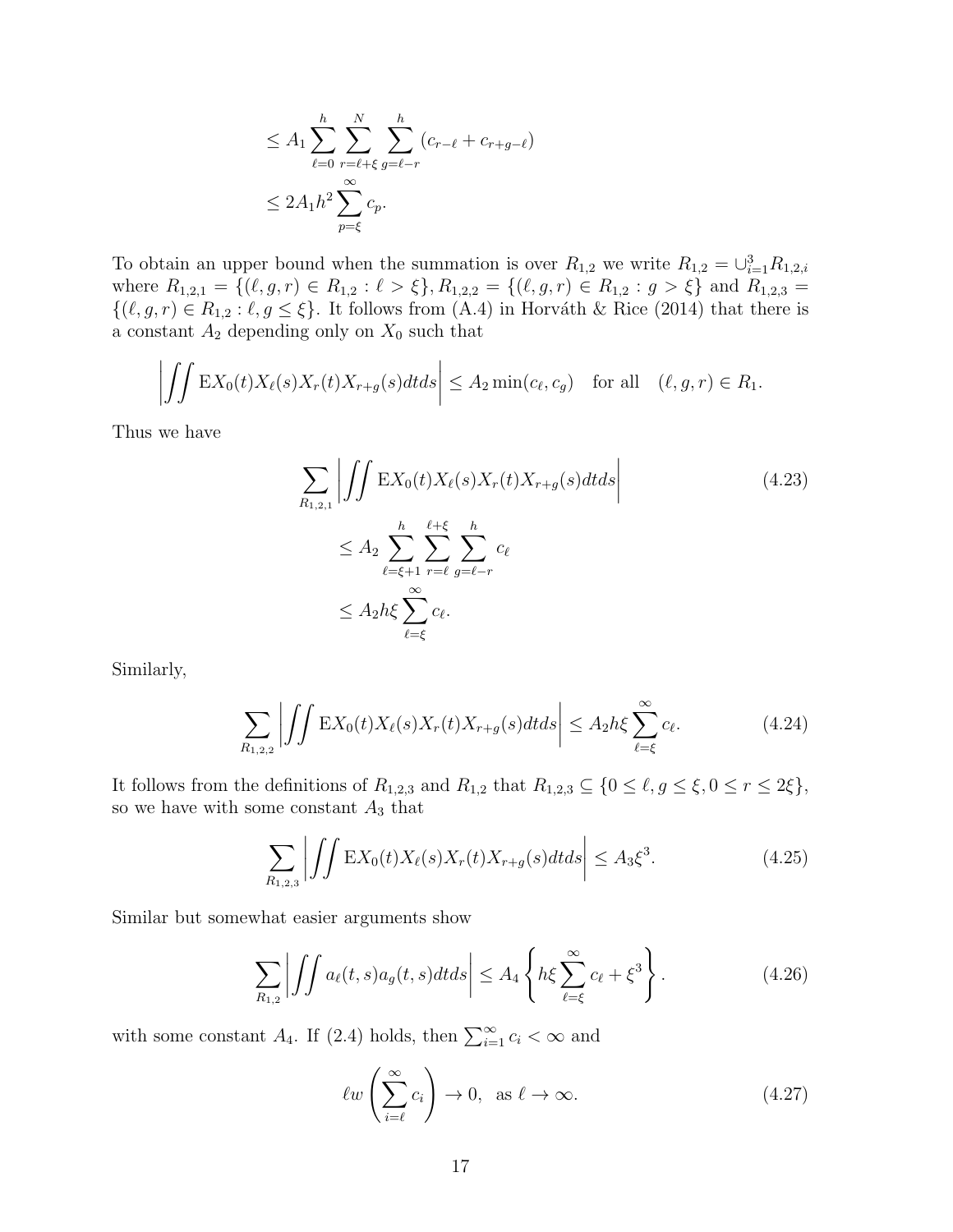$$
\le A_1 \sum_{\ell=0}^{h} \sum_{r=\ell+\xi}^{N} \sum_{g=\ell-r}^{h} (c_{r-\ell} + c_{r+g-\ell})
$$

$$
\le 2A_1 h^2 \sum_{p=\xi}^{\infty} c_p.
$$

To obtain an upper bound when the summation is over $R_{1,2}$ we write $R_{1,2} = \cup_{i=1}^{3} R_{1,2,i}$ where $R_{1,2,1} = \{(\ell, g, r) \in R_{1,2} : \ell > \xi\}, R_{1,2,2} = \{(\ell, g, r) \in R_{1,2} : g > \xi\}$ and $R_{1,2,3} = \{(\ell, g, r) \in R_{1,2} : \ell, g \le \xi\}$. It follows from (A.4) in Horváth & Rice (2014) that there is a constant $A_2$ depending only on $X_0$ such that

$$
\left| \iint \mathrm{E} X_0(t) X_\ell(s) X_r(t) X_{r+g}(s) dt ds \right| \le A_2 \min(c_\ell, c_g) \quad \text{for all} \quad (\ell, g, r) \in R_1.
$$

Thus we have

$$
\sum_{R_{1,2,1}} \left| \iint \mathrm{E} X_0(t) X_\ell(s) X_r(t) X_{r+g}(s) dt ds \right| \tag{4.23}
$$

$$
\le A_2 \sum_{\ell=\xi+1}^{h} \sum_{r=\ell}^{\ell+\xi} \sum_{g=\ell-r}^{h} c_\ell
$$

$$
\le A_2 h \xi \sum_{\ell=\xi}^{\infty} c_\ell.
$$

Similarly,

$$
\sum_{R_{1,2,2}} \left| \iint \mathrm{E} X_0(t) X_\ell(s) X_r(t) X_{r+g}(s) dt ds \right| \le A_2 h \xi \sum_{\ell=\xi}^{\infty} c_\ell. \tag{4.24}
$$

It follows from the definitions of $R_{1,2,3}$ and $R_{1,2}$ that $R_{1,2,3} \subseteq \{0 \le \ell, g \le \xi, 0 \le r \le 2\xi\}$, so we have with some constant $A_3$ that

$$
\sum_{R_{1,2,3}} \left| \iint \mathrm{E} X_0(t) X_\ell(s) X_r(t) X_{r+g}(s) dt ds \right| \le A_3 \xi^3. \tag{4.25}
$$

Similar but somewhat easier arguments show

$$
\sum_{R_{1,2}} \left| \iint a_\ell(t, s) a_g(t, s) dt ds \right| \le A_4 \left\{ h \xi \sum_{\ell=\xi}^{\infty} c_\ell + \xi^3 \right\}. \tag{4.26}
$$

with some constant $A_4$. If (2.4) holds, then $\sum_{i=1}^{\infty} c_i < \infty$ and

$$
\ell w \left( \sum_{i=\ell}^{\infty} c_i \right) \to 0, \quad \text{as } \ell \to \infty. \tag{4.27}
$$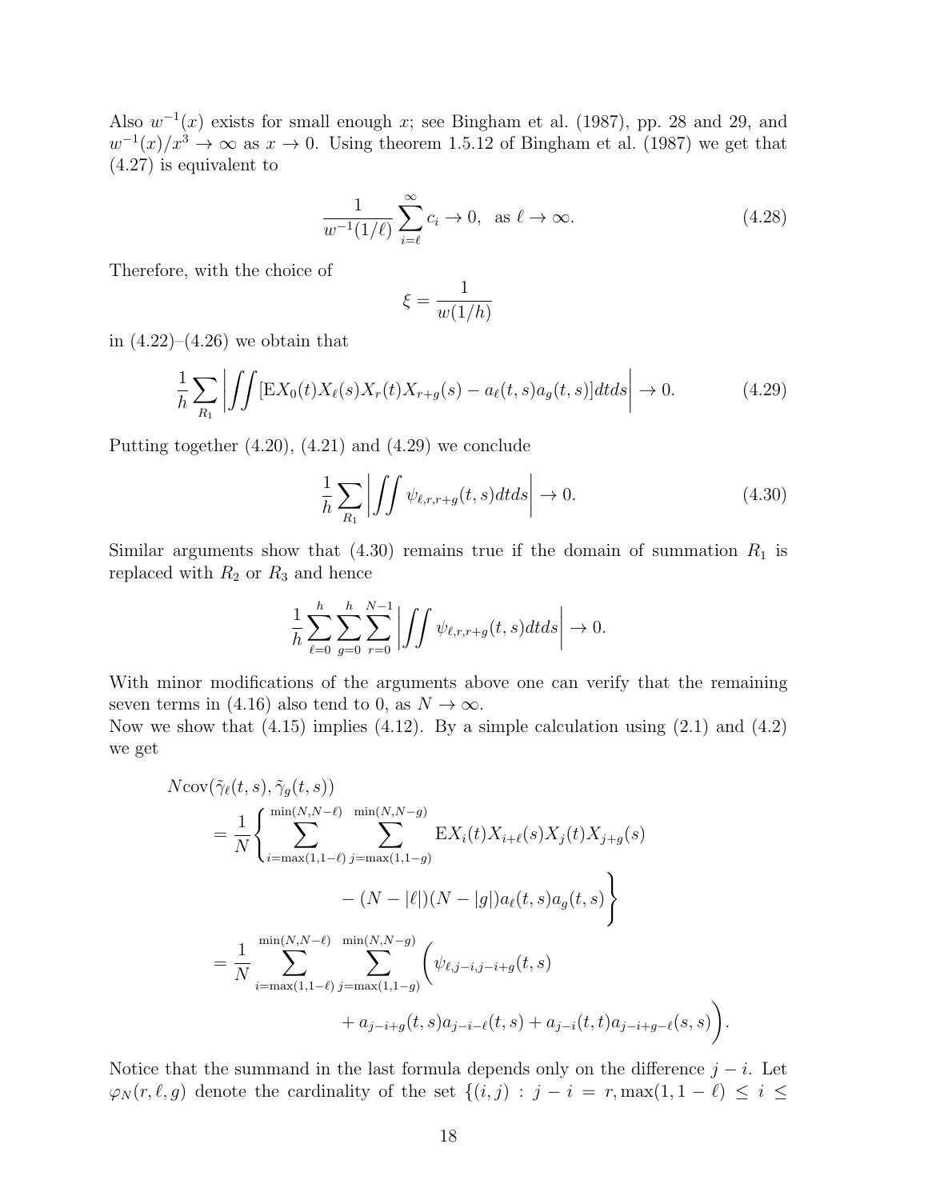Also $w^{-1}(x)$ exists for small enough $x$; see Bingham et al. (1987), pp. 28 and 29, and $w^{-1}(x)/x^3 \to \infty$ as $x \to 0$. Using theorem 1.5.12 of Bingham et al. (1987) we get that (4.27) is equivalent to

$$\frac{1}{w^{-1}(1/\ell)} \sum_{i=\ell}^{\infty} c_i \to 0, \quad \text{as } \ell \to \infty. \tag{4.28}$$

Therefore, with the choice of

$$\xi = \frac{1}{w(1/h)}$$

in (4.22)–(4.26) we obtain that

$$\frac{1}{h} \sum_{R_1} \left| \iint [\mathrm{E}X_0(t)X_\ell(s)X_r(t)X_{r+g}(s) - a_\ell(t,s)a_g(t,s)]dtds \right| \to 0. \tag{4.29}$$

Putting together (4.20), (4.21) and (4.29) we conclude

$$\frac{1}{h} \sum_{R_1} \left| \iint \psi_{\ell,r,r+g}(t,s)dtds \right| \to 0. \tag{4.30}$$

Similar arguments show that (4.30) remains true if the domain of summation $R_1$ is replaced with $R_2$ or $R_3$ and hence

$$\frac{1}{h} \sum_{\ell=0}^{h} \sum_{g=0}^{h} \sum_{r=0}^{N-1} \left| \iint \psi_{\ell,r,r+g}(t,s)dtds \right| \to 0.$$

With minor modifications of the arguments above one can verify that the remaining seven terms in (4.16) also tend to 0, as $N \to \infty$.
Now we show that (4.15) implies (4.12). By a simple calculation using (2.1) and (4.2) we get

$$\begin{aligned}
&N\mathrm{cov}(\tilde{\gamma}_\ell(t,s), \tilde{\gamma}_g(t,s)) \\
&= \frac{1}{N} \Bigg\{ \sum_{i=\max(1,1-\ell)}^{\min(N,N-\ell)} \sum_{j=\max(1,1-g)}^{\min(N,N-g)} \mathrm{E}X_i(t)X_{i+\ell}(s)X_j(t)X_{j+g}(s) \\
&\qquad\qquad - (N-|\ell|)(N-|g|)a_\ell(t,s)a_g(t,s) \Bigg\} \\
&= \frac{1}{N} \sum_{i=\max(1,1-\ell)}^{\min(N,N-\ell)} \sum_{j=\max(1,1-g)}^{\min(N,N-g)} \Big( \psi_{\ell,j-i,j-i+g}(t,s) \\
&\qquad\qquad + a_{j-i+g}(t,s)a_{j-i-\ell}(t,s) + a_{j-i}(t,t)a_{j-i+g-\ell}(s,s) \Big).
\end{aligned}$$

Notice that the summand in the last formula depends only on the difference $j-i$. Let $\varphi_N(r,\ell,g)$ denote the cardinality of the set $\{(i,j) : j-i = r, \max(1, 1-\ell) \le i \le$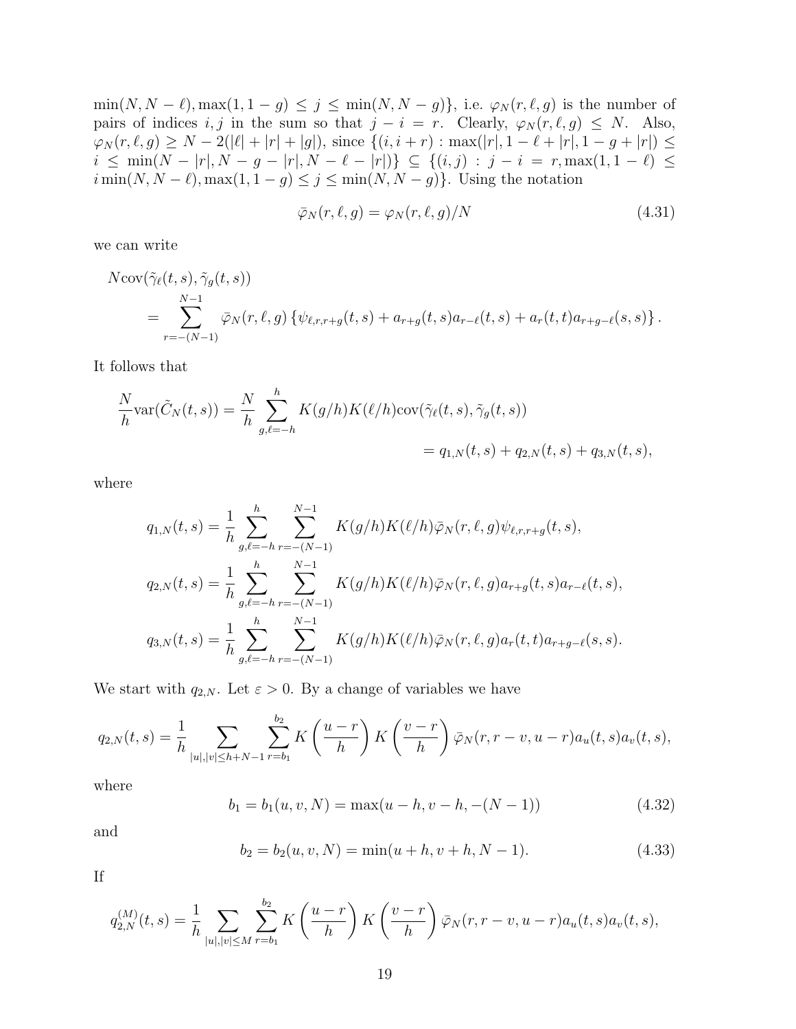$\min(N, N-\ell), \max(1, 1-g) \leq j \leq \min(N, N-g)\}$, i.e. $\varphi_N(r, \ell, g)$ is the number of pairs of indices $i, j$ in the sum so that $j - i = r$. Clearly, $\varphi_N(r, \ell, g) \leq N$. Also, $\varphi_N(r, \ell, g) \geq N - 2(|\ell| + |r| + |g|)$, since $\{(i, i+r) : \max(|r|, 1-\ell+|r|, 1-g+|r|) \leq i \leq \min(N-|r|, N-g-|r|, N-\ell-|r|)\} \subseteq \{(i,j) : j - i = r, \max(1, 1-\ell) \leq i \min(N, N-\ell), \max(1, 1-g) \leq j \leq \min(N, N-g)\}$. Using the notation

$$\bar{\varphi}_N(r, \ell, g) = \varphi_N(r, \ell, g)/N \tag{4.31}$$

we can write

$$\begin{aligned}
&N\mathrm{cov}(\tilde{\gamma}_\ell(t,s), \tilde{\gamma}_g(t,s)) \\
&\quad = \sum_{r=-(N-1)}^{N-1} \bar{\varphi}_N(r, \ell, g) \left\{ \psi_{\ell, r, r+g}(t,s) + a_{r+g}(t,s) a_{r-\ell}(t,s) + a_r(t,t) a_{r+g-\ell}(s,s) \right\}.
\end{aligned}$$

It follows that

$$\begin{aligned}
\frac{N}{h}\mathrm{var}(\tilde{C}_N(t,s)) &= \frac{N}{h} \sum_{g,\ell=-h}^{h} K(g/h) K(\ell/h) \mathrm{cov}(\tilde{\gamma}_\ell(t,s), \tilde{\gamma}_g(t,s)) \\
&= q_{1,N}(t,s) + q_{2,N}(t,s) + q_{3,N}(t,s),
\end{aligned}$$

where

$$q_{1,N}(t,s) = \frac{1}{h} \sum_{g,\ell=-h}^{h} \sum_{r=-(N-1)}^{N-1} K(g/h) K(\ell/h) \bar{\varphi}_N(r, \ell, g) \psi_{\ell, r, r+g}(t,s),$$

$$q_{2,N}(t,s) = \frac{1}{h} \sum_{g,\ell=-h}^{h} \sum_{r=-(N-1)}^{N-1} K(g/h) K(\ell/h) \bar{\varphi}_N(r, \ell, g) a_{r+g}(t,s) a_{r-\ell}(t,s),$$

$$q_{3,N}(t,s) = \frac{1}{h} \sum_{g,\ell=-h}^{h} \sum_{r=-(N-1)}^{N-1} K(g/h) K(\ell/h) \bar{\varphi}_N(r, \ell, g) a_r(t,t) a_{r+g-\ell}(s,s).$$

We start with $q_{2,N}$. Let $\varepsilon > 0$. By a change of variables we have

$$q_{2,N}(t,s) = \frac{1}{h} \sum_{|u|,|v| \leq h+N-1} \sum_{r=b_1}^{b_2} K\left(\frac{u-r}{h}\right) K\left(\frac{v-r}{h}\right) \bar{\varphi}_N(r, r-v, u-r) a_u(t,s) a_v(t,s),$$

where

$$b_1 = b_1(u, v, N) = \max(u-h, v-h, -(N-1)) \tag{4.32}$$

and

$$b_2 = b_2(u, v, N) = \min(u+h, v+h, N-1). \tag{4.33}$$

If

$$q_{2,N}^{(M)}(t,s) = \frac{1}{h} \sum_{|u|,|v| \leq M} \sum_{r=b_1}^{b_2} K\left(\frac{u-r}{h}\right) K\left(\frac{v-r}{h}\right) \bar{\varphi}_N(r, r-v, u-r) a_u(t,s) a_v(t,s),$$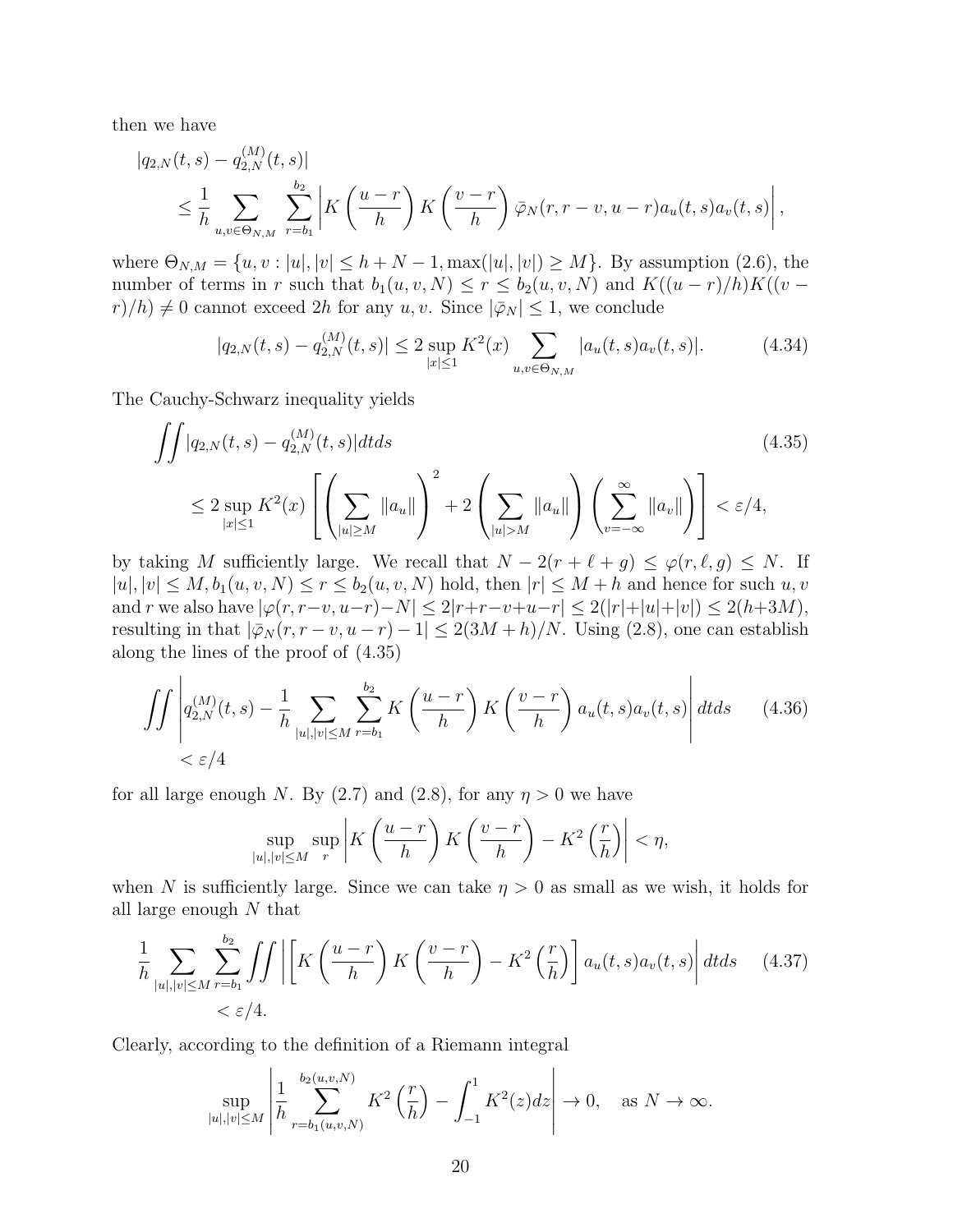then we have

$$
\begin{aligned}
&|q_{2,N}(t,s) - q_{2,N}^{(M)}(t,s)| \\
&\qquad \leq \frac{1}{h} \sum_{u,v \in \Theta_{N,M}} \sum_{r=b_1}^{b_2} \left| K\left(\frac{u-r}{h}\right) K\left(\frac{v-r}{h}\right) \bar{\varphi}_N(r, r-v, u-r) a_u(t,s) a_v(t,s) \right|,
\end{aligned}
$$

where $\Theta_{N,M} = \{u, v : |u|, |v| \leq h + N - 1, \max(|u|, |v|) \geq M\}$. By assumption (2.6), the number of terms in $r$ such that $b_1(u,v,N) \leq r \leq b_2(u,v,N)$ and $K((u-r)/h)K((v-r)/h) \neq 0$ cannot exceed $2h$ for any $u, v$. Since $|\bar{\varphi}_N| \leq 1$, we conclude

$$
|q_{2,N}(t,s) - q_{2,N}^{(M)}(t,s)| \leq 2 \sup_{|x| \leq 1} K^2(x) \sum_{u,v \in \Theta_{N,M}} |a_u(t,s) a_v(t,s)|. \tag{4.34}
$$

The Cauchy-Schwarz inequality yields

$$
\begin{aligned}
&\iint |q_{2,N}(t,s) - q_{2,N}^{(M)}(t,s)| dt ds \qquad (4.35) \\
&\qquad \leq 2 \sup_{|x| \leq 1} K^2(x) \left[ \left( \sum_{|u| \geq M} \|a_u\| \right)^2 + 2 \left( \sum_{|u| > M} \|a_u\| \right) \left( \sum_{v=-\infty}^{\infty} \|a_v\| \right) \right] < \varepsilon/4,
\end{aligned}
$$

by taking $M$ sufficiently large. We recall that $N - 2(r + \ell + g) \leq \varphi(r, \ell, g) \leq N$. If $|u|, |v| \leq M, b_1(u,v,N) \leq r \leq b_2(u,v,N)$ hold, then $|r| \leq M + h$ and hence for such $u, v$ and $r$ we also have $|\varphi(r, r-v, u-r) - N| \leq 2|r+r-v+u-r| \leq 2(|r|+|u|+|v|) \leq 2(h+3M)$, resulting in that $|\bar{\varphi}_N(r, r-v, u-r) - 1| \leq 2(3M+h)/N$. Using (2.8), one can establish along the lines of the proof of (4.35)

$$
\begin{aligned}
&\iint \left| q_{2,N}^{(M)}(t,s) - \frac{1}{h} \sum_{|u|,|v| \leq M} \sum_{r=b_1}^{b_2} K\left(\frac{u-r}{h}\right) K\left(\frac{v-r}{h}\right) a_u(t,s) a_v(t,s) \right| dt ds \qquad (4.36) \\
&\qquad < \varepsilon/4
\end{aligned}
$$

for all large enough $N$. By (2.7) and (2.8), for any $\eta > 0$ we have

$$
\sup_{|u|,|v| \leq M} \sup_{r} \left| K\left(\frac{u-r}{h}\right) K\left(\frac{v-r}{h}\right) - K^2\left(\frac{r}{h}\right) \right| < \eta,
$$

when $N$ is sufficiently large. Since we can take $\eta > 0$ as small as we wish, it holds for all large enough $N$ that

$$
\begin{aligned}
&\frac{1}{h} \sum_{|u|,|v| \leq M} \sum_{r=b_1}^{b_2} \iint \left| \left[ K\left(\frac{u-r}{h}\right) K\left(\frac{v-r}{h}\right) - K^2\left(\frac{r}{h}\right) \right] a_u(t,s) a_v(t,s) \right| dt ds \qquad (4.37) \\
&\qquad < \varepsilon/4.
\end{aligned}
$$

Clearly, according to the definition of a Riemann integral

$$
\sup_{|u|,|v| \leq M} \left| \frac{1}{h} \sum_{r=b_1(u,v,N)}^{b_2(u,v,N)} K^2\left(\frac{r}{h}\right) - \int_{-1}^{1} K^2(z) dz \right| \to 0, \quad \text{as } N \to \infty.
$$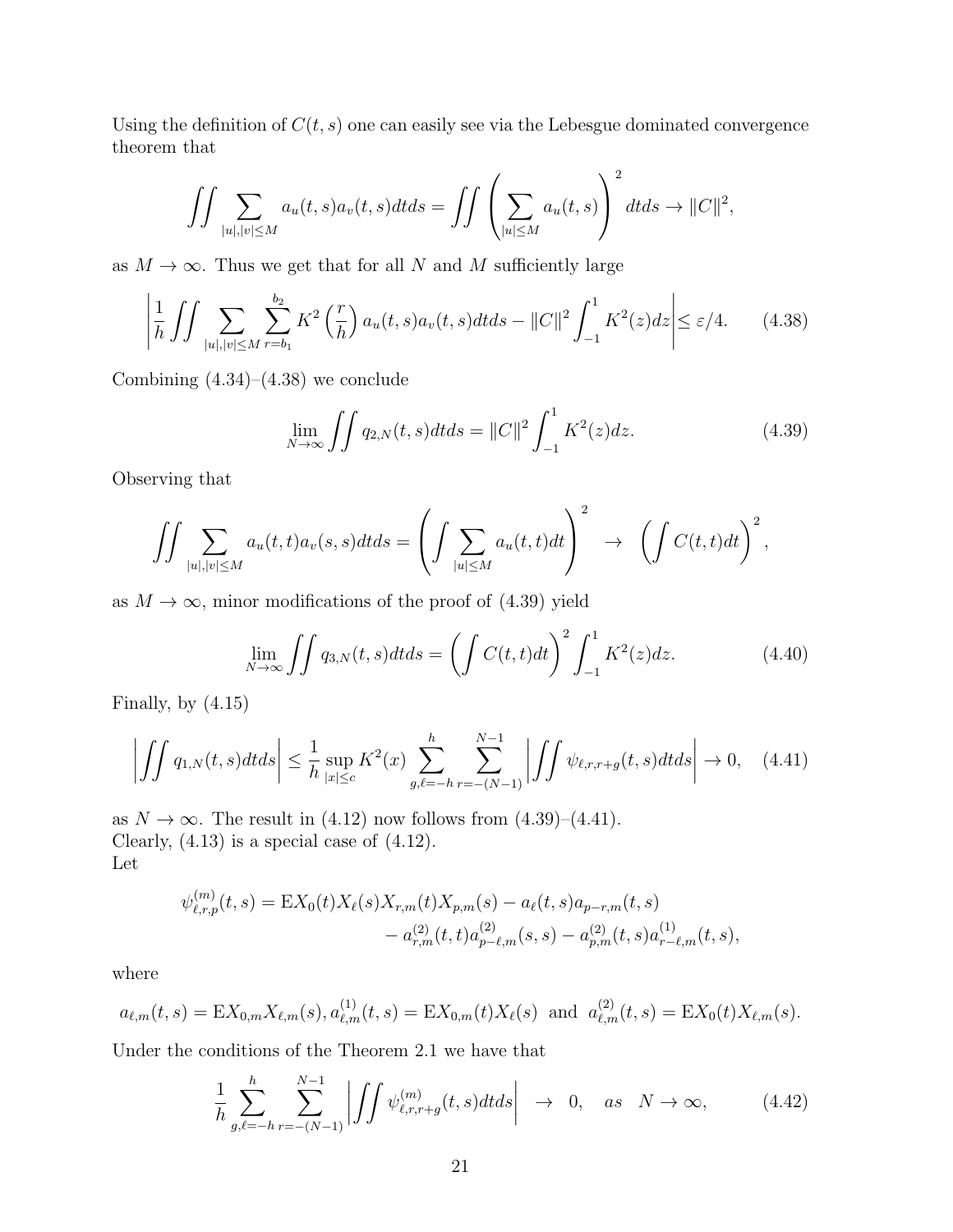Using the definition of $C(t,s)$ one can easily see via the Lebesgue dominated convergence theorem that

$$\iint \sum_{|u|,|v|\le M} a_u(t,s)a_v(t,s)dtds = \iint \left(\sum_{|u|\le M} a_u(t,s)\right)^2 dtds \to \|C\|^2,$$

as $M\to\infty$. Thus we get that for all $N$ and $M$ sufficiently large

$$\left|\frac{1}{h}\iint \sum_{|u|,|v|\le M}\sum_{r=b_1}^{b_2} K^2\left(\frac{r}{h}\right) a_u(t,s)a_v(t,s)dtds - \|C\|^2\int_{-1}^{1}K^2(z)dz\right| \le \varepsilon/4. \tag{4.38}$$

Combining (4.34)–(4.38) we conclude

$$\lim_{N\to\infty}\iint q_{2,N}(t,s)dtds = \|C\|^2\int_{-1}^{1}K^2(z)dz. \tag{4.39}$$

Observing that

$$\iint \sum_{|u|,|v|\le M} a_u(t,t)a_v(s,s)dtds = \left(\int \sum_{|u|\le M} a_u(t,t)dt\right)^2 \;\to\; \left(\int C(t,t)dt\right)^2,$$

as $M\to\infty$, minor modifications of the proof of (4.39) yield

$$\lim_{N\to\infty}\iint q_{3,N}(t,s)dtds = \left(\int C(t,t)dt\right)^2\int_{-1}^{1}K^2(z)dz. \tag{4.40}$$

Finally, by (4.15)

$$\left|\iint q_{1,N}(t,s)dtds\right| \le \frac{1}{h}\sup_{|x|\le c}K^2(x)\sum_{g,\ell=-h}^{h}\sum_{r=-(N-1)}^{N-1}\left|\iint \psi_{\ell,r,r+g}(t,s)dtds\right| \to 0, \tag{4.41}$$

as $N\to\infty$. The result in (4.12) now follows from (4.39)–(4.41).
Clearly, (4.13) is a special case of (4.12).
Let

$$\psi^{(m)}_{\ell,r,p}(t,s) = \mathrm{E}X_0(t)X_\ell(s)X_{r,m}(t)X_{p,m}(s) - a_\ell(t,s)a_{p-r,m}(t,s) - a^{(2)}_{r,m}(t,t)a^{(2)}_{p-\ell,m}(s,s) - a^{(2)}_{p,m}(t,s)a^{(1)}_{r-\ell,m}(t,s),$$

where

$$a_{\ell,m}(t,s) = \mathrm{E}X_{0,m}X_{\ell,m}(s),\; a^{(1)}_{\ell,m}(t,s) = \mathrm{E}X_{0,m}(t)X_\ell(s) \;\text{ and }\; a^{(2)}_{\ell,m}(t,s) = \mathrm{E}X_0(t)X_{\ell,m}(s).$$

Under the conditions of the Theorem 2.1 we have that

$$\frac{1}{h}\sum_{g,\ell=-h}^{h}\sum_{r=-(N-1)}^{N-1}\left|\iint \psi^{(m)}_{\ell,r,r+g}(t,s)dtds\right| \;\to\; 0, \quad as \quad N\to\infty, \tag{4.42}$$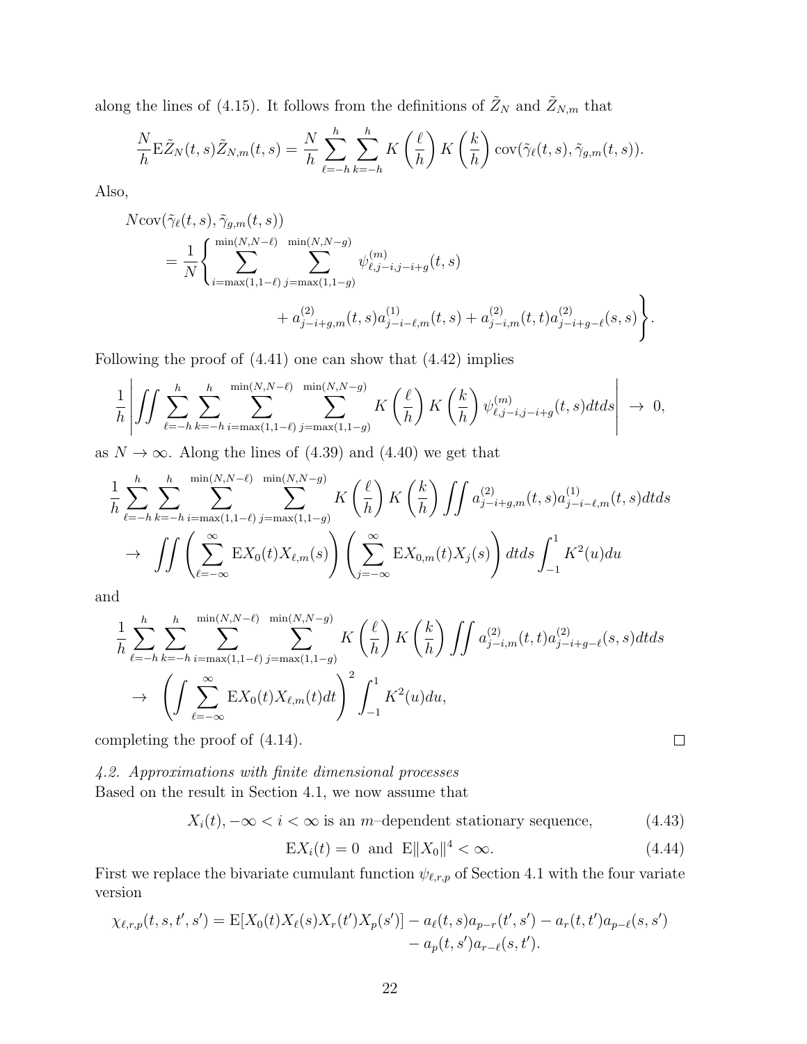along the lines of (4.15). It follows from the definitions of $\tilde{Z}_N$ and $\tilde{Z}_{N,m}$ that

$$
\frac{N}{h}\mathrm{E}\tilde{Z}_N(t,s)\tilde{Z}_{N,m}(t,s) = \frac{N}{h}\sum_{\ell=-h}^{h}\sum_{k=-h}^{h} K\left(\frac{\ell}{h}\right)K\left(\frac{k}{h}\right)\mathrm{cov}(\tilde{\gamma}_\ell(t,s),\tilde{\gamma}_{g,m}(t,s)).
$$

Also,

$$
\begin{aligned}
&N\mathrm{cov}(\tilde{\gamma}_\ell(t,s),\tilde{\gamma}_{g,m}(t,s)) \\
&\quad = \frac{1}{N}\Bigg\{\sum_{i=\max(1,1-\ell)}^{\min(N,N-\ell)}\ \sum_{j=\max(1,1-g)}^{\min(N,N-g)} \psi^{(m)}_{\ell,j-i,j-i+g}(t,s) \\
&\qquad\qquad + a^{(2)}_{j-i+g,m}(t,s)a^{(1)}_{j-i-\ell,m}(t,s) + a^{(2)}_{j-i,m}(t,t)a^{(2)}_{j-i+g-\ell}(s,s)\Bigg\}.
\end{aligned}
$$

Following the proof of (4.41) one can show that (4.42) implies

$$
\frac{1}{h}\left|\iint \sum_{\ell=-h}^{h}\sum_{k=-h}^{h}\ \sum_{i=\max(1,1-\ell)}^{\min(N,N-\ell)}\ \sum_{j=\max(1,1-g)}^{\min(N,N-g)} K\left(\frac{\ell}{h}\right)K\left(\frac{k}{h}\right)\psi^{(m)}_{\ell,j-i,j-i+g}(t,s)dtds\right| \to 0,
$$

as $N\to\infty$. Along the lines of (4.39) and (4.40) we get that

$$
\begin{aligned}
&\frac{1}{h}\sum_{\ell=-h}^{h}\sum_{k=-h}^{h}\ \sum_{i=\max(1,1-\ell)}^{\min(N,N-\ell)}\ \sum_{j=\max(1,1-g)}^{\min(N,N-g)} K\left(\frac{\ell}{h}\right)K\left(\frac{k}{h}\right)\iint a^{(2)}_{j-i+g,m}(t,s)a^{(1)}_{j-i-\ell,m}(t,s)dtds \\
&\quad \to \iint\left(\sum_{\ell=-\infty}^{\infty}\mathrm{E}X_0(t)X_{\ell,m}(s)\right)\left(\sum_{j=-\infty}^{\infty}\mathrm{E}X_{0,m}(t)X_j(s)\right)dtds\int_{-1}^{1}K^2(u)du
\end{aligned}
$$

and

$$
\begin{aligned}
&\frac{1}{h}\sum_{\ell=-h}^{h}\sum_{k=-h}^{h}\ \sum_{i=\max(1,1-\ell)}^{\min(N,N-\ell)}\ \sum_{j=\max(1,1-g)}^{\min(N,N-g)} K\left(\frac{\ell}{h}\right)K\left(\frac{k}{h}\right)\iint a^{(2)}_{j-i,m}(t,t)a^{(2)}_{j-i+g-\ell}(s,s)dtds \\
&\quad \to \left(\int\sum_{\ell=-\infty}^{\infty}\mathrm{E}X_0(t)X_{\ell,m}(t)dt\right)^2\int_{-1}^{1}K^2(u)du,
\end{aligned}
$$

completing the proof of (4.14). $\square$

*4.2. Approximations with finite dimensional processes*

Based on the result in Section 4.1, we now assume that

$$
X_i(t), -\infty < i < \infty \text{ is an } m\text{–dependent stationary sequence,} \tag{4.43}
$$

$$
\mathrm{E}X_i(t) = 0 \ \text{ and } \ \mathrm{E}\|X_0\|^4 < \infty. \tag{4.44}
$$

First we replace the bivariate cumulant function $\psi_{\ell,r,p}$ of Section 4.1 with the four variate version

$$
\begin{aligned}
\chi_{\ell,r,p}(t,s,t',s') = \mathrm{E}[X_0(t)X_\ell(s)X_r(t')X_p(s')] &- a_\ell(t,s)a_{p-r}(t',s') - a_r(t,t')a_{p-\ell}(s,s') \\
&- a_p(t,s')a_{r-\ell}(s,t').
\end{aligned}
$$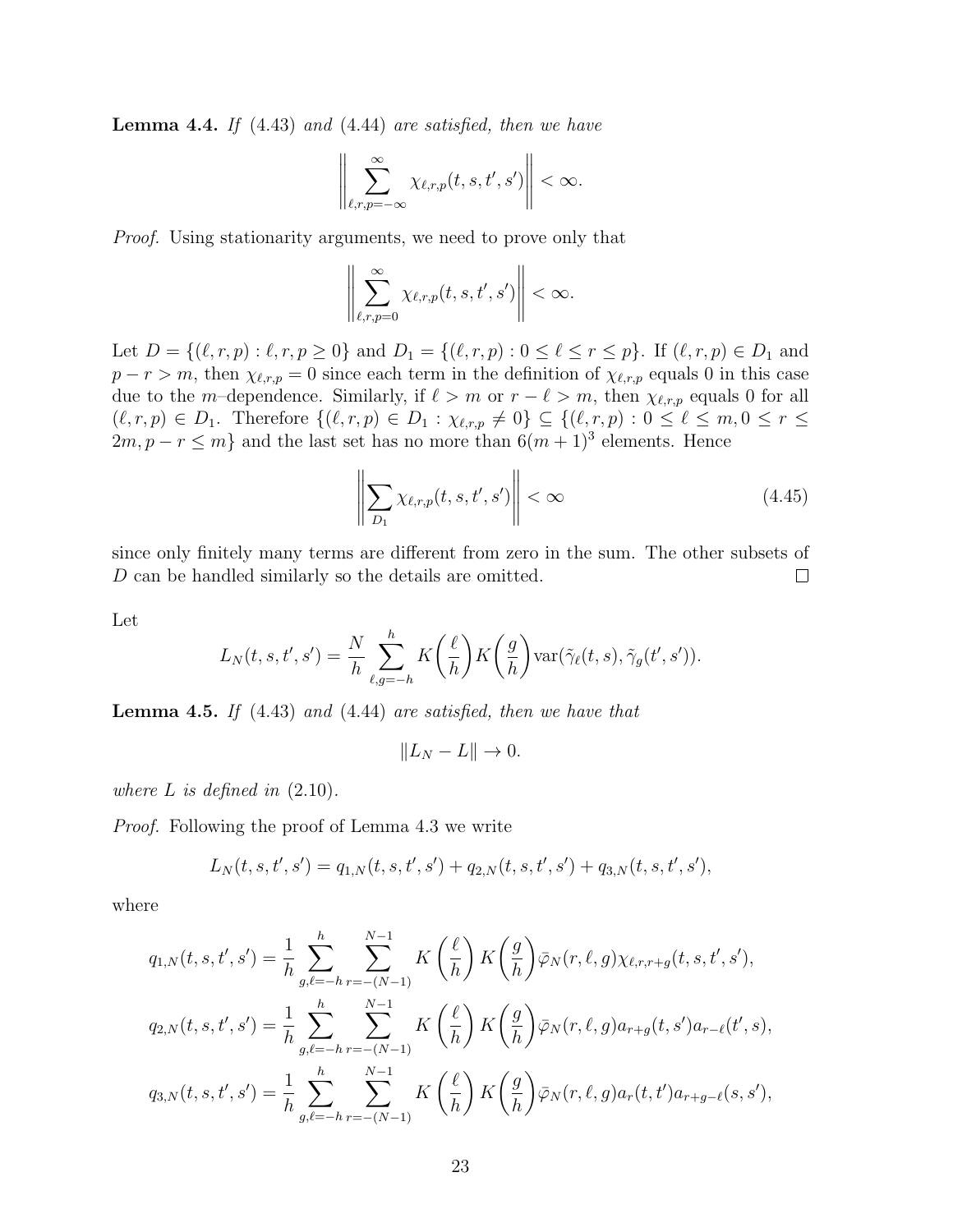**Lemma 4.4.** *If* (4.43) *and* (4.44) *are satisfied, then we have*

$$\left\| \sum_{\ell,r,p=-\infty}^{\infty} \chi_{\ell,r,p}(t,s,t',s') \right\| < \infty.$$

*Proof.* Using stationarity arguments, we need to prove only that

$$\left\| \sum_{\ell,r,p=0}^{\infty} \chi_{\ell,r,p}(t,s,t',s') \right\| < \infty.$$

Let $D = \{(\ell,r,p) : \ell,r,p \geq 0\}$ and $D_1 = \{(\ell,r,p) : 0 \leq \ell \leq r \leq p\}$. If $(\ell,r,p) \in D_1$ and $p - r > m$, then $\chi_{\ell,r,p} = 0$ since each term in the definition of $\chi_{\ell,r,p}$ equals 0 in this case due to the $m$–dependence. Similarly, if $\ell > m$ or $r - \ell > m$, then $\chi_{\ell,r,p}$ equals 0 for all $(\ell,r,p) \in D_1$. Therefore $\{(\ell,r,p) \in D_1 : \chi_{\ell,r,p} \neq 0\} \subseteq \{(\ell,r,p) : 0 \leq \ell \leq m, 0 \leq r \leq 2m, p - r \leq m\}$ and the last set has no more than $6(m+1)^3$ elements. Hence

$$\left\| \sum_{D_1} \chi_{\ell,r,p}(t,s,t',s') \right\| < \infty \tag{4.45}$$

since only finitely many terms are different from zero in the sum. The other subsets of $D$ can be handled similarly so the details are omitted. □

Let

$$L_N(t,s,t',s') = \frac{N}{h} \sum_{\ell,g=-h}^{h} K\left(\frac{\ell}{h}\right) K\left(\frac{g}{h}\right) \mathrm{var}(\tilde{\gamma}_\ell(t,s), \tilde{\gamma}_g(t',s')).$$

**Lemma 4.5.** *If* (4.43) *and* (4.44) *are satisfied, then we have that*

$$\|L_N - L\| \to 0.$$

*where $L$ is defined in* (2.10).

*Proof.* Following the proof of Lemma 4.3 we write

$$L_N(t,s,t',s') = q_{1,N}(t,s,t',s') + q_{2,N}(t,s,t',s') + q_{3,N}(t,s,t',s'),$$

where

$$q_{1,N}(t,s,t',s') = \frac{1}{h} \sum_{g,\ell=-h}^{h} \sum_{r=-(N-1)}^{N-1} K\left(\frac{\ell}{h}\right) K\left(\frac{g}{h}\right) \bar{\varphi}_N(r,\ell,g) \chi_{\ell,r,r+g}(t,s,t',s'),$$

$$q_{2,N}(t,s,t',s') = \frac{1}{h} \sum_{g,\ell=-h}^{h} \sum_{r=-(N-1)}^{N-1} K\left(\frac{\ell}{h}\right) K\left(\frac{g}{h}\right) \bar{\varphi}_N(r,\ell,g) a_{r+g}(t,s') a_{r-\ell}(t',s),$$

$$q_{3,N}(t,s,t',s') = \frac{1}{h} \sum_{g,\ell=-h}^{h} \sum_{r=-(N-1)}^{N-1} K\left(\frac{\ell}{h}\right) K\left(\frac{g}{h}\right) \bar{\varphi}_N(r,\ell,g) a_r(t,t') a_{r+g-\ell}(s,s'),$$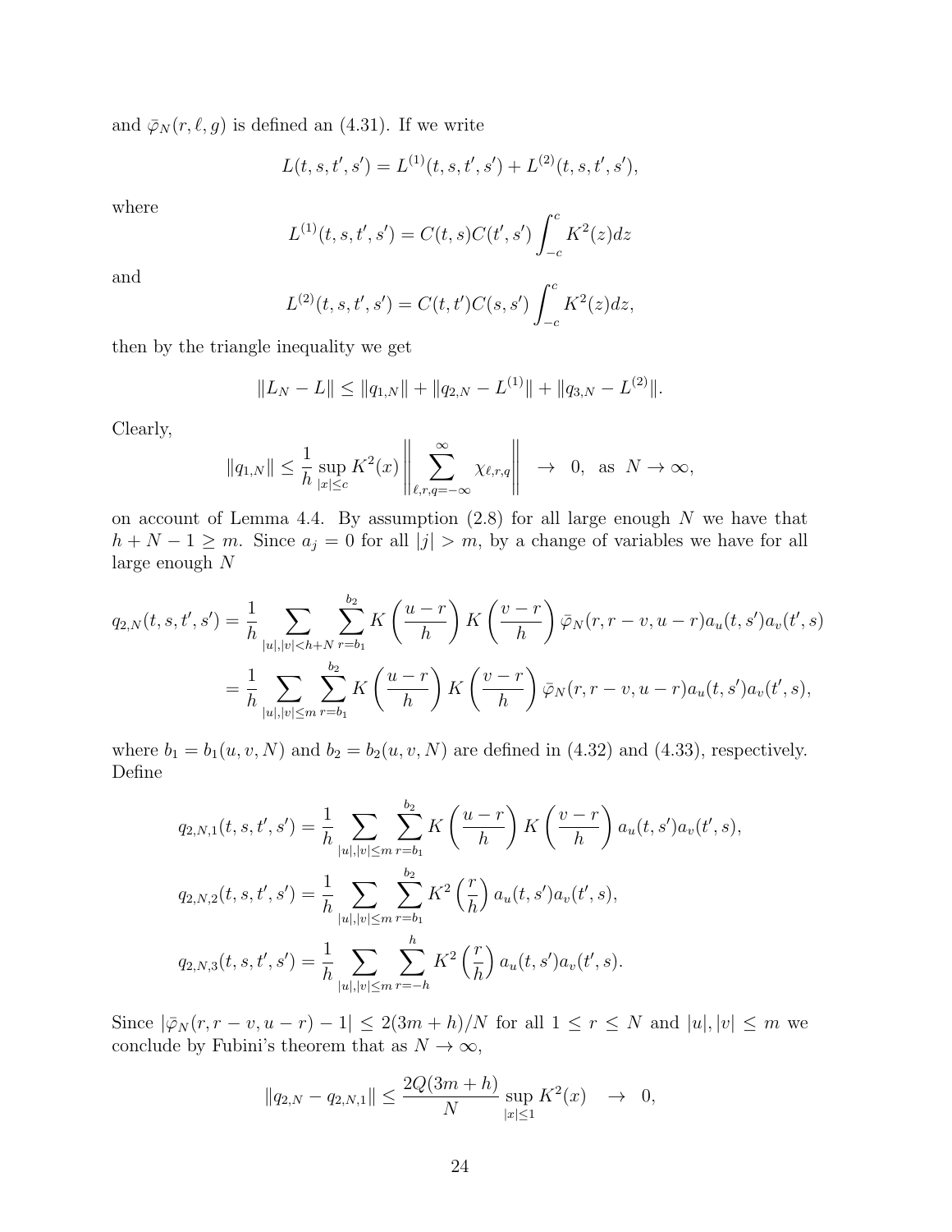and $\bar{\varphi}_N(r,\ell,g)$ is defined an (4.31). If we write

$$L(t,s,t',s') = L^{(1)}(t,s,t',s') + L^{(2)}(t,s,t',s'),$$

where

$$L^{(1)}(t,s,t',s') = C(t,s)C(t',s')\int_{-c}^{c} K^2(z)dz$$

and

$$L^{(2)}(t,s,t',s') = C(t,t')C(s,s')\int_{-c}^{c} K^2(z)dz,$$

then by the triangle inequality we get

$$\|L_N - L\| \le \|q_{1,N}\| + \|q_{2,N} - L^{(1)}\| + \|q_{3,N} - L^{(2)}\|.$$

Clearly,

$$\|q_{1,N}\| \le \frac{1}{h}\sup_{|x|\le c} K^2(x)\left\|\sum_{\ell,r,q=-\infty}^{\infty}\chi_{\ell,r,q}\right\| \;\;\to\;\; 0, \;\; \text{as} \;\; N\to\infty,$$

on account of Lemma 4.4. By assumption (2.8) for all large enough $N$ we have that $h+N-1 \ge m$. Since $a_j = 0$ for all $|j| > m$, by a change of variables we have for all large enough $N$

$$\begin{aligned}
q_{2,N}(t,s,t',s') &= \frac{1}{h}\sum_{|u|,|v|<h+N}\sum_{r=b_1}^{b_2} K\left(\frac{u-r}{h}\right)K\left(\frac{v-r}{h}\right)\bar{\varphi}_N(r,r-v,u-r)a_u(t,s')a_v(t',s) \\
&= \frac{1}{h}\sum_{|u|,|v|\le m}\sum_{r=b_1}^{b_2} K\left(\frac{u-r}{h}\right)K\left(\frac{v-r}{h}\right)\bar{\varphi}_N(r,r-v,u-r)a_u(t,s')a_v(t',s),
\end{aligned}$$

where $b_1 = b_1(u,v,N)$ and $b_2 = b_2(u,v,N)$ are defined in (4.32) and (4.33), respectively. Define

$$\begin{aligned}
q_{2,N,1}(t,s,t',s') &= \frac{1}{h}\sum_{|u|,|v|\le m}\sum_{r=b_1}^{b_2} K\left(\frac{u-r}{h}\right)K\left(\frac{v-r}{h}\right)a_u(t,s')a_v(t',s), \\
q_{2,N,2}(t,s,t',s') &= \frac{1}{h}\sum_{|u|,|v|\le m}\sum_{r=b_1}^{b_2} K^2\left(\frac{r}{h}\right)a_u(t,s')a_v(t',s), \\
q_{2,N,3}(t,s,t',s') &= \frac{1}{h}\sum_{|u|,|v|\le m}\sum_{r=-h}^{h} K^2\left(\frac{r}{h}\right)a_u(t,s')a_v(t',s).
\end{aligned}$$

Since $|\bar{\varphi}_N(r,r-v,u-r) - 1| \le 2(3m+h)/N$ for all $1 \le r \le N$ and $|u|,|v| \le m$ we conclude by Fubini's theorem that as $N\to\infty$,

$$\|q_{2,N} - q_{2,N,1}\| \le \frac{2Q(3m+h)}{N}\sup_{|x|\le 1} K^2(x) \;\;\to\;\; 0,$$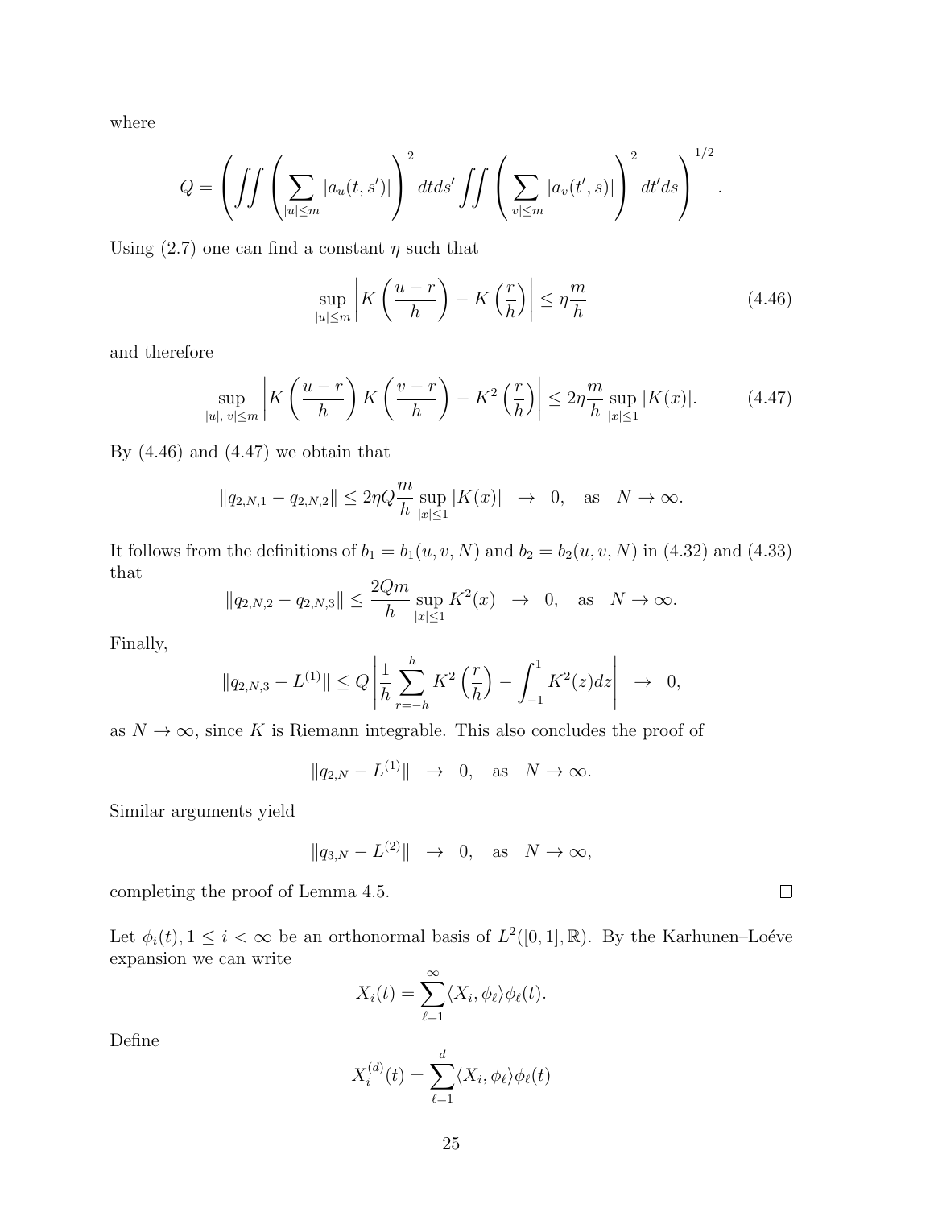where

$$Q = \left( \iint \left( \sum_{|u| \leq m} |a_u(t, s')| \right)^2 dt ds' \iint \left( \sum_{|v| \leq m} |a_v(t', s)| \right)^2 dt' ds \right)^{1/2}.$$

Using (2.7) one can find a constant $\eta$ such that

$$\sup_{|u| \leq m} \left| K\left(\frac{u-r}{h}\right) - K\left(\frac{r}{h}\right) \right| \leq \eta \frac{m}{h} \tag{4.46}$$

and therefore

$$\sup_{|u|,|v| \leq m} \left| K\left(\frac{u-r}{h}\right) K\left(\frac{v-r}{h}\right) - K^2\left(\frac{r}{h}\right) \right| \leq 2\eta \frac{m}{h} \sup_{|x| \leq 1} |K(x)|. \tag{4.47}$$

By (4.46) and (4.47) we obtain that

$$\|q_{2,N,1} - q_{2,N,2}\| \leq 2\eta Q \frac{m}{h} \sup_{|x| \leq 1} |K(x)| \quad \to \quad 0, \quad \text{as} \quad N \to \infty.$$

It follows from the definitions of $b_1 = b_1(u, v, N)$ and $b_2 = b_2(u, v, N)$ in (4.32) and (4.33) that

$$\|q_{2,N,2} - q_{2,N,3}\| \leq \frac{2Qm}{h} \sup_{|x| \leq 1} K^2(x) \quad \to \quad 0, \quad \text{as} \quad N \to \infty.$$

Finally,

$$\|q_{2,N,3} - L^{(1)}\| \leq Q \left| \frac{1}{h} \sum_{r=-h}^{h} K^2\left(\frac{r}{h}\right) - \int_{-1}^{1} K^2(z) dz \right| \quad \to \quad 0,$$

as $N \to \infty$, since $K$ is Riemann integrable. This also concludes the proof of

$$\|q_{2,N} - L^{(1)}\| \quad \to \quad 0, \quad \text{as} \quad N \to \infty.$$

Similar arguments yield

$$\|q_{3,N} - L^{(2)}\| \quad \to \quad 0, \quad \text{as} \quad N \to \infty,$$

completing the proof of Lemma 4.5. □

Let $\phi_i(t), 1 \leq i < \infty$ be an orthonormal basis of $L^2([0,1], \mathbb{R})$. By the Karhunen–Loéve expansion we can write

$$X_i(t) = \sum_{\ell=1}^{\infty} \langle X_i, \phi_\ell \rangle \phi_\ell(t).$$

Define

$$X_i^{(d)}(t) = \sum_{\ell=1}^{d} \langle X_i, \phi_\ell \rangle \phi_\ell(t)$$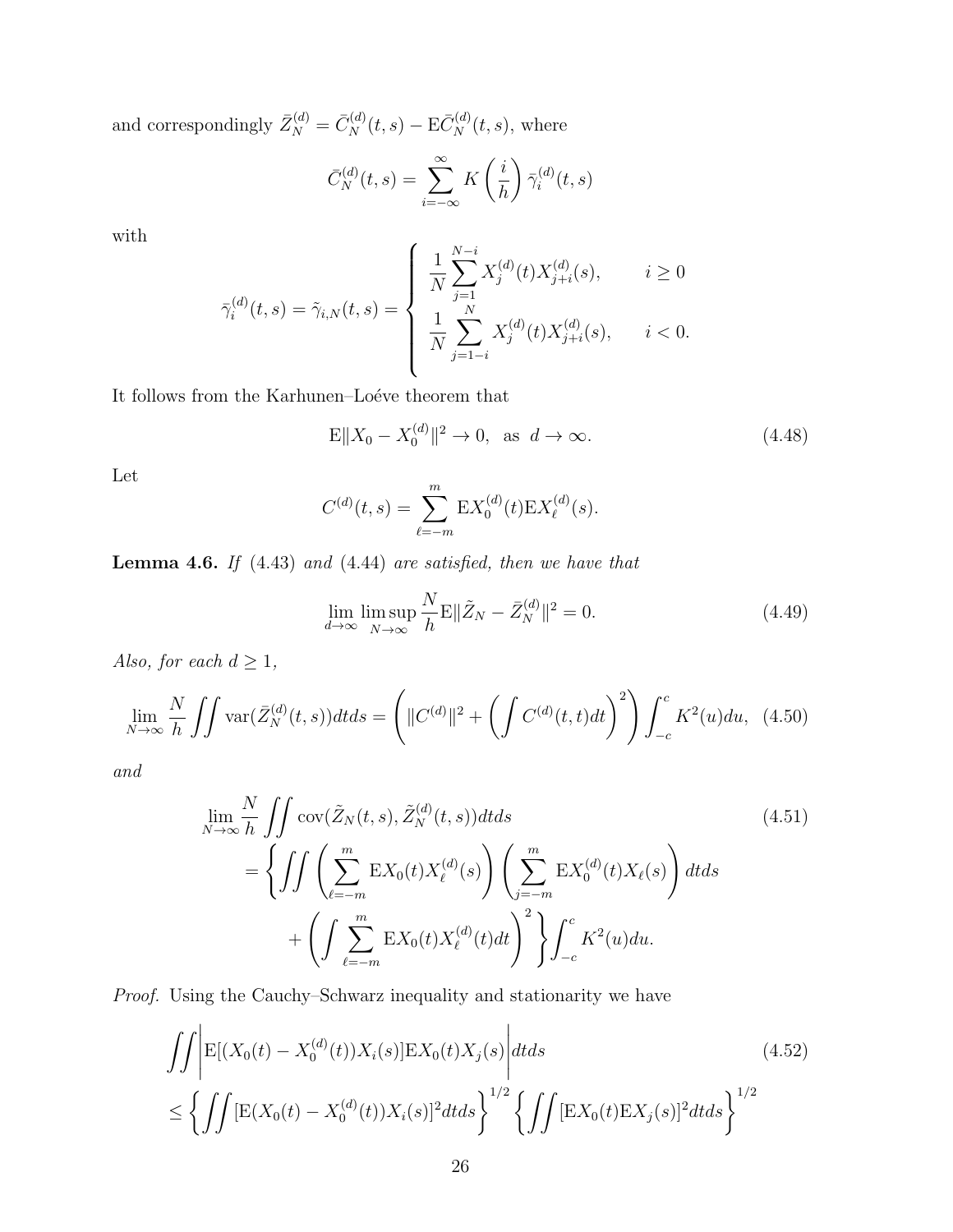and correspondingly $\bar{Z}_N^{(d)} = \bar{C}_N^{(d)}(t,s) - \mathrm{E}\bar{C}_N^{(d)}(t,s)$, where

$$\bar{C}_N^{(d)}(t,s) = \sum_{i=-\infty}^{\infty} K\left(\frac{i}{h}\right)\bar{\gamma}_i^{(d)}(t,s)$$

with

$$\bar{\gamma}_i^{(d)}(t,s) = \tilde{\gamma}_{i,N}(t,s) = \begin{cases} \dfrac{1}{N}\displaystyle\sum_{j=1}^{N-i} X_j^{(d)}(t)X_{j+i}^{(d)}(s), & i \geq 0 \\ \dfrac{1}{N}\displaystyle\sum_{j=1-i}^{N} X_j^{(d)}(t)X_{j+i}^{(d)}(s), & i < 0. \end{cases}$$

It follows from the Karhunen–Loéve theorem that

$$\mathrm{E}\|X_0 - X_0^{(d)}\|^2 \to 0, \quad \text{as} \quad d \to \infty. \tag{4.48}$$

Let

$$C^{(d)}(t,s) = \sum_{\ell=-m}^{m} \mathrm{E}X_0^{(d)}(t)\mathrm{E}X_\ell^{(d)}(s).$$

**Lemma 4.6.** *If* (4.43) *and* (4.44) *are satisfied, then we have that*

$$\lim_{d\to\infty}\limsup_{N\to\infty} \frac{N}{h}\mathrm{E}\|\tilde{Z}_N - \bar{Z}_N^{(d)}\|^2 = 0. \tag{4.49}$$

*Also, for each* $d \geq 1$,

$$\lim_{N\to\infty} \frac{N}{h}\iint \mathrm{var}(\bar{Z}_N^{(d)}(t,s))dtds = \left(\|C^{(d)}\|^2 + \left(\int C^{(d)}(t,t)dt\right)^2\right)\int_{-c}^{c} K^2(u)du, \tag{4.50}$$

*and*

$$\begin{aligned}\lim_{N\to\infty} \frac{N}{h}\iint &\mathrm{cov}(\tilde{Z}_N(t,s), \tilde{Z}_N^{(d)}(t,s))dtds \\ &= \Bigg\{\iint \left(\sum_{\ell=-m}^{m} \mathrm{E}X_0(t)X_\ell^{(d)}(s)\right)\left(\sum_{j=-m}^{m} \mathrm{E}X_0^{(d)}(t)X_\ell(s)\right)dtds \\ &\qquad + \left(\int \sum_{\ell=-m}^{m} \mathrm{E}X_0(t)X_\ell^{(d)}(t)dt\right)^2\Bigg\}\int_{-c}^{c} K^2(u)du.\end{aligned} \tag{4.51}$$

*Proof.* Using the Cauchy–Schwarz inequality and stationarity we have

$$\begin{aligned}&\iint \left|\mathrm{E}[(X_0(t) - X_0^{(d)}(t))X_i(s)]\mathrm{E}X_0(t)X_j(s)\right|dtds \\ &\leq \left\{\iint [\mathrm{E}(X_0(t) - X_0^{(d)}(t))X_i(s)]^2 dtds\right\}^{1/2}\left\{\iint [\mathrm{E}X_0(t)\mathrm{E}X_j(s)]^2 dtds\right\}^{1/2}\end{aligned} \tag{4.52}$$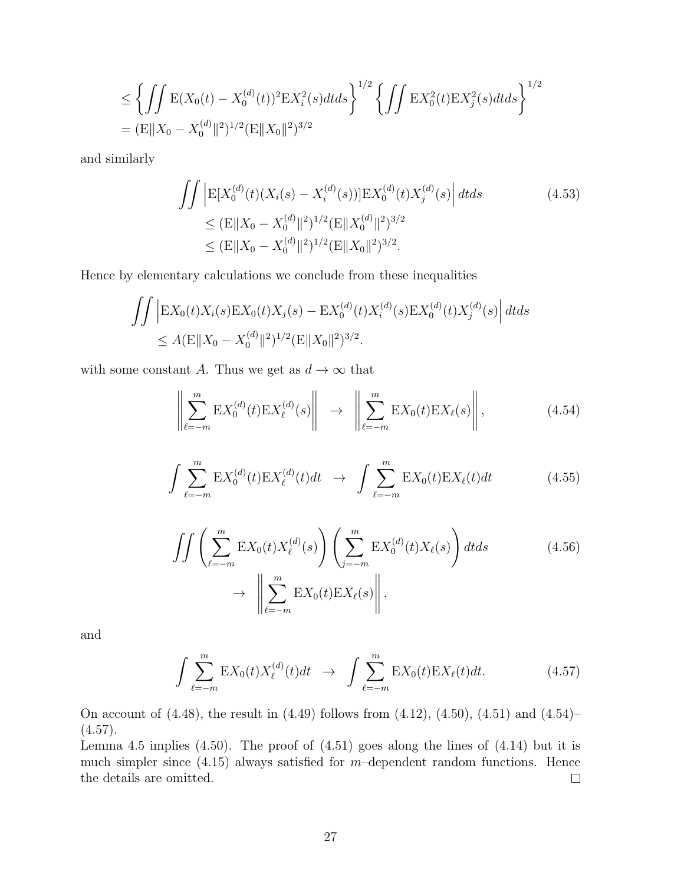$$
\leq \left\{ \iint \mathrm{E}(X_0(t) - X_0^{(d)}(t))^2 \mathrm{E}X_i^2(s) dt ds \right\}^{1/2} \left\{ \iint \mathrm{E}X_0^2(t) \mathrm{E}X_j^2(s) dt ds \right\}^{1/2}
$$

$$
= (\mathrm{E}\|X_0 - X_0^{(d)}\|^2)^{1/2} (\mathrm{E}\|X_0\|^2)^{3/2}
$$

and similarly

$$
\begin{aligned}
\iint & \left| \mathrm{E}[X_0^{(d)}(t)(X_i(s) - X_i^{(d)}(s))] \mathrm{E}X_0^{(d)}(t) X_j^{(d)}(s) \right| dt ds \\
&\leq (\mathrm{E}\|X_0 - X_0^{(d)}\|^2)^{1/2} (\mathrm{E}\|X_0^{(d)}\|^2)^{3/2} \\
&\leq (\mathrm{E}\|X_0 - X_0^{(d)}\|^2)^{1/2} (\mathrm{E}\|X_0\|^2)^{3/2}.
\end{aligned} \tag{4.53}
$$

Hence by elementary calculations we conclude from these inequalities

$$
\begin{aligned}
\iint & \left| \mathrm{E}X_0(t) X_i(s) \mathrm{E}X_0(t) X_j(s) - \mathrm{E}X_0^{(d)}(t) X_i^{(d)}(s) \mathrm{E}X_0^{(d)}(t) X_j^{(d)}(s) \right| dt ds \\
&\leq A (\mathrm{E}\|X_0 - X_0^{(d)}\|^2)^{1/2} (\mathrm{E}\|X_0\|^2)^{3/2}.
\end{aligned}
$$

with some constant $A$. Thus we get as $d \to \infty$ that

$$
\left\| \sum_{\ell=-m}^{m} \mathrm{E}X_0^{(d)}(t) \mathrm{E}X_\ell^{(d)}(s) \right\| \to \left\| \sum_{\ell=-m}^{m} \mathrm{E}X_0(t) \mathrm{E}X_\ell(s) \right\|, \tag{4.54}
$$

$$
\int \sum_{\ell=-m}^{m} \mathrm{E}X_0^{(d)}(t) \mathrm{E}X_\ell^{(d)}(t) dt \to \int \sum_{\ell=-m}^{m} \mathrm{E}X_0(t) \mathrm{E}X_\ell(t) dt \tag{4.55}
$$

$$
\begin{aligned}
\iint & \left( \sum_{\ell=-m}^{m} \mathrm{E}X_0(t) X_\ell^{(d)}(s) \right) \left( \sum_{j=-m}^{m} \mathrm{E}X_0^{(d)}(t) X_\ell(s) \right) dt ds \\
& \to \left\| \sum_{\ell=-m}^{m} \mathrm{E}X_0(t) \mathrm{E}X_\ell(s) \right\|,
\end{aligned} \tag{4.56}
$$

and

$$
\int \sum_{\ell=-m}^{m} \mathrm{E}X_0(t) X_\ell^{(d)}(t) dt \to \int \sum_{\ell=-m}^{m} \mathrm{E}X_0(t) \mathrm{E}X_\ell(t) dt. \tag{4.57}
$$

On account of (4.48), the result in (4.49) follows from (4.12), (4.50), (4.51) and (4.54)–(4.57).

Lemma 4.5 implies (4.50). The proof of (4.51) goes along the lines of (4.14) but it is much simpler since (4.15) always satisfied for $m$–dependent random functions. Hence the details are omitted. □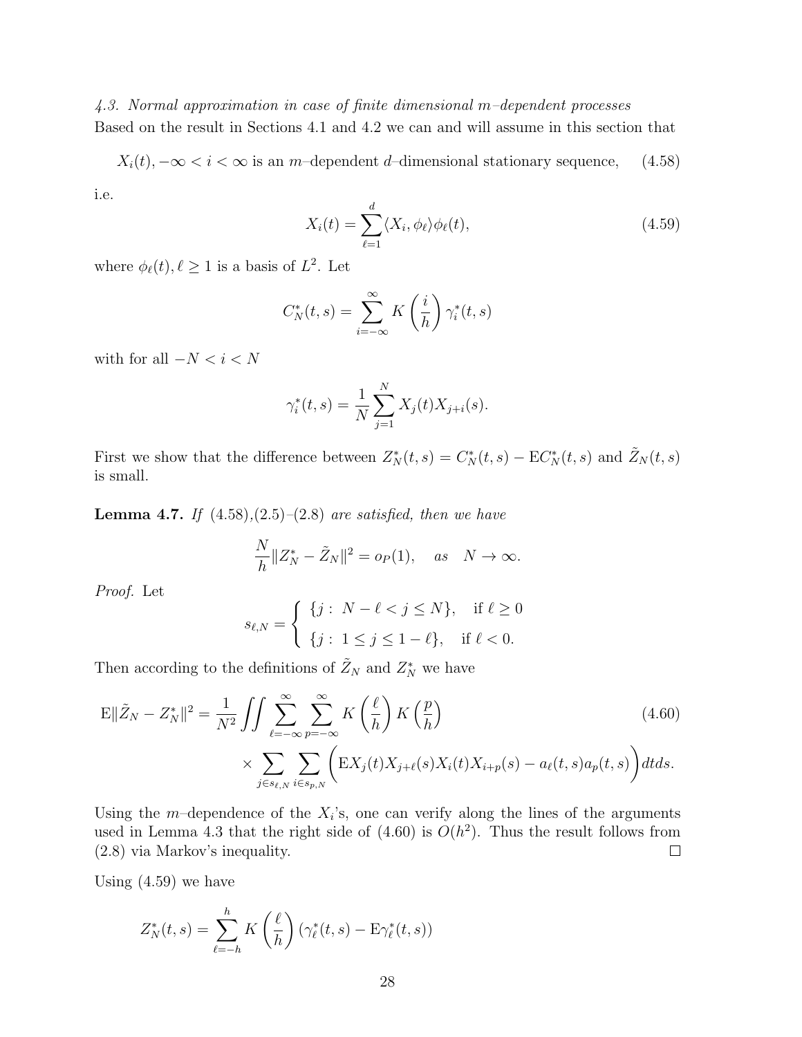*4.3. Normal approximation in case of finite dimensional m–dependent processes*
Based on the result in Sections 4.1 and 4.2 we can and will assume in this section that

$$X_i(t), -\infty < i < \infty \text{ is an } m\text{–dependent } d\text{–dimensional stationary sequence,} \tag{4.58}$$

i.e.

$$X_i(t) = \sum_{\ell=1}^{d} \langle X_i, \phi_\ell \rangle \phi_\ell(t), \tag{4.59}$$

where $\phi_\ell(t), \ell \geq 1$ is a basis of $L^2$. Let

$$C_N^*(t,s) = \sum_{i=-\infty}^{\infty} K\left(\frac{i}{h}\right) \gamma_i^*(t,s)$$

with for all $-N < i < N$

$$\gamma_i^*(t,s) = \frac{1}{N} \sum_{j=1}^{N} X_j(t) X_{j+i}(s).$$

First we show that the difference between $Z_N^*(t,s) = C_N^*(t,s) - \mathrm{E} C_N^*(t,s)$ and $\tilde{Z}_N(t,s)$ is small.

**Lemma 4.7.** *If* (4.58),(2.5)–(2.8) *are satisfied, then we have*

$$\frac{N}{h} \| Z_N^* - \tilde{Z}_N \|^2 = o_P(1), \quad as \quad N \to \infty.$$

*Proof.* Let

$$s_{\ell,N} = \begin{cases} \{j: \ N - \ell < j \leq N\}, & \text{if } \ell \geq 0 \\ \{j: \ 1 \leq j \leq 1 - \ell\}, & \text{if } \ell < 0. \end{cases}$$

Then according to the definitions of $\tilde{Z}_N$ and $Z_N^*$ we have

$$\begin{aligned} \mathrm{E}\|\tilde{Z}_N - Z_N^*\|^2 = \frac{1}{N^2} \iint \sum_{\ell=-\infty}^{\infty} \sum_{p=-\infty}^{\infty} K\left(\frac{\ell}{h}\right) K\left(\frac{p}{h}\right) \\ \times \sum_{j \in s_{\ell,N}} \sum_{i \in s_{p,N}} \Big( \mathrm{E} X_j(t) X_{j+\ell}(s) X_i(t) X_{i+p}(s) - a_\ell(t,s) a_p(t,s) \Big) dt ds. \end{aligned} \tag{4.60}$$

Using the $m$–dependence of the $X_i$'s, one can verify along the lines of the arguments used in Lemma 4.3 that the right side of (4.60) is $O(h^2)$. Thus the result follows from (2.8) via Markov's inequality. $\square$

Using (4.59) we have

$$Z_N^*(t,s) = \sum_{\ell=-h}^{h} K\left(\frac{\ell}{h}\right) \left(\gamma_\ell^*(t,s) - \mathrm{E}\gamma_\ell^*(t,s)\right)$$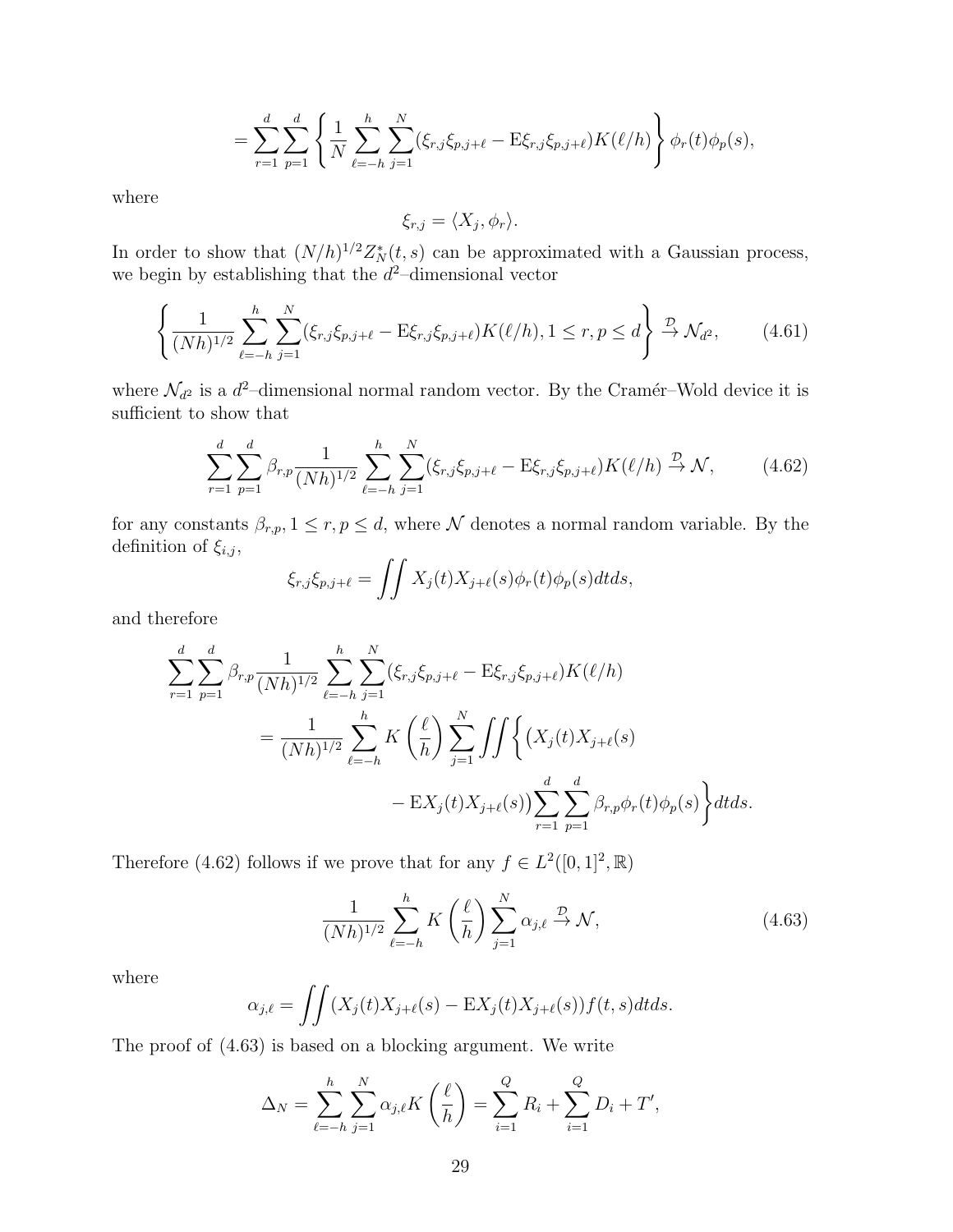$$
= \sum_{r=1}^{d} \sum_{p=1}^{d} \left\{ \frac{1}{N} \sum_{\ell=-h}^{h} \sum_{j=1}^{N} (\xi_{r,j}\xi_{p,j+\ell} - \mathrm{E}\xi_{r,j}\xi_{p,j+\ell}) K(\ell/h) \right\} \phi_r(t)\phi_p(s),
$$

where

$$
\xi_{r,j} = \langle X_j, \phi_r \rangle.
$$

In order to show that $(N/h)^{1/2} Z_N^*(t,s)$ can be approximated with a Gaussian process, we begin by establishing that the $d^2$–dimensional vector

$$
\left\{ \frac{1}{(Nh)^{1/2}} \sum_{\ell=-h}^{h} \sum_{j=1}^{N} (\xi_{r,j}\xi_{p,j+\ell} - \mathrm{E}\xi_{r,j}\xi_{p,j+\ell}) K(\ell/h), 1 \le r, p \le d \right\} \xrightarrow{\mathcal{D}} \mathcal{N}_{d^2}, \tag{4.61}
$$

where $\mathcal{N}_{d^2}$ is a $d^2$–dimensional normal random vector. By the Cramér–Wold device it is sufficient to show that

$$
\sum_{r=1}^{d} \sum_{p=1}^{d} \beta_{r,p} \frac{1}{(Nh)^{1/2}} \sum_{\ell=-h}^{h} \sum_{j=1}^{N} (\xi_{r,j}\xi_{p,j+\ell} - \mathrm{E}\xi_{r,j}\xi_{p,j+\ell}) K(\ell/h) \xrightarrow{\mathcal{D}} \mathcal{N}, \tag{4.62}
$$

for any constants $\beta_{r,p}, 1 \le r, p \le d$, where $\mathcal{N}$ denotes a normal random variable. By the definition of $\xi_{i,j}$,

$$
\xi_{r,j}\xi_{p,j+\ell} = \iint X_j(t) X_{j+\ell}(s) \phi_r(t) \phi_p(s) dt ds,
$$

and therefore

$$
\begin{aligned}
\sum_{r=1}^{d} \sum_{p=1}^{d} \beta_{r,p} & \frac{1}{(Nh)^{1/2}} \sum_{\ell=-h}^{h} \sum_{j=1}^{N} (\xi_{r,j}\xi_{p,j+\ell} - \mathrm{E}\xi_{r,j}\xi_{p,j+\ell}) K(\ell/h) \\
&= \frac{1}{(Nh)^{1/2}} \sum_{\ell=-h}^{h} K\left(\frac{\ell}{h}\right) \sum_{j=1}^{N} \iint \Big\{ \big( X_j(t) X_{j+\ell}(s) \\
&\qquad - \mathrm{E} X_j(t) X_{j+\ell}(s) \big) \sum_{r=1}^{d} \sum_{p=1}^{d} \beta_{r,p} \phi_r(t) \phi_p(s) \Big\} dt ds.
\end{aligned}
$$

Therefore (4.62) follows if we prove that for any $f \in L^2([0,1]^2, \mathbb{R})$

$$
\frac{1}{(Nh)^{1/2}} \sum_{\ell=-h}^{h} K\left(\frac{\ell}{h}\right) \sum_{j=1}^{N} \alpha_{j,\ell} \xrightarrow{\mathcal{D}} \mathcal{N}, \tag{4.63}
$$

where

$$
\alpha_{j,\ell} = \iint (X_j(t) X_{j+\ell}(s) - \mathrm{E} X_j(t) X_{j+\ell}(s)) f(t,s) dt ds.
$$

The proof of (4.63) is based on a blocking argument. We write

$$
\Delta_N = \sum_{\ell=-h}^{h} \sum_{j=1}^{N} \alpha_{j,\ell} K\left(\frac{\ell}{h}\right) = \sum_{i=1}^{Q} R_i + \sum_{i=1}^{Q} D_i + T',
$$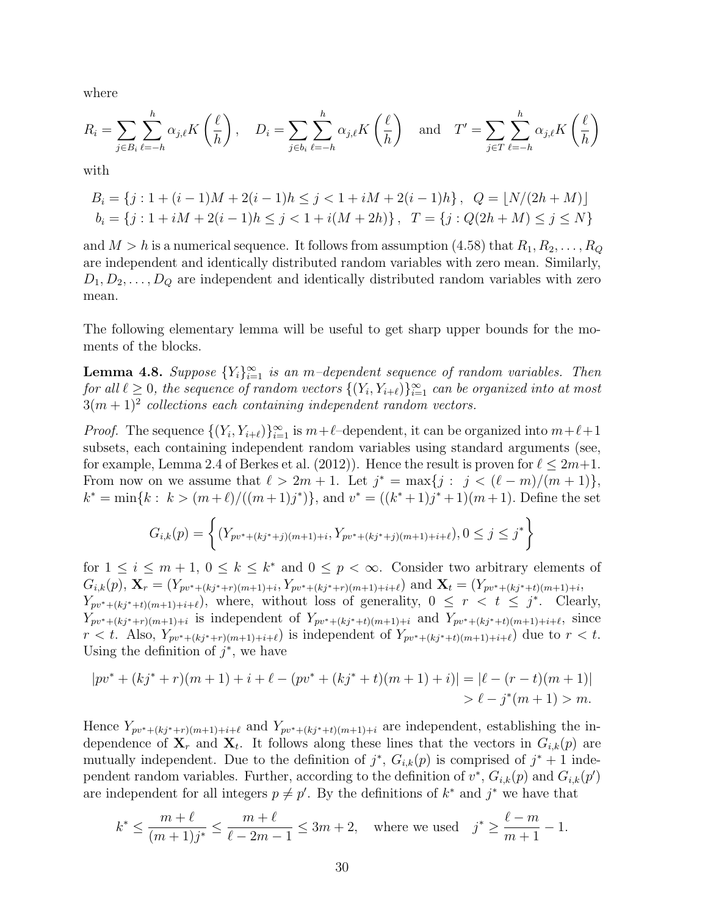where

$$R_i = \sum_{j \in B_i} \sum_{\ell=-h}^{h} \alpha_{j,\ell} K\left(\frac{\ell}{h}\right), \quad D_i = \sum_{j \in b_i} \sum_{\ell=-h}^{h} \alpha_{j,\ell} K\left(\frac{\ell}{h}\right) \quad \text{and} \quad T' = \sum_{j \in T} \sum_{\ell=-h}^{h} \alpha_{j,\ell} K\left(\frac{\ell}{h}\right)$$

with

$$B_i = \{j : 1 + (i-1)M + 2(i-1)h \le j < 1 + iM + 2(i-1)h\}, \quad Q = \lfloor N/(2h+M) \rfloor$$
$$b_i = \{j : 1 + iM + 2(i-1)h \le j < 1 + i(M+2h)\}, \quad T = \{j : Q(2h+M) \le j \le N\}$$

and $M > h$ is a numerical sequence. It follows from assumption (4.58) that $R_1, R_2, \ldots, R_Q$ are independent and identically distributed random variables with zero mean. Similarly, $D_1, D_2, \ldots, D_Q$ are independent and identically distributed random variables with zero mean.

The following elementary lemma will be useful to get sharp upper bounds for the moments of the blocks.

**Lemma 4.8.** *Suppose $\{Y_i\}_{i=1}^{\infty}$ is an $m$–dependent sequence of random variables. Then for all $\ell \ge 0$, the sequence of random vectors $\{(Y_i, Y_{i+\ell})\}_{i=1}^{\infty}$ can be organized into at most $3(m+1)^2$ collections each containing independent random vectors.*

*Proof.* The sequence $\{(Y_i, Y_{i+\ell})\}_{i=1}^{\infty}$ is $m+\ell$–dependent, it can be organized into $m+\ell+1$ subsets, each containing independent random variables using standard arguments (see, for example, Lemma 2.4 of Berkes et al. (2012)). Hence the result is proven for $\ell \le 2m+1$. From now on we assume that $\ell > 2m+1$. Let $j^* = \max\{j : \ j < (\ell - m)/(m+1)\}$, $k^* = \min\{k : \ k > (m+\ell)/((m+1)j^*)\}$, and $v^* = ((k^*+1)j^*+1)(m+1)$. Define the set

$$G_{i,k}(p) = \left\{ (Y_{pv^*+(kj^*+j)(m+1)+i}, Y_{pv^*+(kj^*+j)(m+1)+i+\ell}), 0 \le j \le j^* \right\}$$

for $1 \le i \le m+1$, $0 \le k \le k^*$ and $0 \le p < \infty$. Consider two arbitrary elements of $G_{i,k}(p)$, $\mathbf{X}_r = (Y_{pv^*+(kj^*+r)(m+1)+i}, Y_{pv^*+(kj^*+r)(m+1)+i+\ell})$ and $\mathbf{X}_t = (Y_{pv^*+(kj^*+t)(m+1)+i},$ $Y_{pv^*+(kj^*+t)(m+1)+i+\ell})$, where, without loss of generality, $0 \le r < t \le j^*$. Clearly, $Y_{pv^*+(kj^*+r)(m+1)+i}$ is independent of $Y_{pv^*+(kj^*+t)(m+1)+i}$ and $Y_{pv^*+(kj^*+t)(m+1)+i+\ell}$, since $r < t$. Also, $Y_{pv^*+(kj^*+r)(m+1)+i+\ell})$ is independent of $Y_{pv^*+(kj^*+t)(m+1)+i+\ell})$ due to $r < t$. Using the definition of $j^*$, we have

$$|pv^* + (kj^*+r)(m+1) + i + \ell - (pv^* + (kj^*+t)(m+1) + i)| = |\ell - (r-t)(m+1)|$$
$$> \ell - j^*(m+1) > m.$$

Hence $Y_{pv^*+(kj^*+r)(m+1)+i+\ell}$ and $Y_{pv^*+(kj^*+t)(m+1)+i}$ are independent, establishing the independence of $\mathbf{X}_r$ and $\mathbf{X}_t$. It follows along these lines that the vectors in $G_{i,k}(p)$ are mutually independent. Due to the definition of $j^*$, $G_{i,k}(p)$ is comprised of $j^*+1$ independent random variables. Further, according to the definition of $v^*$, $G_{i,k}(p)$ and $G_{i,k}(p')$ are independent for all integers $p \ne p'$. By the definitions of $k^*$ and $j^*$ we have that

$$k^* \le \frac{m+\ell}{(m+1)j^*} \le \frac{m+\ell}{\ell - 2m - 1} \le 3m+2, \quad \text{where we used} \quad j^* \ge \frac{\ell - m}{m+1} - 1.$$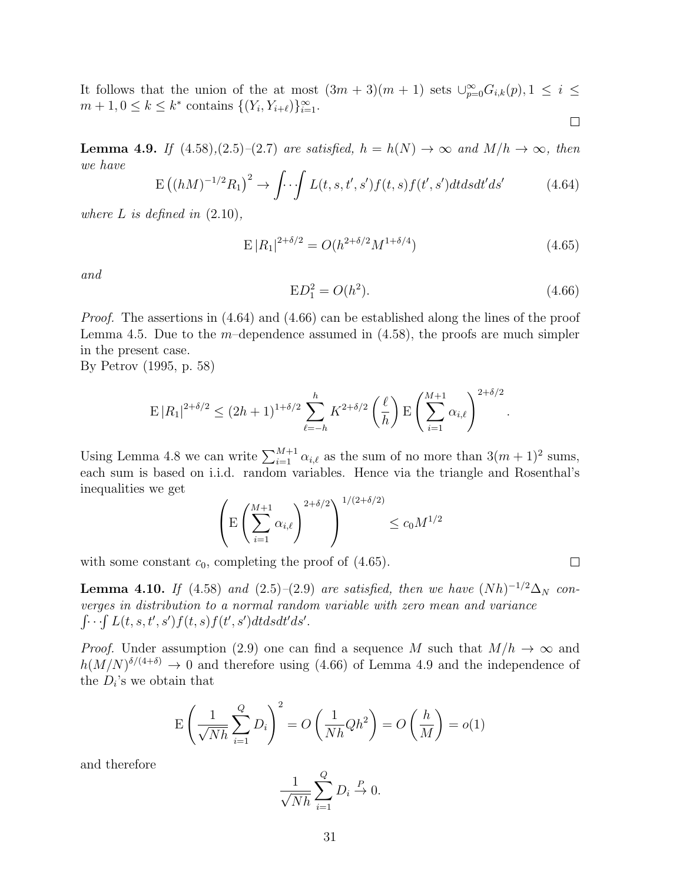It follows that the union of the at most $(3m+3)(m+1)$ sets $\cup_{p=0}^{\infty} G_{i,k}(p), 1 \le i \le m+1, 0 \le k \le k^*$ contains $\{(Y_i, Y_{i+\ell})\}_{i=1}^{\infty}$.

□

**Lemma 4.9.** *If* (4.58),(2.5)–(2.7) *are satisfied,* $h = h(N) \to \infty$ *and* $M/h \to \infty$, *then we have*

$$\mathrm{E}\left((hM)^{-1/2} R_1\right)^2 \to \int \cdots \int L(t,s,t',s') f(t,s) f(t',s') dt ds dt' ds' \tag{4.64}$$

*where* $L$ *is defined in* (2.10),

$$\mathrm{E}\,|R_1|^{2+\delta/2} = O(h^{2+\delta/2} M^{1+\delta/4}) \tag{4.65}$$

*and*

$$\mathrm{E} D_1^2 = O(h^2). \tag{4.66}$$

*Proof.* The assertions in (4.64) and (4.66) can be established along the lines of the proof Lemma 4.5. Due to the $m$–dependence assumed in (4.58), the proofs are much simpler in the present case.

By Petrov (1995, p. 58)

$$\mathrm{E}\,|R_1|^{2+\delta/2} \le (2h+1)^{1+\delta/2} \sum_{\ell=-h}^{h} K^{2+\delta/2}\left(\frac{\ell}{h}\right) \mathrm{E}\left(\sum_{i=1}^{M+1} \alpha_{i,\ell}\right)^{2+\delta/2}.$$

Using Lemma 4.8 we can write $\sum_{i=1}^{M+1} \alpha_{i,\ell}$ as the sum of no more than $3(m+1)^2$ sums, each sum is based on i.i.d. random variables. Hence via the triangle and Rosenthal's inequalities we get

$$\left(\mathrm{E}\left(\sum_{i=1}^{M+1} \alpha_{i,\ell}\right)^{2+\delta/2}\right)^{1/(2+\delta/2)} \le c_0 M^{1/2}$$

with some constant $c_0$, completing the proof of (4.65).

□

**Lemma 4.10.** *If* (4.58) *and* (2.5)–(2.9) *are satisfied, then we have* $(Nh)^{-1/2}\Delta_N$ *converges in distribution to a normal random variable with zero mean and variance* $\int \cdots \int L(t,s,t',s') f(t,s) f(t',s') dt ds dt' ds'$.

*Proof.* Under assumption (2.9) one can find a sequence $M$ such that $M/h \to \infty$ and $h(M/N)^{\delta/(4+\delta)} \to 0$ and therefore using (4.66) of Lemma 4.9 and the independence of the $D_i$'s we obtain that

$$\mathrm{E}\left(\frac{1}{\sqrt{Nh}} \sum_{i=1}^{Q} D_i\right)^2 = O\left(\frac{1}{Nh} Q h^2\right) = O\left(\frac{h}{M}\right) = o(1)$$

and therefore

$$\frac{1}{\sqrt{Nh}} \sum_{i=1}^{Q} D_i \xrightarrow{P} 0.$$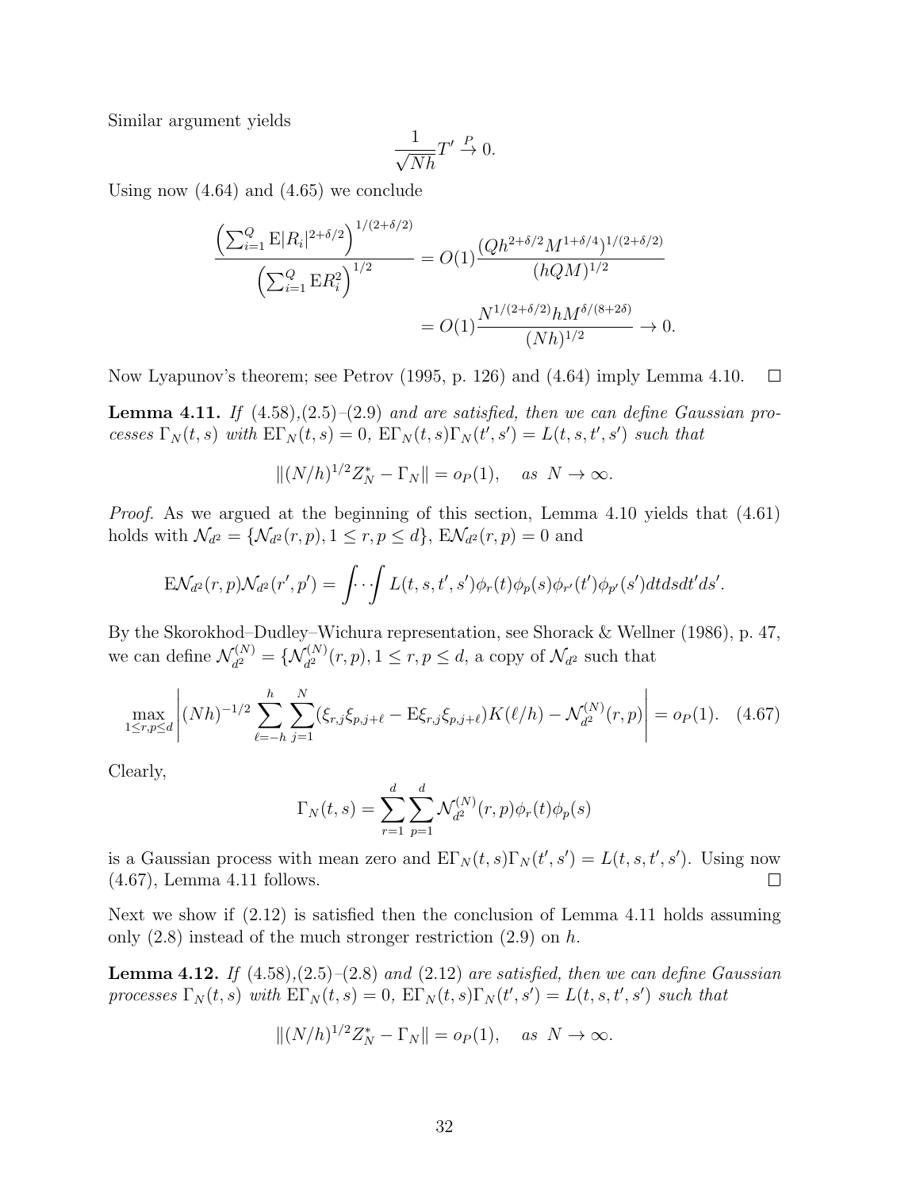Similar argument yields

$$\frac{1}{\sqrt{Nh}}T' \xrightarrow{P} 0.$$

Using now (4.64) and (4.65) we conclude

$$\begin{aligned}
\frac{\left(\sum_{i=1}^{Q} \mathrm{E}|R_i|^{2+\delta/2}\right)^{1/(2+\delta/2)}}{\left(\sum_{i=1}^{Q} \mathrm{E}R_i^2\right)^{1/2}} &= O(1)\frac{(Qh^{2+\delta/2}M^{1+\delta/4})^{1/(2+\delta/2)}}{(hQM)^{1/2}} \\
&= O(1)\frac{N^{1/(2+\delta/2)}hM^{\delta/(8+2\delta)}}{(Nh)^{1/2}} \to 0.
\end{aligned}$$

Now Lyapunov's theorem; see Petrov (1995, p. 126) and (4.64) imply Lemma 4.10. ☐

**Lemma 4.11.** *If (4.58),(2.5)–(2.9) and are satisfied, then we can define Gaussian processes $\Gamma_N(t,s)$ with $\mathrm{E}\Gamma_N(t,s) = 0$, $\mathrm{E}\Gamma_N(t,s)\Gamma_N(t',s') = L(t,s,t',s')$ such that*

$$\|(N/h)^{1/2}Z_N^* - \Gamma_N\| = o_P(1), \quad \text{as } N \to \infty.$$

*Proof.* As we argued at the beginning of this section, Lemma 4.10 yields that (4.61) holds with $\mathcal{N}_{d^2} = \{\mathcal{N}_{d^2}(r,p), 1 \le r,p \le d\}$, $\mathrm{E}\mathcal{N}_{d^2}(r,p) = 0$ and

$$\mathrm{E}\mathcal{N}_{d^2}(r,p)\mathcal{N}_{d^2}(r',p') = \int\!\cdots\!\int L(t,s,t',s')\phi_r(t)\phi_p(s)\phi_{r'}(t')\phi_{p'}(s')dtdsdt'ds'.$$

By the Skorokhod–Dudley–Wichura representation, see Shorack & Wellner (1986), p. 47, we can define $\mathcal{N}_{d^2}^{(N)} = \{\mathcal{N}_{d^2}^{(N)}(r,p), 1 \le r,p \le d$, a copy of $\mathcal{N}_{d^2}$ such that

$$\max_{1\le r,p\le d}\left|(Nh)^{-1/2}\sum_{\ell=-h}^{h}\sum_{j=1}^{N}(\xi_{r,j}\xi_{p,j+\ell} - \mathrm{E}\xi_{r,j}\xi_{p,j+\ell})K(\ell/h) - \mathcal{N}_{d^2}^{(N)}(r,p)\right| = o_P(1). \quad (4.67)$$

Clearly,

$$\Gamma_N(t,s) = \sum_{r=1}^{d}\sum_{p=1}^{d}\mathcal{N}_{d^2}^{(N)}(r,p)\phi_r(t)\phi_p(s)$$

is a Gaussian process with mean zero and $\mathrm{E}\Gamma_N(t,s)\Gamma_N(t',s') = L(t,s,t',s')$. Using now (4.67), Lemma 4.11 follows. ☐

Next we show if (2.12) is satisfied then the conclusion of Lemma 4.11 holds assuming only (2.8) instead of the much stronger restriction (2.9) on $h$.

**Lemma 4.12.** *If (4.58),(2.5)–(2.8) and (2.12) are satisfied, then we can define Gaussian processes $\Gamma_N(t,s)$ with $\mathrm{E}\Gamma_N(t,s) = 0$, $\mathrm{E}\Gamma_N(t,s)\Gamma_N(t',s') = L(t,s,t',s')$ such that*

$$\|(N/h)^{1/2}Z_N^* - \Gamma_N\| = o_P(1), \quad \text{as } N \to \infty.$$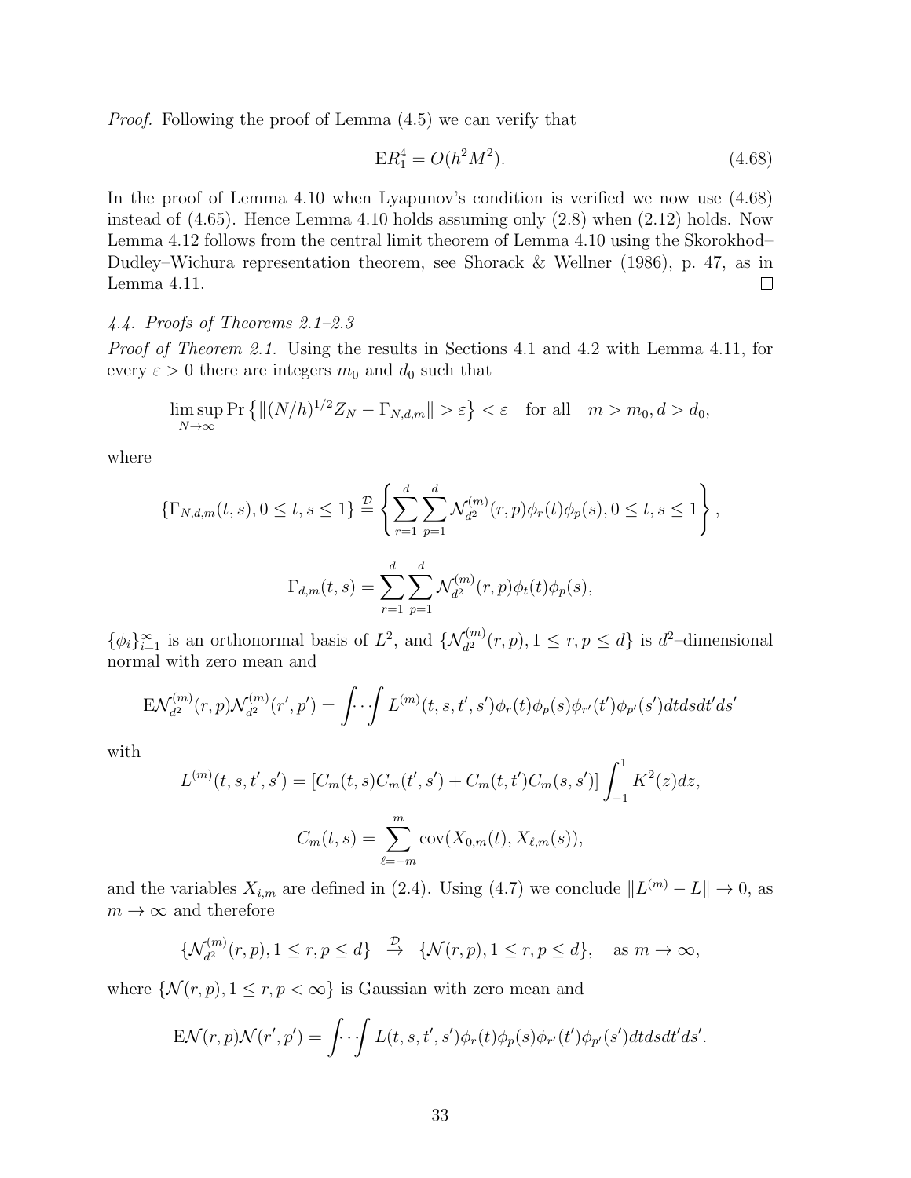*Proof.* Following the proof of Lemma (4.5) we can verify that

$$\mathrm{E}R_1^4 = O(h^2 M^2). \tag{4.68}$$

In the proof of Lemma 4.10 when Lyapunov's condition is verified we now use (4.68) instead of (4.65). Hence Lemma 4.10 holds assuming only (2.8) when (2.12) holds. Now Lemma 4.12 follows from the central limit theorem of Lemma 4.10 using the Skorokhod–Dudley–Wichura representation theorem, see Shorack & Wellner (1986), p. 47, as in Lemma 4.11. $\square$

#### *4.4. Proofs of Theorems 2.1–2.3*

*Proof of Theorem 2.1.* Using the results in Sections 4.1 and 4.2 with Lemma 4.11, for every $\varepsilon > 0$ there are integers $m_0$ and $d_0$ such that

$$\limsup_{N\to\infty} \Pr\left\{\|(N/h)^{1/2} Z_N - \Gamma_{N,d,m}\| > \varepsilon\right\} < \varepsilon \quad \text{for all} \quad m > m_0, d > d_0,$$

where

$$\{\Gamma_{N,d,m}(t,s), 0 \le t, s \le 1\} \stackrel{\mathcal{D}}{=} \left\{\sum_{r=1}^{d}\sum_{p=1}^{d} \mathcal{N}_{d^2}^{(m)}(r,p)\phi_r(t)\phi_p(s), 0 \le t, s \le 1\right\},$$

$$\Gamma_{d,m}(t,s) = \sum_{r=1}^{d}\sum_{p=1}^{d} \mathcal{N}_{d^2}^{(m)}(r,p)\phi_t(t)\phi_p(s),$$

$\{\phi_i\}_{i=1}^{\infty}$ is an orthonormal basis of $L^2$, and $\{\mathcal{N}_{d^2}^{(m)}(r,p), 1 \le r, p \le d\}$ is $d^2$–dimensional normal with zero mean and

$$\mathrm{E}\mathcal{N}_{d^2}^{(m)}(r,p)\mathcal{N}_{d^2}^{(m)}(r',p') = \int\!\!\cdots\!\!\int L^{(m)}(t,s,t',s')\phi_r(t)\phi_p(s)\phi_{r'}(t')\phi_{p'}(s')dtdsdt'ds'$$

with

$$L^{(m)}(t,s,t',s') = \left[C_m(t,s)C_m(t',s') + C_m(t,t')C_m(s,s')\right]\int_{-1}^{1} K^2(z)dz,$$

$$C_m(t,s) = \sum_{\ell=-m}^{m} \mathrm{cov}(X_{0,m}(t), X_{\ell,m}(s)),$$

and the variables $X_{i,m}$ are defined in (2.4). Using (4.7) we conclude $\|L^{(m)} - L\| \to 0$, as $m \to \infty$ and therefore

$$\{\mathcal{N}_{d^2}^{(m)}(r,p), 1 \le r, p \le d\} \ \stackrel{\mathcal{D}}{\to}\ \{\mathcal{N}(r,p), 1 \le r, p \le d\}, \quad \text{as } m \to \infty,$$

where $\{\mathcal{N}(r,p), 1 \le r, p < \infty\}$ is Gaussian with zero mean and

$$\mathrm{E}\mathcal{N}(r,p)\mathcal{N}(r',p') = \int\!\!\cdots\!\!\int L(t,s,t',s')\phi_r(t)\phi_p(s)\phi_{r'}(t')\phi_{p'}(s')dtdsdt'ds'.$$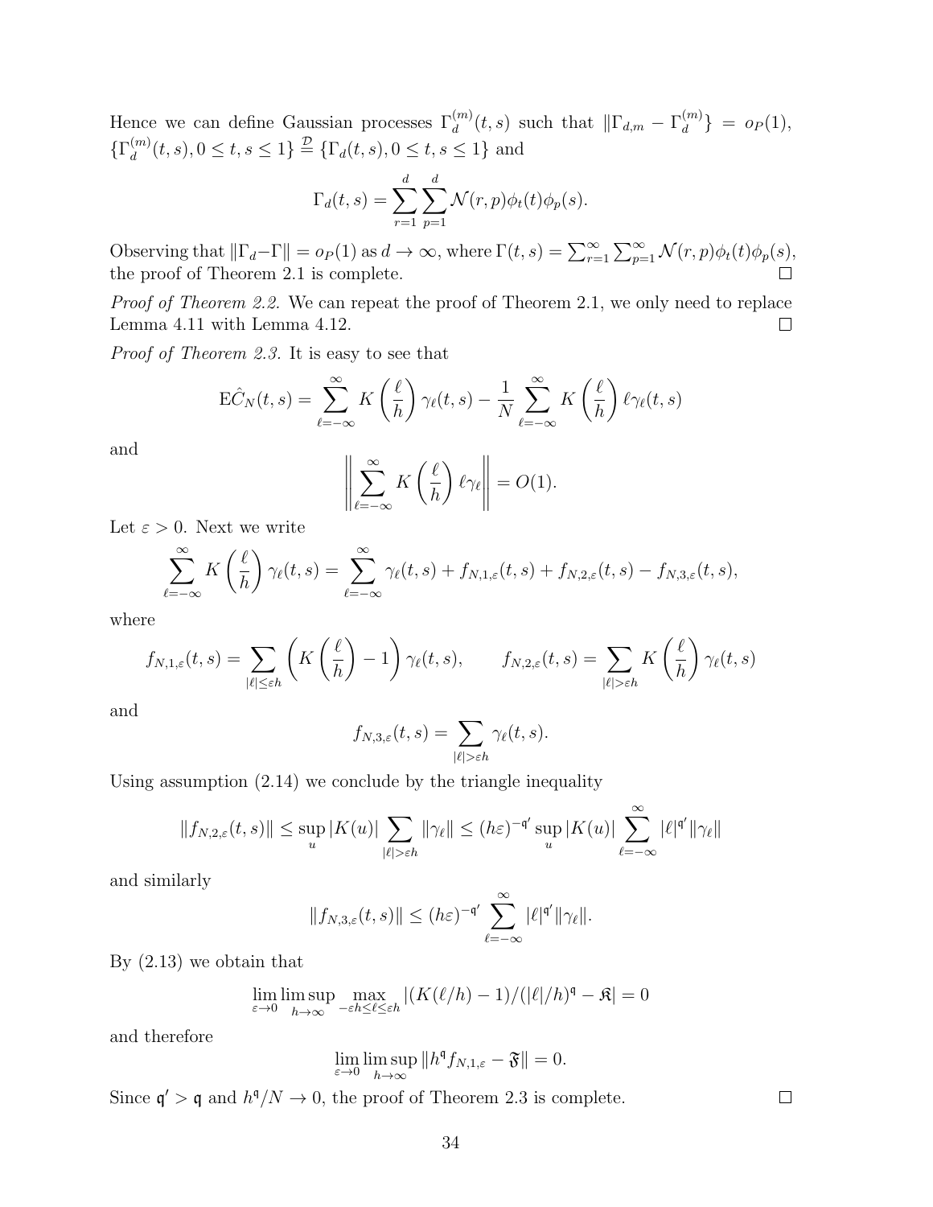Hence we can define Gaussian processes $\Gamma_d^{(m)}(t,s)$ such that $\|\Gamma_{d,m} - \Gamma_d^{(m)}\} = o_P(1)$, $\{\Gamma_d^{(m)}(t,s), 0 \le t,s \le 1\} \stackrel{\mathcal{D}}{=} \{\Gamma_d(t,s), 0 \le t,s \le 1\}$ and

$$\Gamma_d(t,s) = \sum_{r=1}^{d} \sum_{p=1}^{d} \mathcal{N}(r,p)\phi_t(t)\phi_p(s).$$

Observing that $\|\Gamma_d - \Gamma\| = o_P(1)$ as $d \to \infty$, where $\Gamma(t,s) = \sum_{r=1}^{\infty} \sum_{p=1}^{\infty} \mathcal{N}(r,p)\phi_t(t)\phi_p(s)$, the proof of Theorem 2.1 is complete. □

*Proof of Theorem 2.2.* We can repeat the proof of Theorem 2.1, we only need to replace Lemma 4.11 with Lemma 4.12. □

*Proof of Theorem 2.3.* It is easy to see that

$$\mathrm{E}\hat{C}_N(t,s) = \sum_{\ell=-\infty}^{\infty} K\left(\frac{\ell}{h}\right)\gamma_\ell(t,s) - \frac{1}{N}\sum_{\ell=-\infty}^{\infty} K\left(\frac{\ell}{h}\right)\ell\gamma_\ell(t,s)$$

and

$$\left\| \sum_{\ell=-\infty}^{\infty} K\left(\frac{\ell}{h}\right)\ell\gamma_\ell \right\| = O(1).$$

Let $\varepsilon > 0$. Next we write

$$\sum_{\ell=-\infty}^{\infty} K\left(\frac{\ell}{h}\right)\gamma_\ell(t,s) = \sum_{\ell=-\infty}^{\infty} \gamma_\ell(t,s) + f_{N,1,\varepsilon}(t,s) + f_{N,2,\varepsilon}(t,s) - f_{N,3,\varepsilon}(t,s),$$

where

$$f_{N,1,\varepsilon}(t,s) = \sum_{|\ell| \le \varepsilon h} \left( K\left(\frac{\ell}{h}\right) - 1\right)\gamma_\ell(t,s), \qquad f_{N,2,\varepsilon}(t,s) = \sum_{|\ell| > \varepsilon h} K\left(\frac{\ell}{h}\right)\gamma_\ell(t,s)$$

and

$$f_{N,3,\varepsilon}(t,s) = \sum_{|\ell| > \varepsilon h} \gamma_\ell(t,s).$$

Using assumption (2.14) we conclude by the triangle inequality

$$\|f_{N,2,\varepsilon}(t,s)\| \le \sup_u |K(u)| \sum_{|\ell| > \varepsilon h} \|\gamma_\ell\| \le (h\varepsilon)^{-\mathfrak{q}'} \sup_u |K(u)| \sum_{\ell=-\infty}^{\infty} |\ell|^{\mathfrak{q}'} \|\gamma_\ell\|$$

and similarly

$$\|f_{N,3,\varepsilon}(t,s)\| \le (h\varepsilon)^{-\mathfrak{q}'} \sum_{\ell=-\infty}^{\infty} |\ell|^{\mathfrak{q}'} \|\gamma_\ell\|.$$

By (2.13) we obtain that

$$\lim_{\varepsilon \to 0} \limsup_{h \to \infty} \max_{-\varepsilon h \le \ell \le \varepsilon h} |(K(\ell/h) - 1)/(|\ell|/h)^{\mathfrak{q}} - \mathfrak{K}| = 0$$

and therefore

$$\lim_{\varepsilon \to 0} \limsup_{h \to \infty} \|h^{\mathfrak{q}} f_{N,1,\varepsilon} - \mathfrak{F}\| = 0.$$

Since $\mathfrak{q}' > \mathfrak{q}$ and $h^{\mathfrak{q}}/N \to 0$, the proof of Theorem 2.3 is complete. □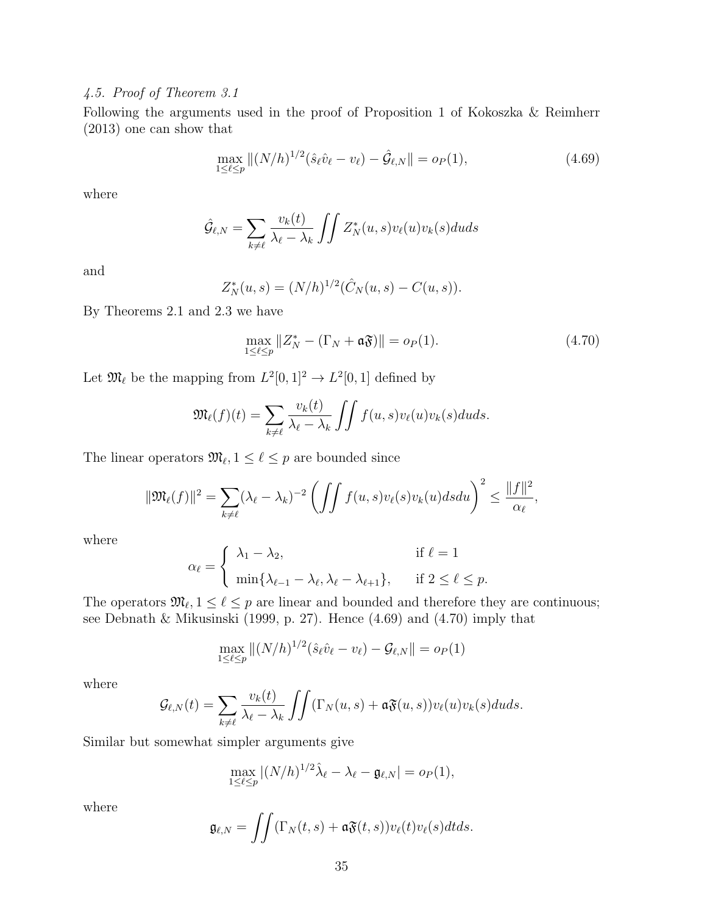### *4.5. Proof of Theorem 3.1*

Following the arguments used in the proof of Proposition 1 of Kokoszka & Reimherr (2013) one can show that

$$\max_{1\le \ell\le p}\|(N/h)^{1/2}(\hat{s}_\ell\hat{v}_\ell - v_\ell) - \hat{\mathcal{G}}_{\ell,N}\| = o_P(1), \tag{4.69}$$

where

$$\hat{\mathcal{G}}_{\ell,N} = \sum_{k\neq\ell}\frac{v_k(t)}{\lambda_\ell - \lambda_k}\iint Z_N^*(u,s)v_\ell(u)v_k(s)duds$$

and

$$Z_N^*(u,s) = (N/h)^{1/2}(\hat{C}_N(u,s) - C(u,s)).$$

By Theorems 2.1 and 2.3 we have

$$\max_{1\le \ell\le p}\|Z_N^* - (\Gamma_N + \mathfrak{a}\mathfrak{F})\| = o_P(1). \tag{4.70}$$

Let $\mathfrak{M}_\ell$ be the mapping from $L^2[0,1]^2 \to L^2[0,1]$ defined by

$$\mathfrak{M}_\ell(f)(t) = \sum_{k\neq\ell}\frac{v_k(t)}{\lambda_\ell - \lambda_k}\iint f(u,s)v_\ell(u)v_k(s)duds.$$

The linear operators $\mathfrak{M}_\ell, 1\le \ell \le p$ are bounded since

$$\|\mathfrak{M}_\ell(f)\|^2 = \sum_{k\neq\ell}(\lambda_\ell - \lambda_k)^{-2}\left(\iint f(u,s)v_\ell(s)v_k(u)dsdu\right)^2 \le \frac{\|f\|^2}{\alpha_\ell},$$

where

$$\alpha_\ell = \begin{cases} \lambda_1 - \lambda_2, & \text{if } \ell = 1 \\ \min\{\lambda_{\ell-1} - \lambda_\ell, \lambda_\ell - \lambda_{\ell+1}\}, & \text{if } 2\le \ell\le p. \end{cases}$$

The operators $\mathfrak{M}_\ell, 1\le \ell\le p$ are linear and bounded and therefore they are continuous; see Debnath & Mikusinski (1999, p. 27). Hence (4.69) and (4.70) imply that

$$\max_{1\le \ell\le p}\|(N/h)^{1/2}(\hat{s}_\ell\hat{v}_\ell - v_\ell) - \mathcal{G}_{\ell,N}\| = o_P(1)$$

where

$$\mathcal{G}_{\ell,N}(t) = \sum_{k\neq\ell}\frac{v_k(t)}{\lambda_\ell - \lambda_k}\iint(\Gamma_N(u,s) + \mathfrak{a}\mathfrak{F}(u,s))v_\ell(u)v_k(s)duds.$$

Similar but somewhat simpler arguments give

$$\max_{1\le \ell\le p}|(N/h)^{1/2}\hat{\lambda}_\ell - \lambda_\ell - \mathfrak{g}_{\ell,N}| = o_P(1),$$

where

$$\mathfrak{g}_{\ell,N} = \iint(\Gamma_N(t,s) + \mathfrak{a}\mathfrak{F}(t,s))v_\ell(t)v_\ell(s)dtds.$$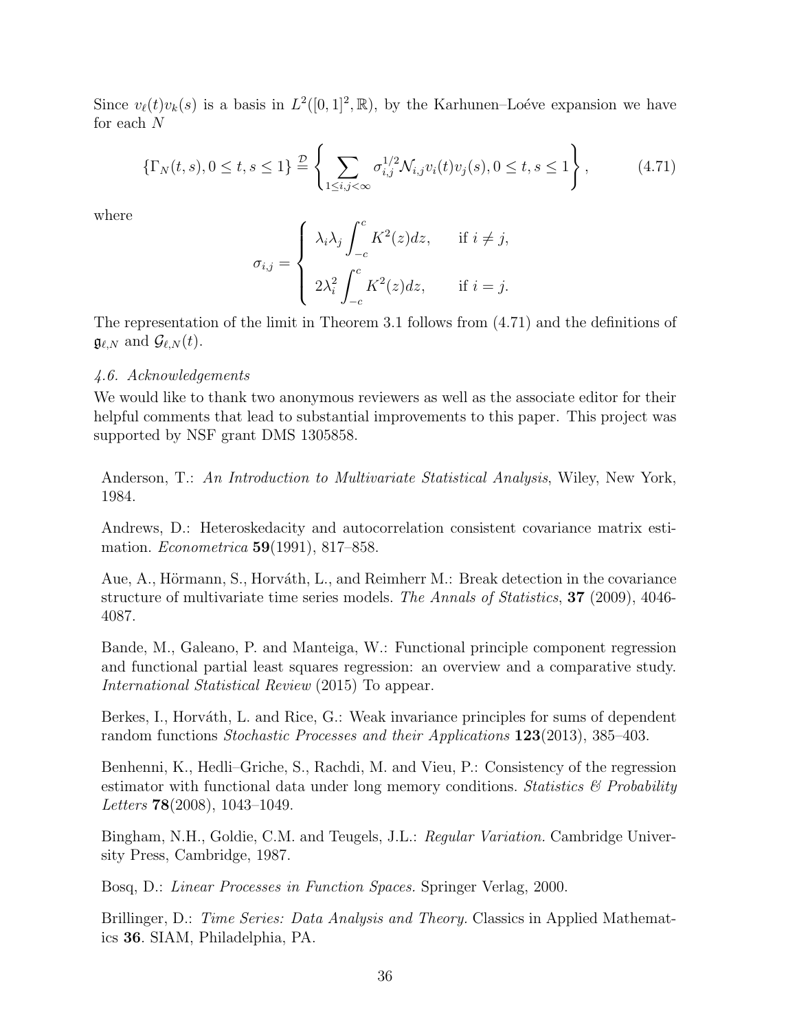Since $v_\ell(t)v_k(s)$ is a basis in $L^2([0,1]^2, \mathbb{R})$, by the Karhunen–Loéve expansion we have for each $N$

$$\{\Gamma_N(t,s), 0 \le t, s \le 1\} \stackrel{\mathcal{D}}{=} \left\{ \sum_{1 \le i,j < \infty} \sigma_{i,j}^{1/2} \mathcal{N}_{i,j} v_i(t) v_j(s), 0 \le t, s \le 1 \right\}, \tag{4.71}$$

where

$$\sigma_{i,j} = \begin{cases} \lambda_i \lambda_j \displaystyle\int_{-c}^{c} K^2(z)dz, & \text{if } i \ne j, \\ 2\lambda_i^2 \displaystyle\int_{-c}^{c} K^2(z)dz, & \text{if } i = j. \end{cases}$$

The representation of the limit in Theorem 3.1 follows from (4.71) and the definitions of $\mathfrak{g}_{\ell,N}$ and $\mathcal{G}_{\ell,N}(t)$.

### *4.6. Acknowledgements*

We would like to thank two anonymous reviewers as well as the associate editor for their helpful comments that lead to substantial improvements to this paper. This project was supported by NSF grant DMS 1305858.

Anderson, T.: *An Introduction to Multivariate Statistical Analysis*, Wiley, New York, 1984.

Andrews, D.: Heteroskedacity and autocorrelation consistent covariance matrix estimation. *Econometrica* **59**(1991), 817–858.

Aue, A., Hörmann, S., Horváth, L., and Reimherr M.: Break detection in the covariance structure of multivariate time series models. *The Annals of Statistics*, **37** (2009), 4046-4087.

Bande, M., Galeano, P. and Manteiga, W.: Functional principle component regression and functional partial least squares regression: an overview and a comparative study. *International Statistical Review* (2015) To appear.

Berkes, I., Horváth, L. and Rice, G.: Weak invariance principles for sums of dependent random functions *Stochastic Processes and their Applications* **123**(2013), 385–403.

Benhenni, K., Hedli–Griche, S., Rachdi, M. and Vieu, P.: Consistency of the regression estimator with functional data under long memory conditions. *Statistics & Probability Letters* **78**(2008), 1043–1049.

Bingham, N.H., Goldie, C.M. and Teugels, J.L.: *Regular Variation.* Cambridge University Press, Cambridge, 1987.

Bosq, D.: *Linear Processes in Function Spaces.* Springer Verlag, 2000.

Brillinger, D.: *Time Series: Data Analysis and Theory.* Classics in Applied Mathematics **36**. SIAM, Philadelphia, PA.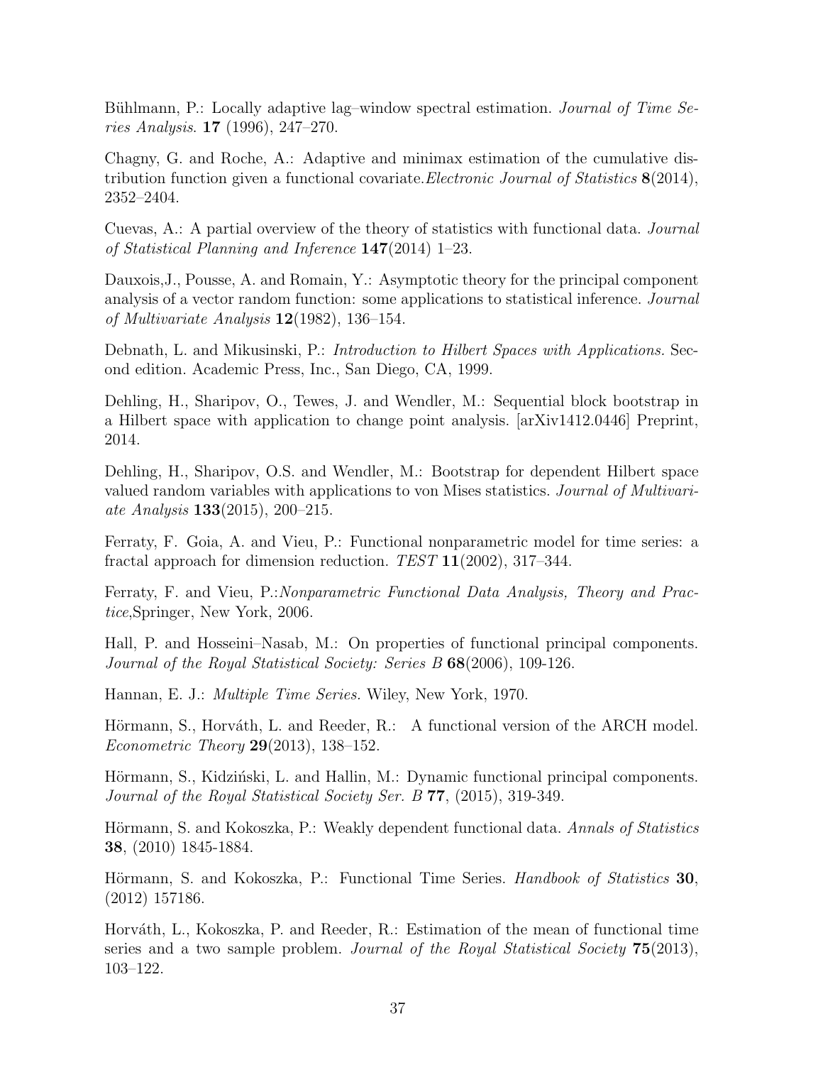Bühlmann, P.: Locally adaptive lag–window spectral estimation. *Journal of Time Series Analysis*. **17** (1996), 247–270.

Chagny, G. and Roche, A.: Adaptive and minimax estimation of the cumulative distribution function given a functional covariate.*Electronic Journal of Statistics* **8**(2014), 2352–2404.

Cuevas, A.: A partial overview of the theory of statistics with functional data. *Journal of Statistical Planning and Inference* **147**(2014) 1–23.

Dauxois,J., Pousse, A. and Romain, Y.: Asymptotic theory for the principal component analysis of a vector random function: some applications to statistical inference. *Journal of Multivariate Analysis* **12**(1982), 136–154.

Debnath, L. and Mikusinski, P.: *Introduction to Hilbert Spaces with Applications.* Second edition. Academic Press, Inc., San Diego, CA, 1999.

Dehling, H., Sharipov, O., Tewes, J. and Wendler, M.: Sequential block bootstrap in a Hilbert space with application to change point analysis. [arXiv1412.0446] Preprint, 2014.

Dehling, H., Sharipov, O.S. and Wendler, M.: Bootstrap for dependent Hilbert space valued random variables with applications to von Mises statistics. *Journal of Multivariate Analysis* **133**(2015), 200–215.

Ferraty, F. Goia, A. and Vieu, P.: Functional nonparametric model for time series: a fractal approach for dimension reduction. *TEST* **11**(2002), 317–344.

Ferraty, F. and Vieu, P.:*Nonparametric Functional Data Analysis, Theory and Practice*,Springer, New York, 2006.

Hall, P. and Hosseini–Nasab, M.: On properties of functional principal components. *Journal of the Royal Statistical Society: Series B* **68**(2006), 109-126.

Hannan, E. J.: *Multiple Time Series.* Wiley, New York, 1970.

Hörmann, S., Horváth, L. and Reeder, R.: A functional version of the ARCH model. *Econometric Theory* **29**(2013), 138–152.

Hörmann, S., Kidziński, L. and Hallin, M.: Dynamic functional principal components. *Journal of the Royal Statistical Society Ser. B* **77**, (2015), 319-349.

Hörmann, S. and Kokoszka, P.: Weakly dependent functional data. *Annals of Statistics* **38**, (2010) 1845-1884.

Hörmann, S. and Kokoszka, P.: Functional Time Series. *Handbook of Statistics* **30**, (2012) 157186.

Horváth, L., Kokoszka, P. and Reeder, R.: Estimation of the mean of functional time series and a two sample problem. *Journal of the Royal Statistical Society* **75**(2013), 103–122.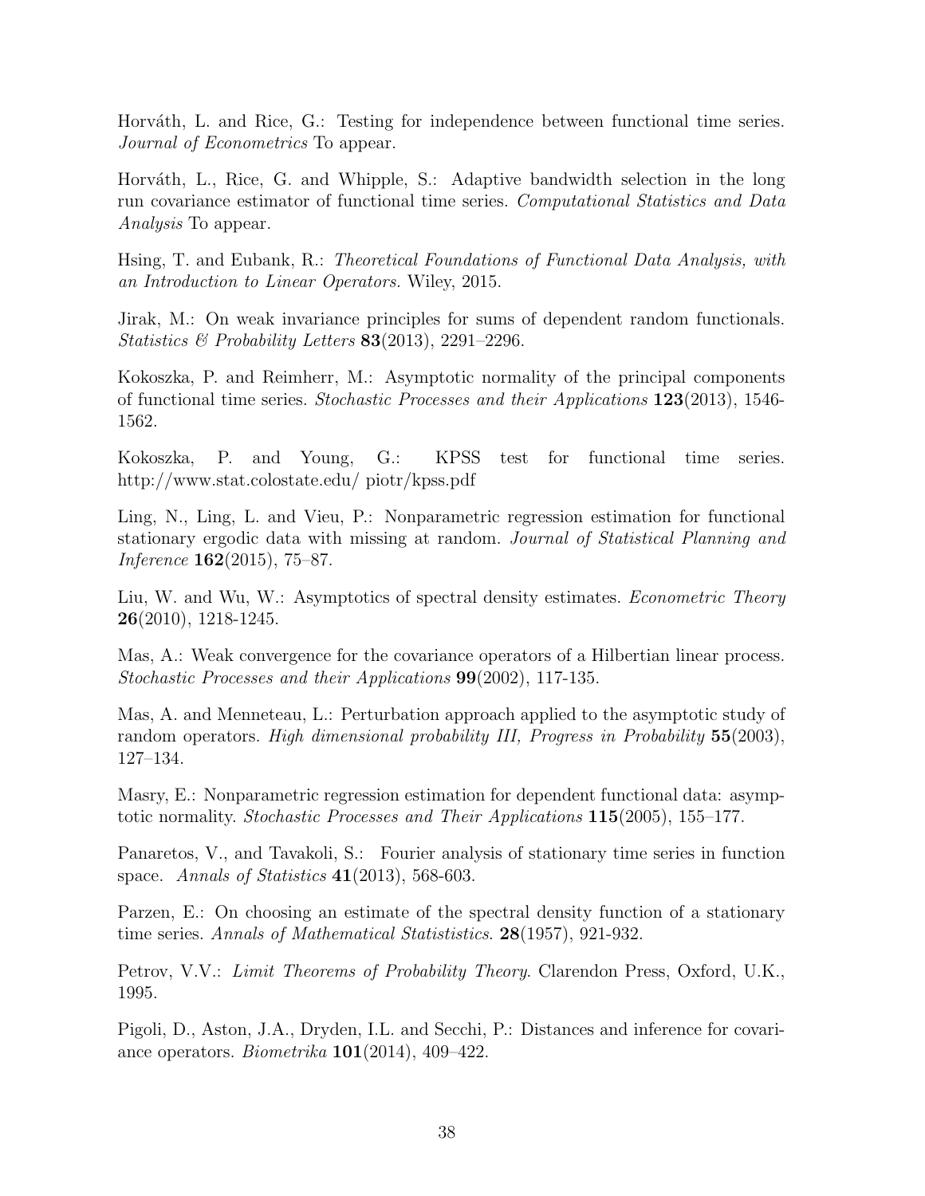Horváth, L. and Rice, G.: Testing for independence between functional time series. *Journal of Econometrics* To appear.

Horváth, L., Rice, G. and Whipple, S.: Adaptive bandwidth selection in the long run covariance estimator of functional time series. *Computational Statistics and Data Analysis* To appear.

Hsing, T. and Eubank, R.: *Theoretical Foundations of Functional Data Analysis, with an Introduction to Linear Operators.* Wiley, 2015.

Jirak, M.: On weak invariance principles for sums of dependent random functionals. *Statistics & Probability Letters* **83**(2013), 2291–2296.

Kokoszka, P. and Reimherr, M.: Asymptotic normality of the principal components of functional time series. *Stochastic Processes and their Applications* **123**(2013), 1546-1562.

Kokoszka, P. and Young, G.: KPSS test for functional time series. http://www.stat.colostate.edu/ piotr/kpss.pdf

Ling, N., Ling, L. and Vieu, P.: Nonparametric regression estimation for functional stationary ergodic data with missing at random. *Journal of Statistical Planning and Inference* **162**(2015), 75–87.

Liu, W. and Wu, W.: Asymptotics of spectral density estimates. *Econometric Theory* **26**(2010), 1218-1245.

Mas, A.: Weak convergence for the covariance operators of a Hilbertian linear process. *Stochastic Processes and their Applications* **99**(2002), 117-135.

Mas, A. and Menneteau, L.: Perturbation approach applied to the asymptotic study of random operators. *High dimensional probability III, Progress in Probability* **55**(2003), 127–134.

Masry, E.: Nonparametric regression estimation for dependent functional data: asymptotic normality. *Stochastic Processes and Their Applications* **115**(2005), 155–177.

Panaretos, V., and Tavakoli, S.: Fourier analysis of stationary time series in function space. *Annals of Statistics* **41**(2013), 568-603.

Parzen, E.: On choosing an estimate of the spectral density function of a stationary time series. *Annals of Mathematical Statististics*. **28**(1957), 921-932.

Petrov, V.V.: *Limit Theorems of Probability Theory*. Clarendon Press, Oxford, U.K., 1995.

Pigoli, D., Aston, J.A., Dryden, I.L. and Secchi, P.: Distances and inference for covariance operators. *Biometrika* **101**(2014), 409–422.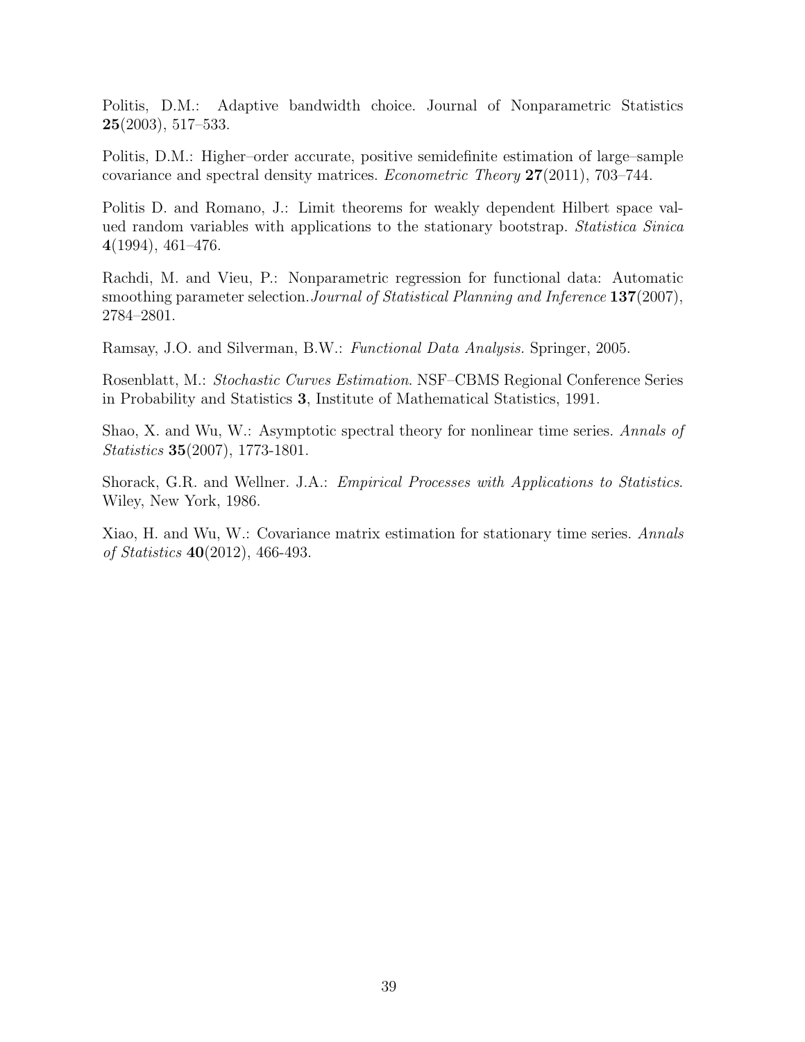Politis, D.M.: Adaptive bandwidth choice. Journal of Nonparametric Statistics **25**(2003), 517–533.

Politis, D.M.: Higher–order accurate, positive semidefinite estimation of large–sample covariance and spectral density matrices. *Econometric Theory* **27**(2011), 703–744.

Politis D. and Romano, J.: Limit theorems for weakly dependent Hilbert space valued random variables with applications to the stationary bootstrap. *Statistica Sinica* **4**(1994), 461–476.

Rachdi, M. and Vieu, P.: Nonparametric regression for functional data: Automatic smoothing parameter selection.*Journal of Statistical Planning and Inference* **137**(2007), 2784–2801.

Ramsay, J.O. and Silverman, B.W.: *Functional Data Analysis*. Springer, 2005.

Rosenblatt, M.: *Stochastic Curves Estimation*. NSF–CBMS Regional Conference Series in Probability and Statistics **3**, Institute of Mathematical Statistics, 1991.

Shao, X. and Wu, W.: Asymptotic spectral theory for nonlinear time series. *Annals of Statistics* **35**(2007), 1773-1801.

Shorack, G.R. and Wellner. J.A.: *Empirical Processes with Applications to Statistics*. Wiley, New York, 1986.

Xiao, H. and Wu, W.: Covariance matrix estimation for stationary time series. *Annals of Statistics* **40**(2012), 466-493.